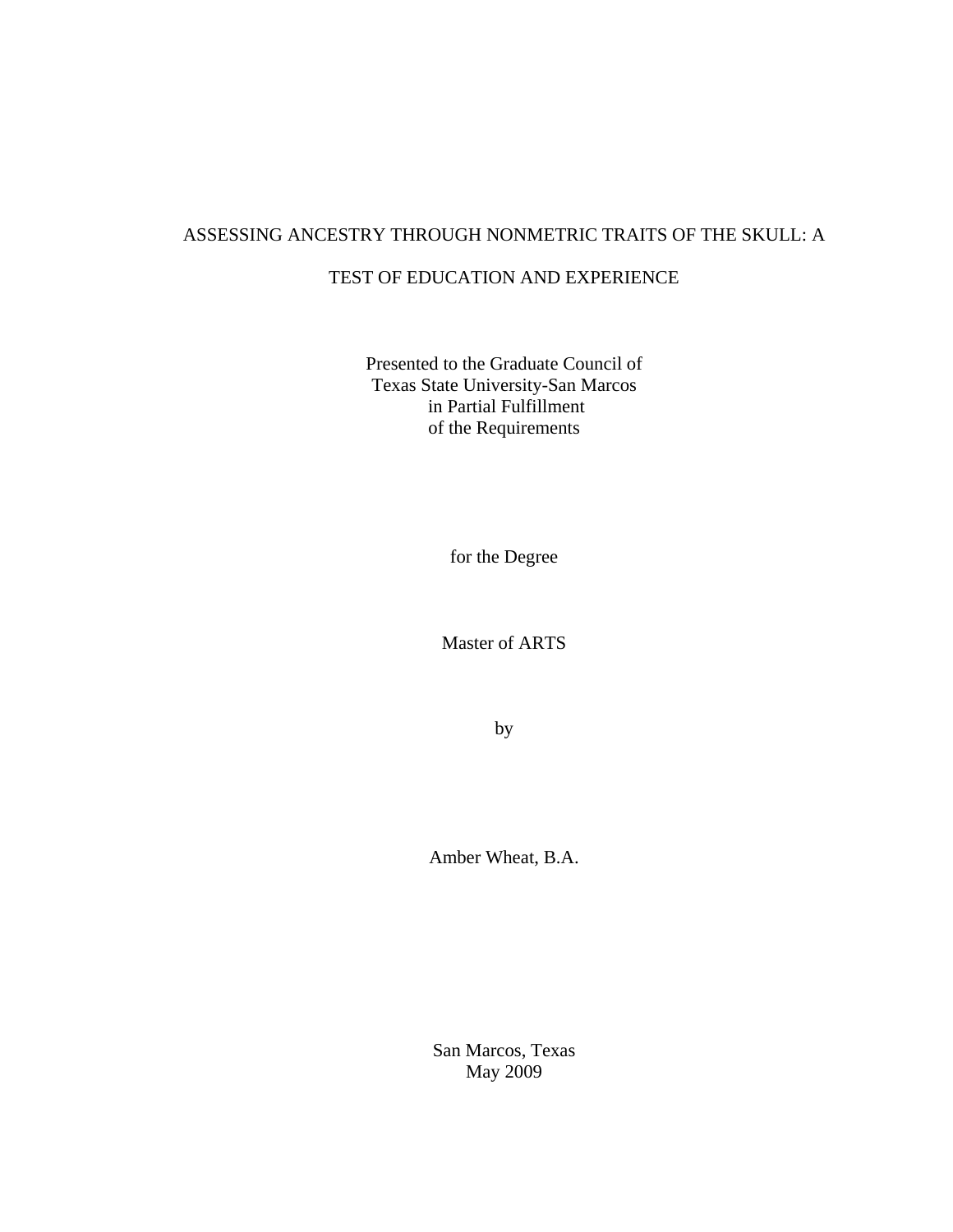# ASSESSING ANCESTRY THROUGH NONMETRIC TRAITS OF THE SKULL: A TEST OF EDUCATION AND EXPERIENCE

Presented to the Graduate Council of
Texas State University-San Marcos
in Partial Fulfillment
of the Requirements

for the Degree

Master of ARTS

by

Amber Wheat, B.A.

San Marcos, Texas
May 2009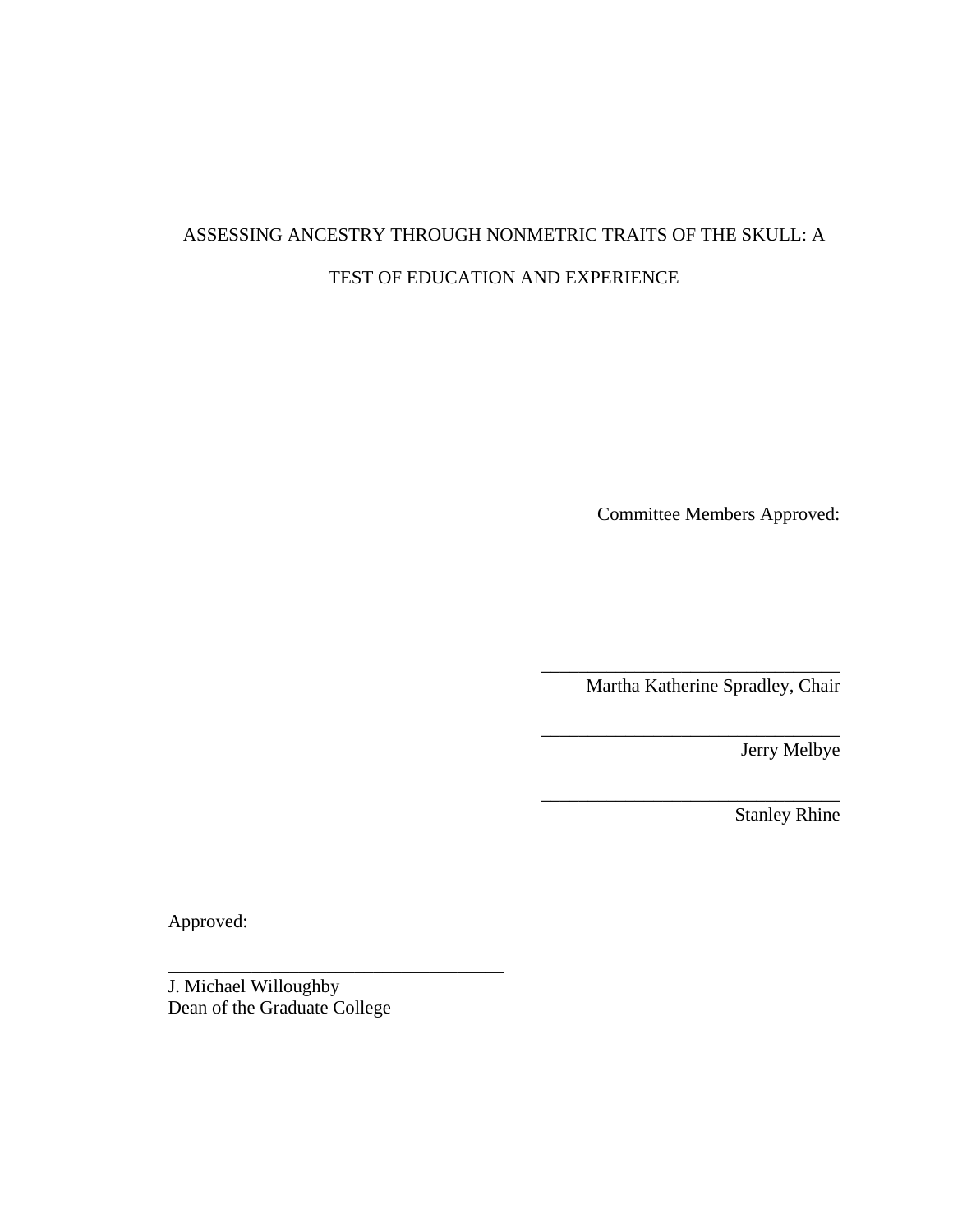ASSESSING ANCESTRY THROUGH NONMETRIC TRAITS OF THE SKULL: A

TEST OF EDUCATION AND EXPERIENCE

Committee Members Approved:

\_\_\_\_\_\_\_\_\_\_\_\_\_\_\_\_\_\_\_\_\_\_\_\_\_\_\_\_\_\_\_\_\_
Martha Katherine Spradley, Chair

\_\_\_\_\_\_\_\_\_\_\_\_\_\_\_\_\_\_\_\_\_\_\_\_\_\_\_\_\_\_\_\_\_
Jerry Melbye

\_\_\_\_\_\_\_\_\_\_\_\_\_\_\_\_\_\_\_\_\_\_\_\_\_\_\_\_\_\_\_\_\_
Stanley Rhine

Approved:

\_\_\_\_\_\_\_\_\_\_\_\_\_\_\_\_\_\_\_\_\_\_\_\_\_\_\_\_\_\_\_\_\_\_\_\_\_\_
J. Michael Willoughby
Dean of the Graduate College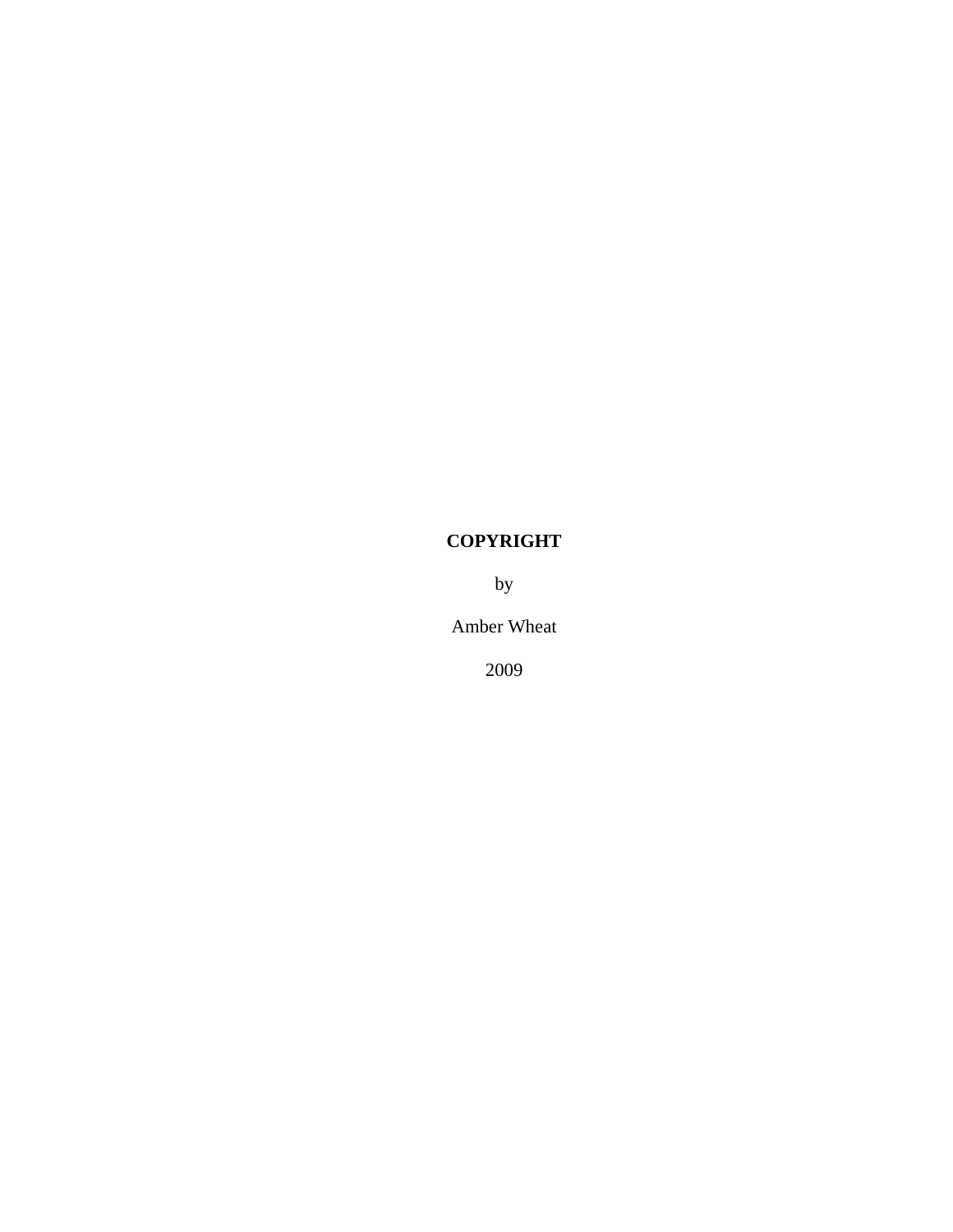**COPYRIGHT**

by

Amber Wheat

2009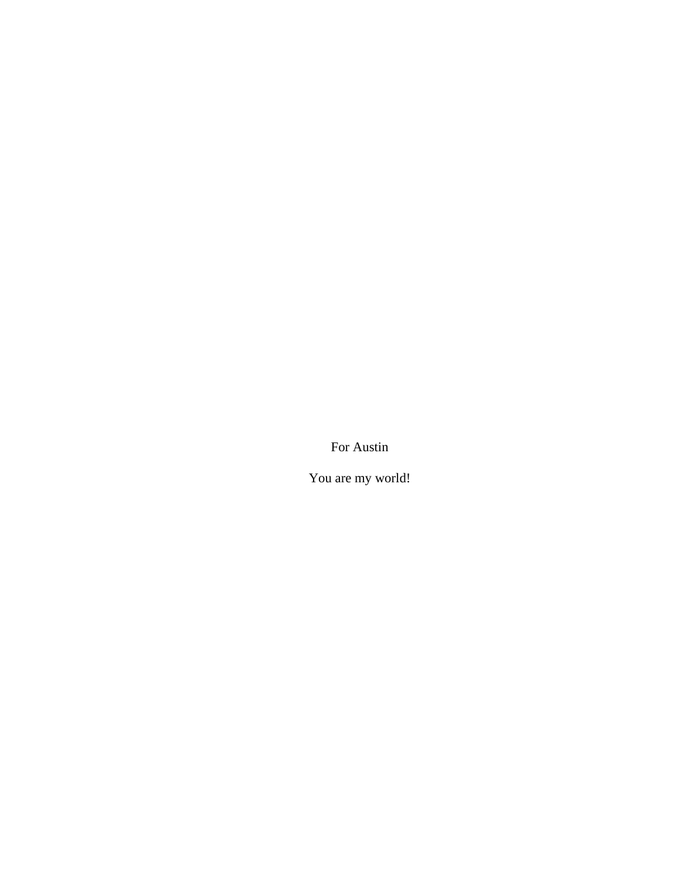For Austin

You are my world!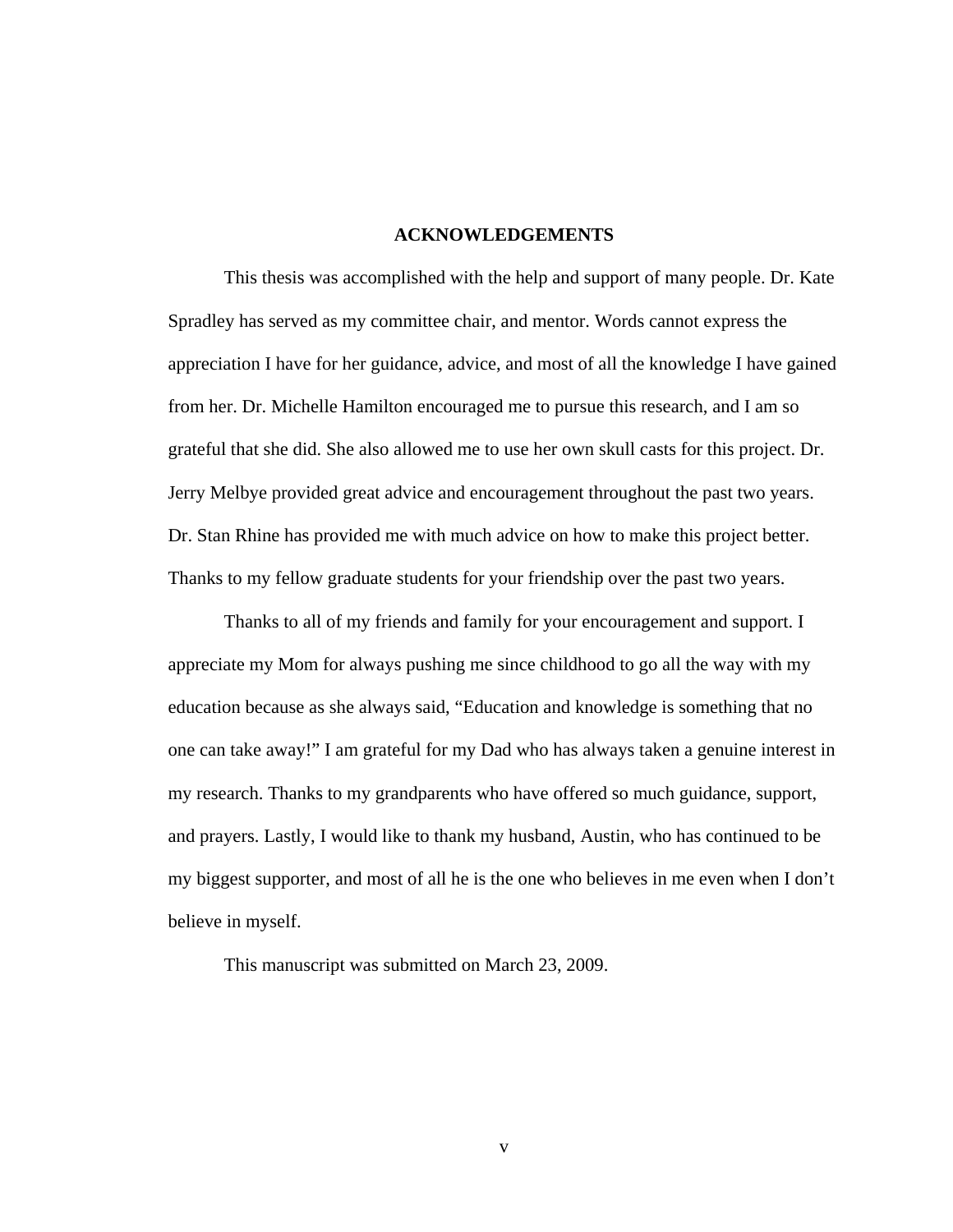# ACKNOWLEDGEMENTS

This thesis was accomplished with the help and support of many people. Dr. Kate Spradley has served as my committee chair, and mentor. Words cannot express the appreciation I have for her guidance, advice, and most of all the knowledge I have gained from her. Dr. Michelle Hamilton encouraged me to pursue this research, and I am so grateful that she did. She also allowed me to use her own skull casts for this project. Dr. Jerry Melbye provided great advice and encouragement throughout the past two years. Dr. Stan Rhine has provided me with much advice on how to make this project better. Thanks to my fellow graduate students for your friendship over the past two years.

Thanks to all of my friends and family for your encouragement and support. I appreciate my Mom for always pushing me since childhood to go all the way with my education because as she always said, "Education and knowledge is something that no one can take away!" I am grateful for my Dad who has always taken a genuine interest in my research. Thanks to my grandparents who have offered so much guidance, support, and prayers. Lastly, I would like to thank my husband, Austin, who has continued to be my biggest supporter, and most of all he is the one who believes in me even when I don't believe in myself.

This manuscript was submitted on March 23, 2009.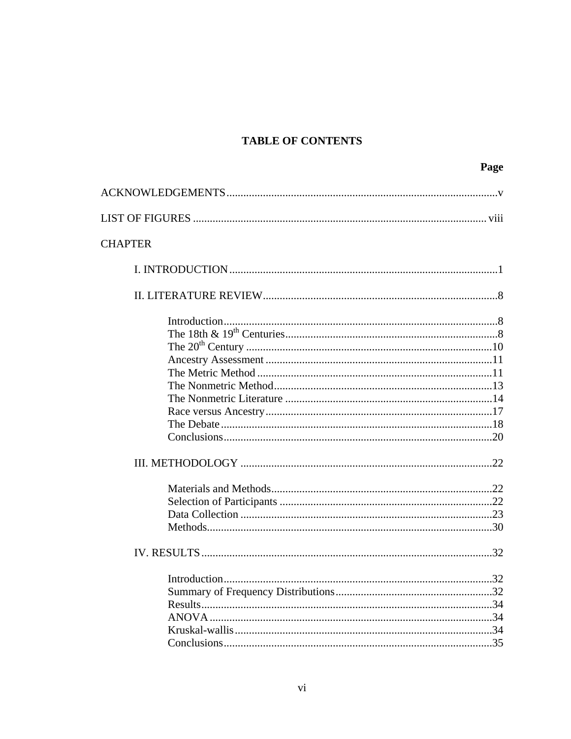# TABLE OF CONTENTS

| | Page |
|---|---|
| ACKNOWLEDGEMENTS | v |
| LIST OF FIGURES | viii |
| CHAPTER | |
| I. INTRODUCTION | 1 |
| II. LITERATURE REVIEW | 8 |
| Introduction | 8 |
| The 18th & 19th Centuries | 8 |
| The 20th Century | 10 |
| Ancestry Assessment | 11 |
| The Metric Method | 11 |
| The Nonmetric Method | 13 |
| The Nonmetric Literature | 14 |
| Race versus Ancestry | 17 |
| The Debate | 18 |
| Conclusions | 20 |
| III. METHODOLOGY | 22 |
| Materials and Methods | 22 |
| Selection of Participants | 22 |
| Data Collection | 23 |
| Methods | 30 |
| IV. RESULTS | 32 |
| Introduction | 32 |
| Summary of Frequency Distributions | 32 |
| Results | 34 |
| ANOVA | 34 |
| Kruskal-wallis | 34 |
| Conclusions | 35 |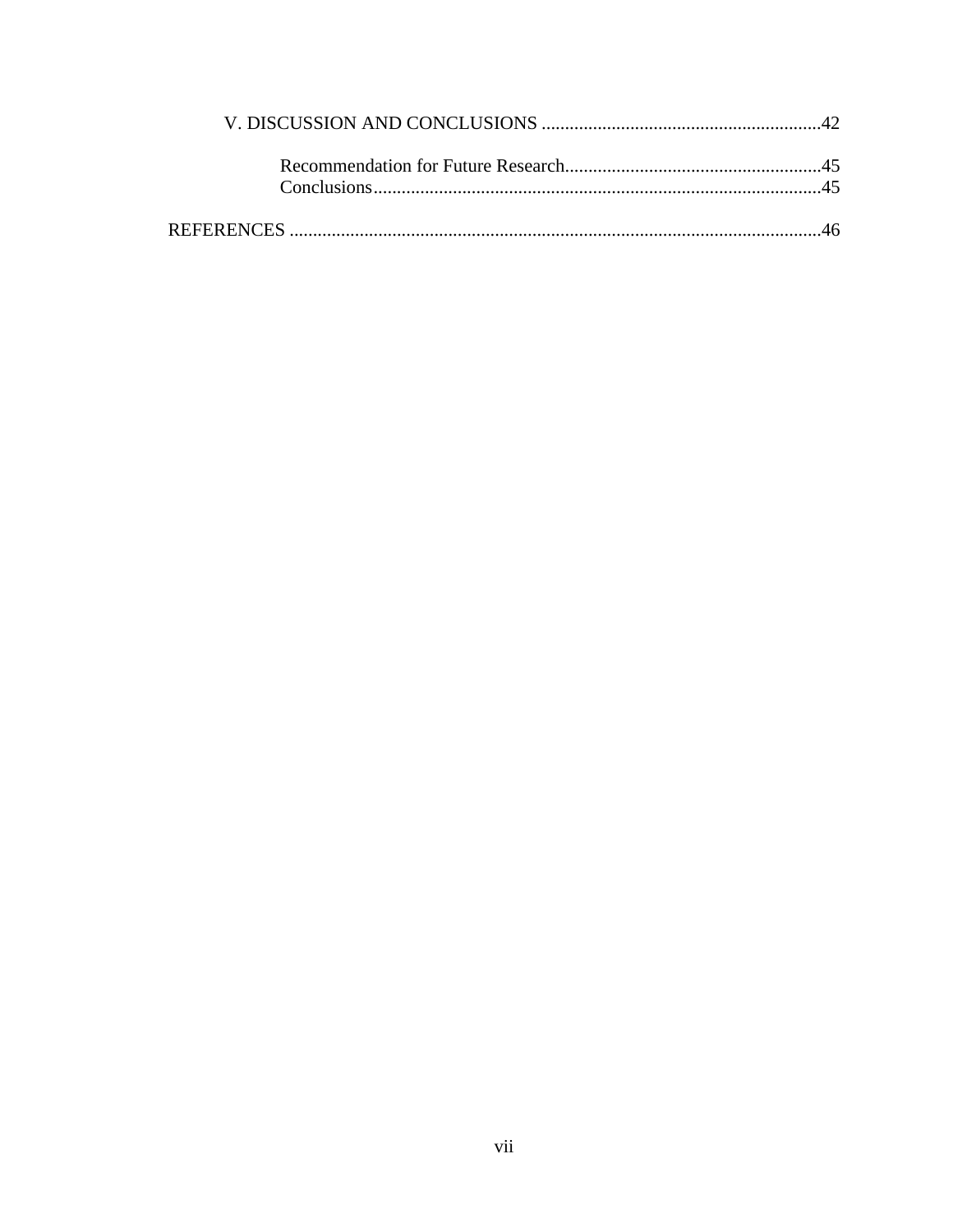V. DISCUSSION AND CONCLUSIONS ...........................................................42

Recommendation for Future Research......................................................45
Conclusions...............................................................................................45

REFERENCES .................................................................................................46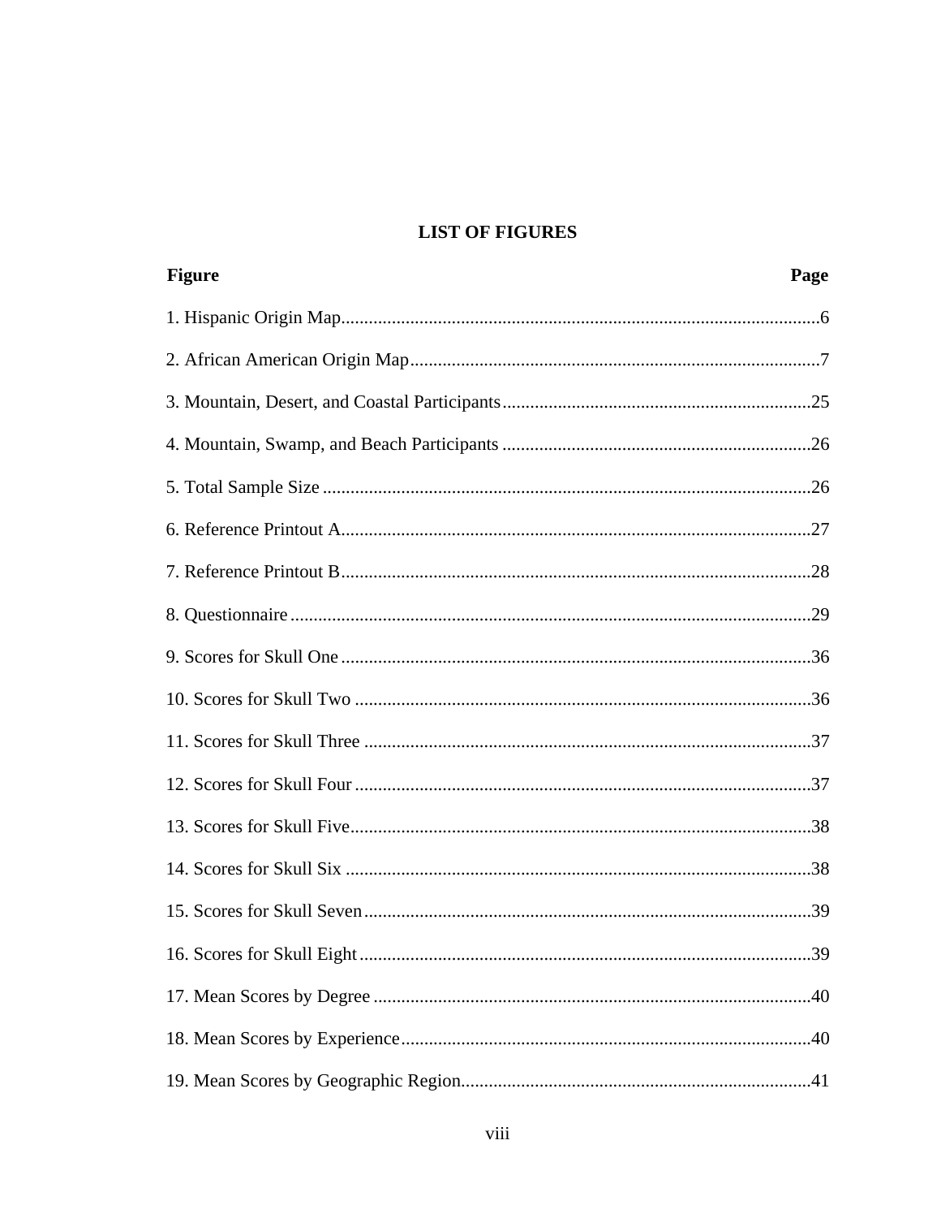## LIST OF FIGURES

| Figure | Page |
|---|---|
| 1. Hispanic Origin Map | 6 |
| 2. African American Origin Map | 7 |
| 3. Mountain, Desert, and Coastal Participants | 25 |
| 4. Mountain, Swamp, and Beach Participants | 26 |
| 5. Total Sample Size | 26 |
| 6. Reference Printout A | 27 |
| 7. Reference Printout B | 28 |
| 8. Questionnaire | 29 |
| 9. Scores for Skull One | 36 |
| 10. Scores for Skull Two | 36 |
| 11. Scores for Skull Three | 37 |
| 12. Scores for Skull Four | 37 |
| 13. Scores for Skull Five | 38 |
| 14. Scores for Skull Six | 38 |
| 15. Scores for Skull Seven | 39 |
| 16. Scores for Skull Eight | 39 |
| 17. Mean Scores by Degree | 40 |
| 18. Mean Scores by Experience | 40 |
| 19. Mean Scores by Geographic Region | 41 |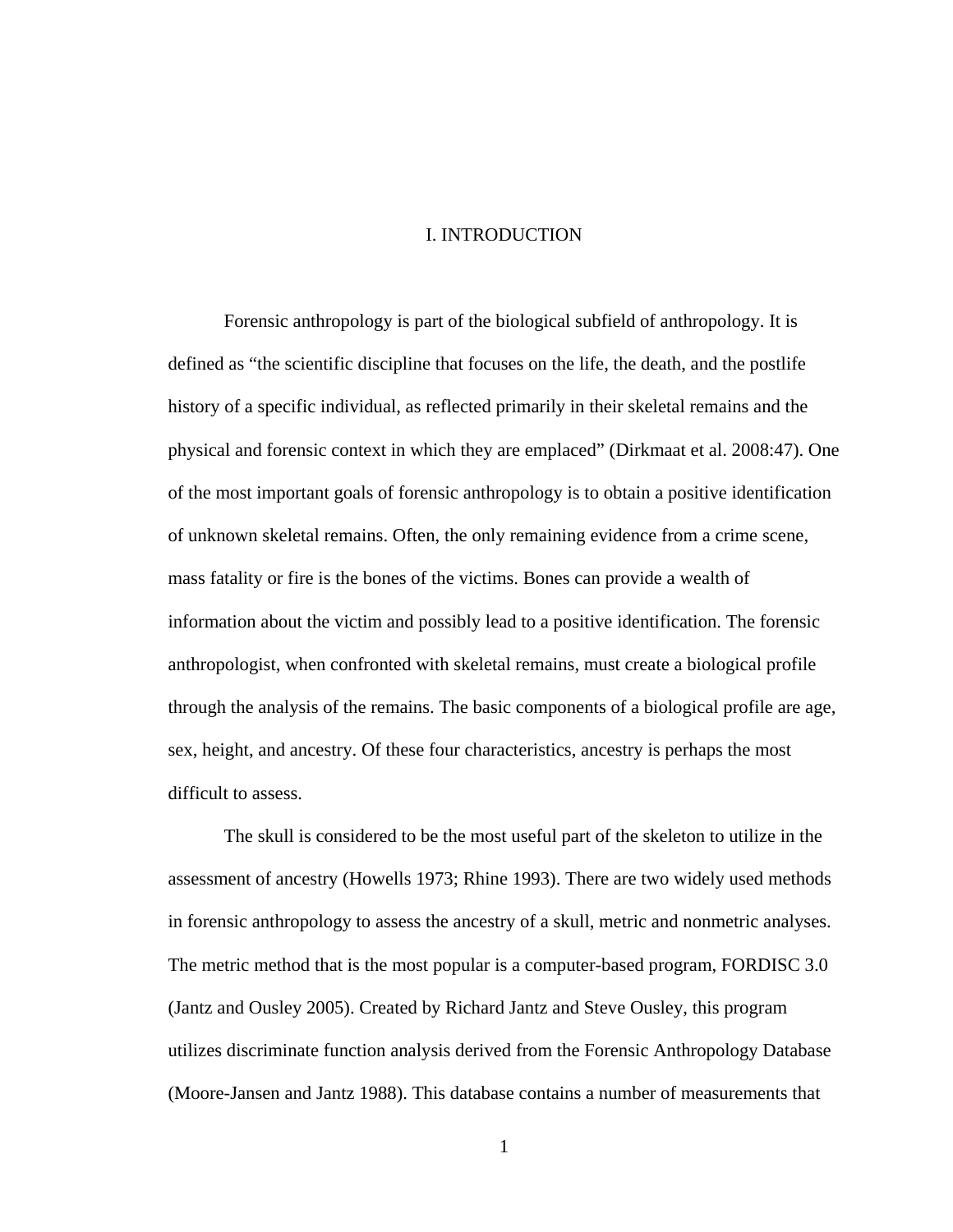# I. INTRODUCTION

Forensic anthropology is part of the biological subfield of anthropology. It is defined as "the scientific discipline that focuses on the life, the death, and the postlife history of a specific individual, as reflected primarily in their skeletal remains and the physical and forensic context in which they are emplaced" (Dirkmaat et al. 2008:47). One of the most important goals of forensic anthropology is to obtain a positive identification of unknown skeletal remains. Often, the only remaining evidence from a crime scene, mass fatality or fire is the bones of the victims. Bones can provide a wealth of information about the victim and possibly lead to a positive identification. The forensic anthropologist, when confronted with skeletal remains, must create a biological profile through the analysis of the remains. The basic components of a biological profile are age, sex, height, and ancestry. Of these four characteristics, ancestry is perhaps the most difficult to assess.

The skull is considered to be the most useful part of the skeleton to utilize in the assessment of ancestry (Howells 1973; Rhine 1993). There are two widely used methods in forensic anthropology to assess the ancestry of a skull, metric and nonmetric analyses. The metric method that is the most popular is a computer-based program, FORDISC 3.0 (Jantz and Ousley 2005). Created by Richard Jantz and Steve Ousley, this program utilizes discriminate function analysis derived from the Forensic Anthropology Database (Moore-Jansen and Jantz 1988). This database contains a number of measurements that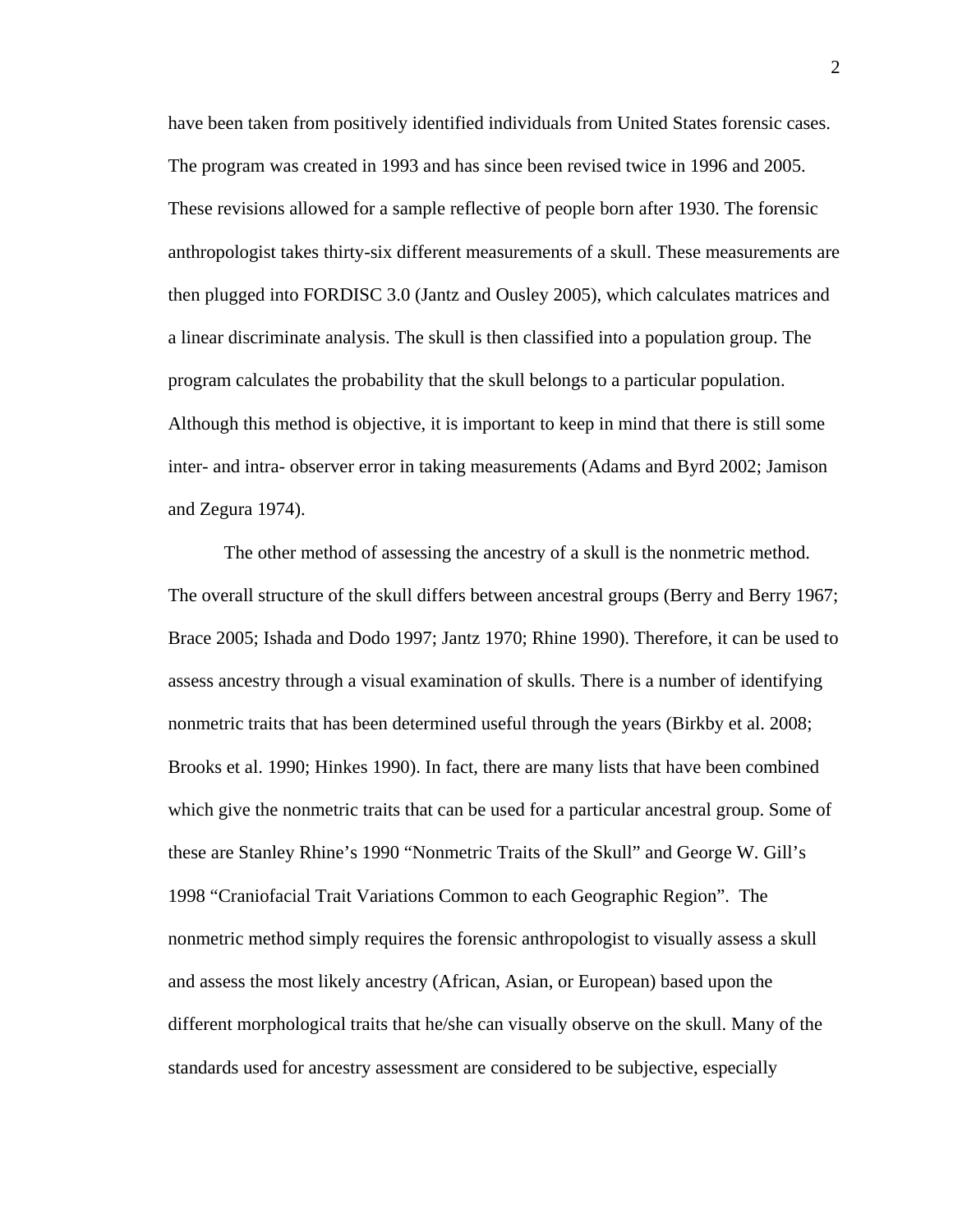have been taken from positively identified individuals from United States forensic cases. The program was created in 1993 and has since been revised twice in 1996 and 2005. These revisions allowed for a sample reflective of people born after 1930. The forensic anthropologist takes thirty-six different measurements of a skull. These measurements are then plugged into FORDISC 3.0 (Jantz and Ousley 2005), which calculates matrices and a linear discriminate analysis. The skull is then classified into a population group. The program calculates the probability that the skull belongs to a particular population. Although this method is objective, it is important to keep in mind that there is still some inter- and intra- observer error in taking measurements (Adams and Byrd 2002; Jamison and Zegura 1974).

The other method of assessing the ancestry of a skull is the nonmetric method. The overall structure of the skull differs between ancestral groups (Berry and Berry 1967; Brace 2005; Ishada and Dodo 1997; Jantz 1970; Rhine 1990). Therefore, it can be used to assess ancestry through a visual examination of skulls. There is a number of identifying nonmetric traits that has been determined useful through the years (Birkby et al. 2008; Brooks et al. 1990; Hinkes 1990). In fact, there are many lists that have been combined which give the nonmetric traits that can be used for a particular ancestral group. Some of these are Stanley Rhine's 1990 "Nonmetric Traits of the Skull" and George W. Gill's 1998 "Craniofacial Trait Variations Common to each Geographic Region". The nonmetric method simply requires the forensic anthropologist to visually assess a skull and assess the most likely ancestry (African, Asian, or European) based upon the different morphological traits that he/she can visually observe on the skull. Many of the standards used for ancestry assessment are considered to be subjective, especially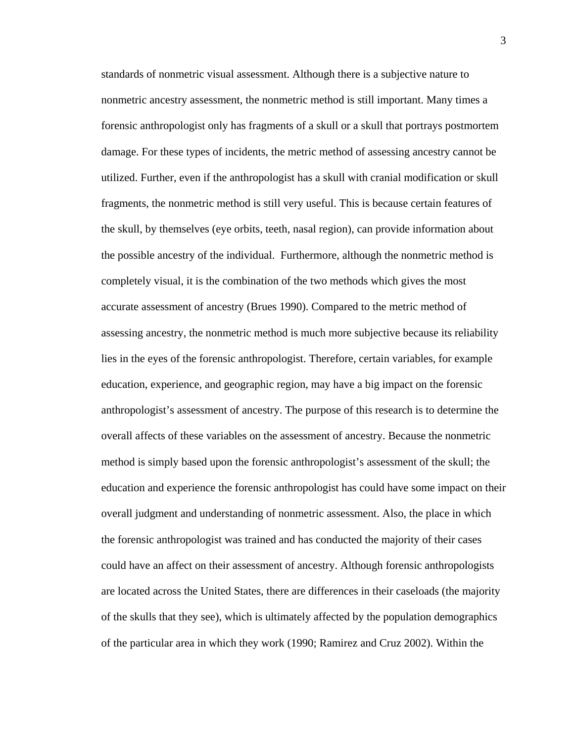standards of nonmetric visual assessment. Although there is a subjective nature to nonmetric ancestry assessment, the nonmetric method is still important. Many times a forensic anthropologist only has fragments of a skull or a skull that portrays postmortem damage. For these types of incidents, the metric method of assessing ancestry cannot be utilized. Further, even if the anthropologist has a skull with cranial modification or skull fragments, the nonmetric method is still very useful. This is because certain features of the skull, by themselves (eye orbits, teeth, nasal region), can provide information about the possible ancestry of the individual. Furthermore, although the nonmetric method is completely visual, it is the combination of the two methods which gives the most accurate assessment of ancestry (Brues 1990). Compared to the metric method of assessing ancestry, the nonmetric method is much more subjective because its reliability lies in the eyes of the forensic anthropologist. Therefore, certain variables, for example education, experience, and geographic region, may have a big impact on the forensic anthropologist's assessment of ancestry. The purpose of this research is to determine the overall affects of these variables on the assessment of ancestry. Because the nonmetric method is simply based upon the forensic anthropologist's assessment of the skull; the education and experience the forensic anthropologist has could have some impact on their overall judgment and understanding of nonmetric assessment. Also, the place in which the forensic anthropologist was trained and has conducted the majority of their cases could have an affect on their assessment of ancestry. Although forensic anthropologists are located across the United States, there are differences in their caseloads (the majority of the skulls that they see), which is ultimately affected by the population demographics of the particular area in which they work (1990; Ramirez and Cruz 2002). Within the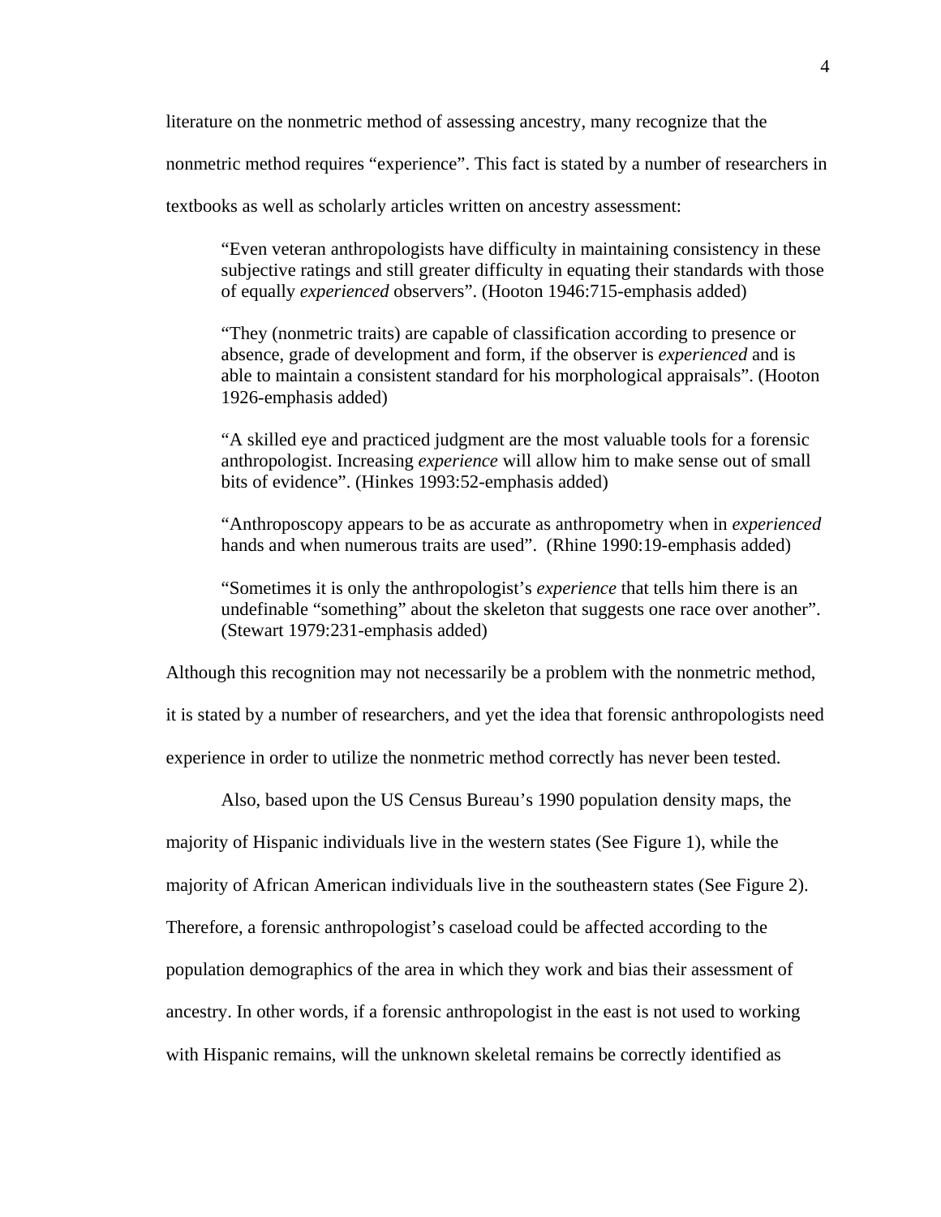literature on the nonmetric method of assessing ancestry, many recognize that the nonmetric method requires "experience". This fact is stated by a number of researchers in textbooks as well as scholarly articles written on ancestry assessment:

> "Even veteran anthropologists have difficulty in maintaining consistency in these subjective ratings and still greater difficulty in equating their standards with those of equally *experienced* observers". (Hooton 1946:715-emphasis added)

> "They (nonmetric traits) are capable of classification according to presence or absence, grade of development and form, if the observer is *experienced* and is able to maintain a consistent standard for his morphological appraisals". (Hooton 1926-emphasis added)

> "A skilled eye and practiced judgment are the most valuable tools for a forensic anthropologist. Increasing *experience* will allow him to make sense out of small bits of evidence". (Hinkes 1993:52-emphasis added)

> "Anthroposcopy appears to be as accurate as anthropometry when in *experienced* hands and when numerous traits are used". (Rhine 1990:19-emphasis added)

> "Sometimes it is only the anthropologist's *experience* that tells him there is an undefinable "something" about the skeleton that suggests one race over another". (Stewart 1979:231-emphasis added)

Although this recognition may not necessarily be a problem with the nonmetric method, it is stated by a number of researchers, and yet the idea that forensic anthropologists need experience in order to utilize the nonmetric method correctly has never been tested.

Also, based upon the US Census Bureau's 1990 population density maps, the majority of Hispanic individuals live in the western states (See Figure 1), while the majority of African American individuals live in the southeastern states (See Figure 2). Therefore, a forensic anthropologist's caseload could be affected according to the population demographics of the area in which they work and bias their assessment of ancestry. In other words, if a forensic anthropologist in the east is not used to working with Hispanic remains, will the unknown skeletal remains be correctly identified as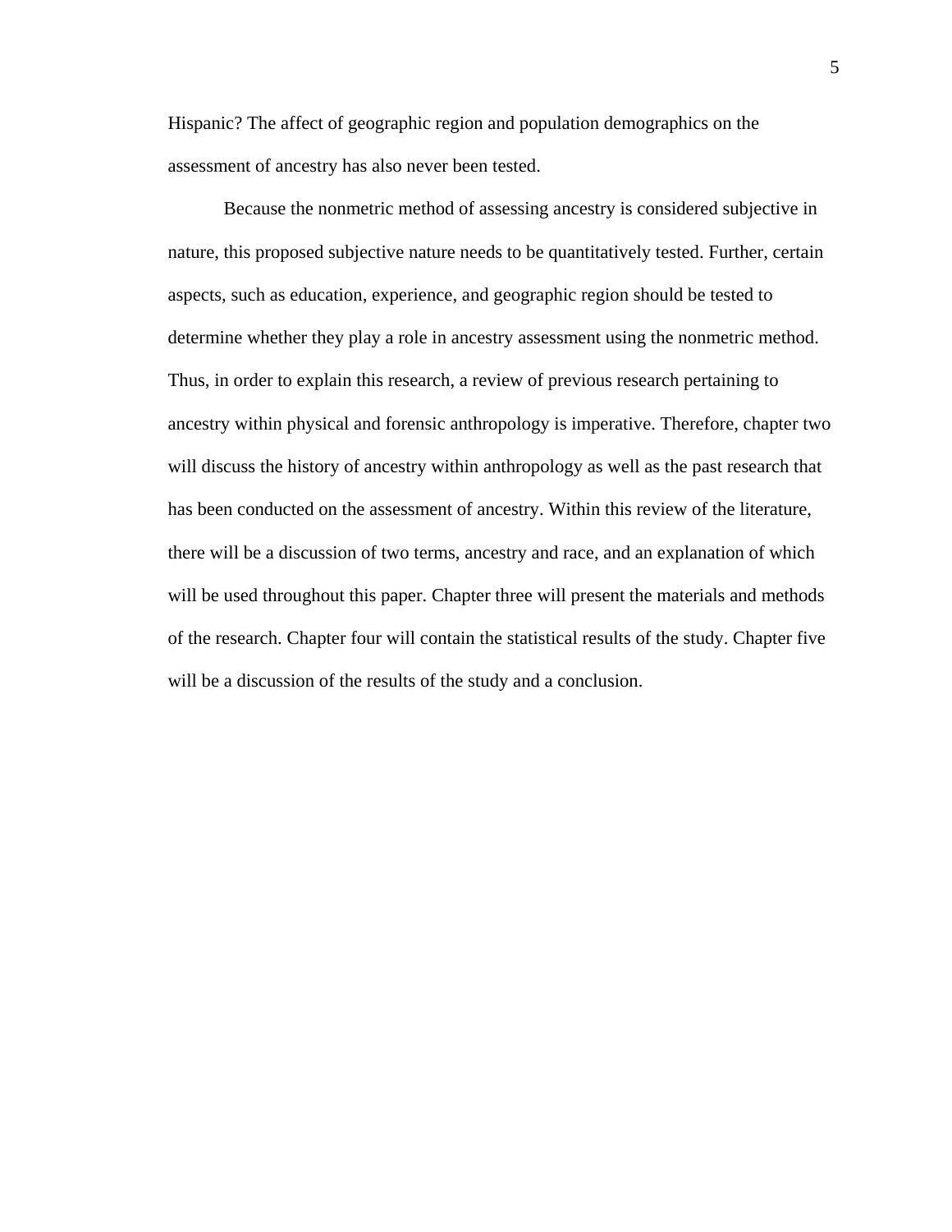Hispanic? The affect of geographic region and population demographics on the assessment of ancestry has also never been tested.

Because the nonmetric method of assessing ancestry is considered subjective in nature, this proposed subjective nature needs to be quantitatively tested. Further, certain aspects, such as education, experience, and geographic region should be tested to determine whether they play a role in ancestry assessment using the nonmetric method. Thus, in order to explain this research, a review of previous research pertaining to ancestry within physical and forensic anthropology is imperative. Therefore, chapter two will discuss the history of ancestry within anthropology as well as the past research that has been conducted on the assessment of ancestry. Within this review of the literature, there will be a discussion of two terms, ancestry and race, and an explanation of which will be used throughout this paper. Chapter three will present the materials and methods of the research. Chapter four will contain the statistical results of the study. Chapter five will be a discussion of the results of the study and a conclusion.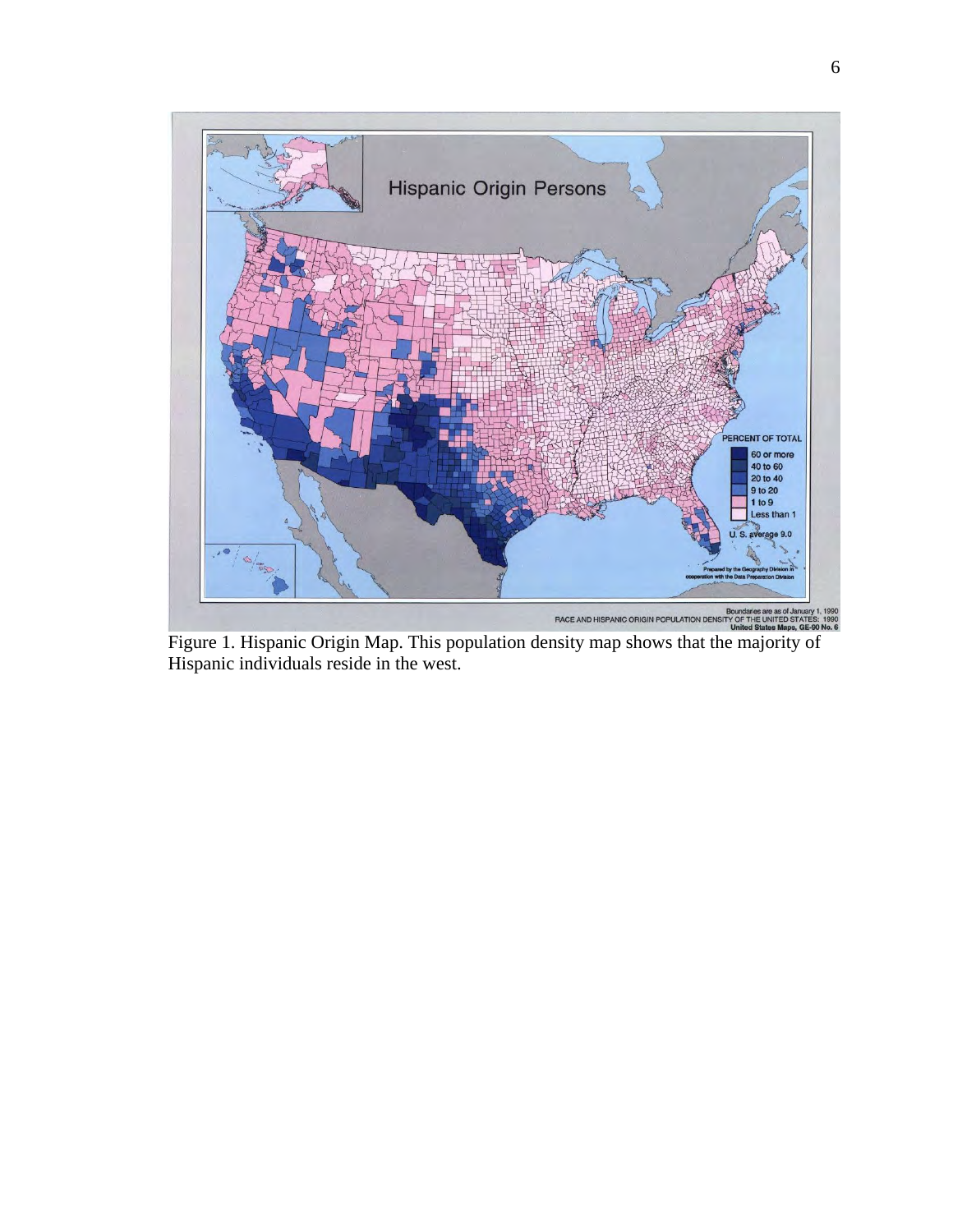Figure 1. Hispanic Origin Map. This population density map shows that the majority of Hispanic individuals reside in the west.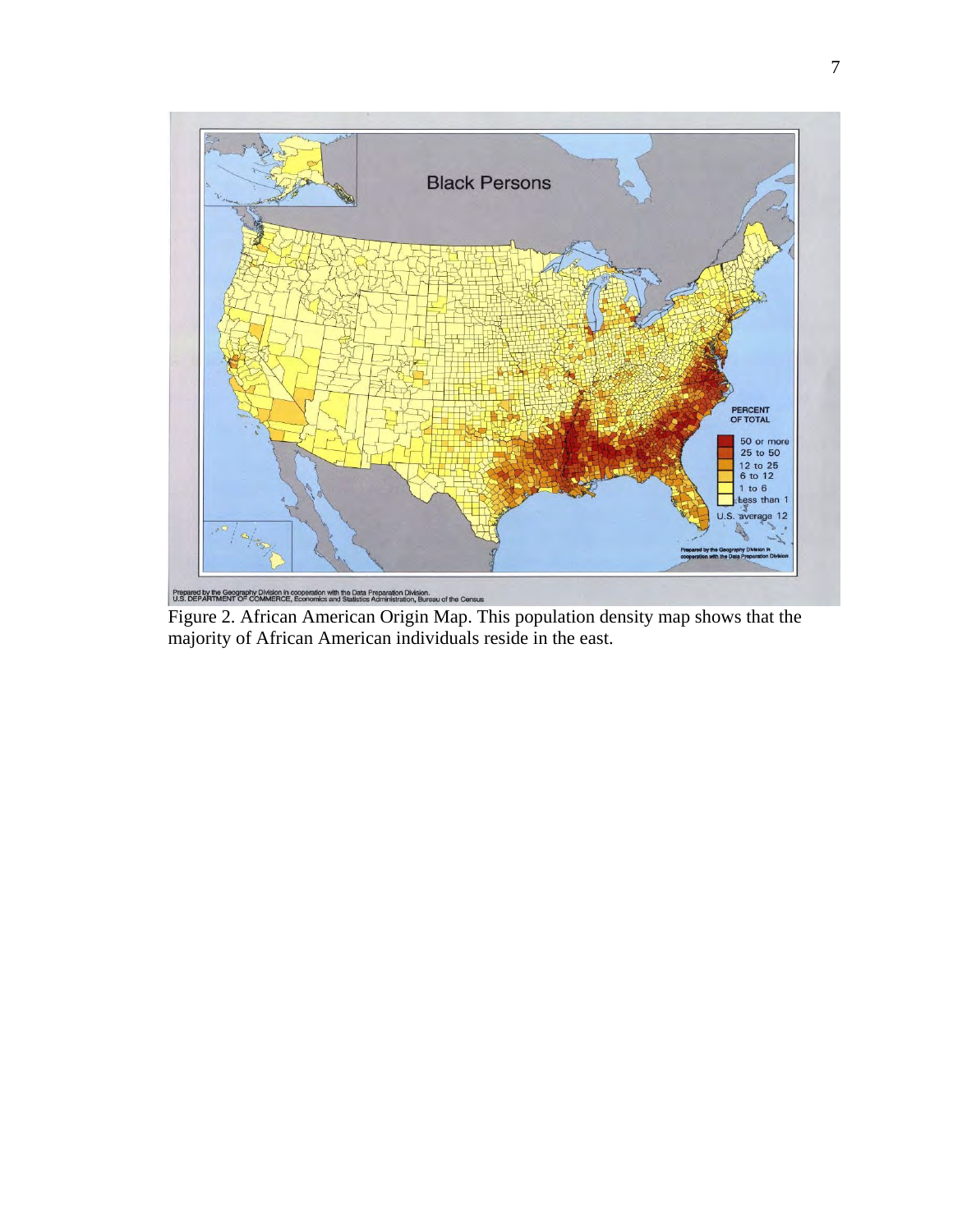Figure 2. African American Origin Map. This population density map shows that the majority of African American individuals reside in the east.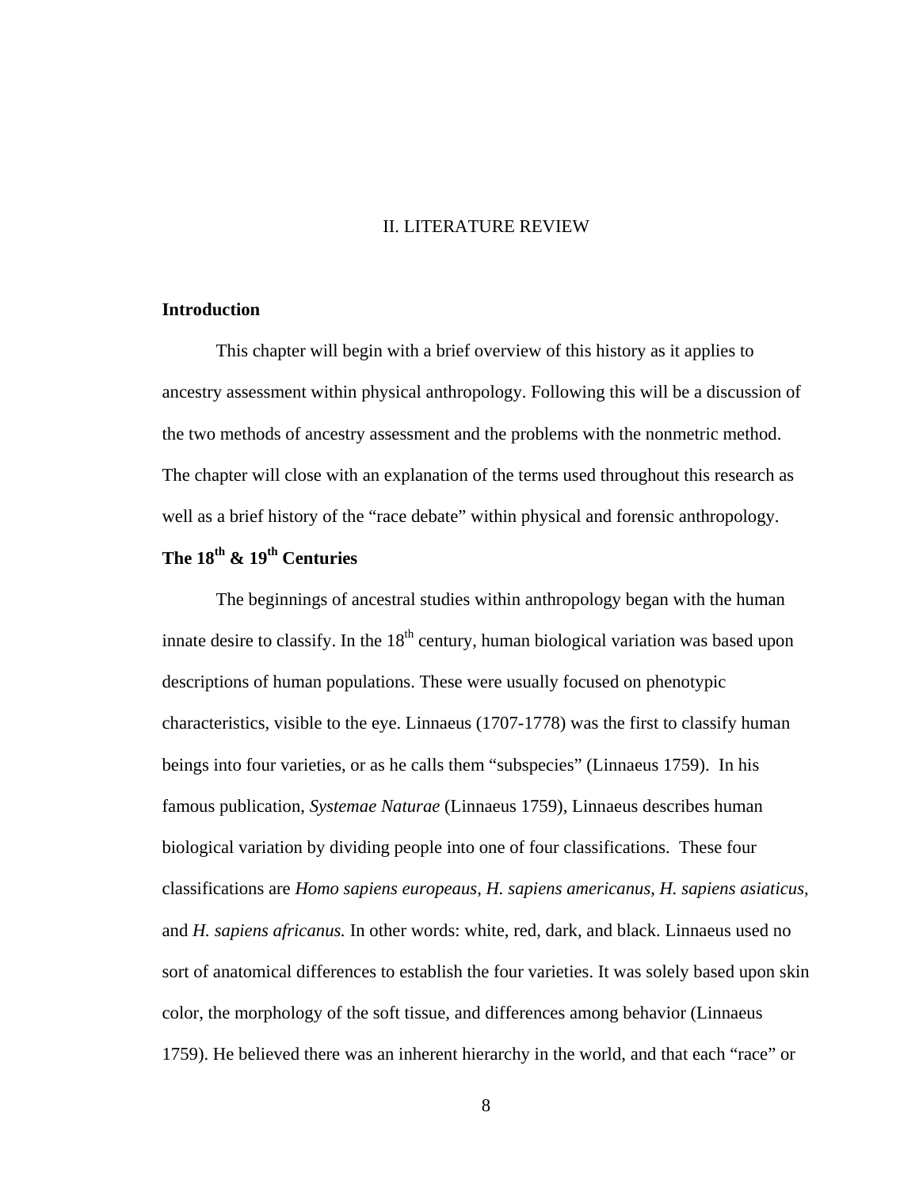# II. LITERATURE REVIEW

## Introduction

This chapter will begin with a brief overview of this history as it applies to ancestry assessment within physical anthropology. Following this will be a discussion of the two methods of ancestry assessment and the problems with the nonmetric method. The chapter will close with an explanation of the terms used throughout this research as well as a brief history of the "race debate" within physical and forensic anthropology.

## The 18th & 19th Centuries

The beginnings of ancestral studies within anthropology began with the human innate desire to classify. In the 18th century, human biological variation was based upon descriptions of human populations. These were usually focused on phenotypic characteristics, visible to the eye. Linnaeus (1707-1778) was the first to classify human beings into four varieties, or as he calls them "subspecies" (Linnaeus 1759). In his famous publication, *Systemae Naturae* (Linnaeus 1759), Linnaeus describes human biological variation by dividing people into one of four classifications. These four classifications are *Homo sapiens europeaus*, *H. sapiens americanus*, *H. sapiens asiaticus*, and *H. sapiens africanus.* In other words: white, red, dark, and black. Linnaeus used no sort of anatomical differences to establish the four varieties. It was solely based upon skin color, the morphology of the soft tissue, and differences among behavior (Linnaeus 1759). He believed there was an inherent hierarchy in the world, and that each "race" or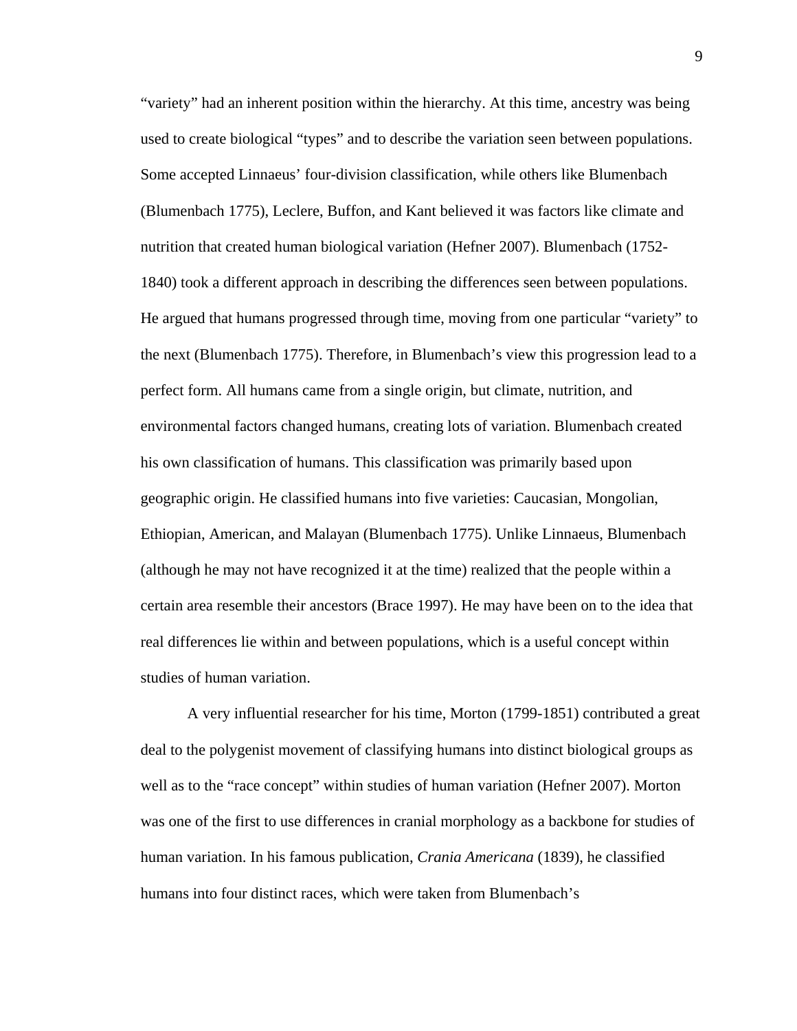"variety" had an inherent position within the hierarchy. At this time, ancestry was being used to create biological "types" and to describe the variation seen between populations. Some accepted Linnaeus' four-division classification, while others like Blumenbach (Blumenbach 1775), Leclere, Buffon, and Kant believed it was factors like climate and nutrition that created human biological variation (Hefner 2007). Blumenbach (1752-1840) took a different approach in describing the differences seen between populations. He argued that humans progressed through time, moving from one particular "variety" to the next (Blumenbach 1775). Therefore, in Blumenbach's view this progression lead to a perfect form. All humans came from a single origin, but climate, nutrition, and environmental factors changed humans, creating lots of variation. Blumenbach created his own classification of humans. This classification was primarily based upon geographic origin. He classified humans into five varieties: Caucasian, Mongolian, Ethiopian, American, and Malayan (Blumenbach 1775). Unlike Linnaeus, Blumenbach (although he may not have recognized it at the time) realized that the people within a certain area resemble their ancestors (Brace 1997). He may have been on to the idea that real differences lie within and between populations, which is a useful concept within studies of human variation.

A very influential researcher for his time, Morton (1799-1851) contributed a great deal to the polygenist movement of classifying humans into distinct biological groups as well as to the "race concept" within studies of human variation (Hefner 2007). Morton was one of the first to use differences in cranial morphology as a backbone for studies of human variation. In his famous publication, *Crania Americana* (1839), he classified humans into four distinct races, which were taken from Blumenbach's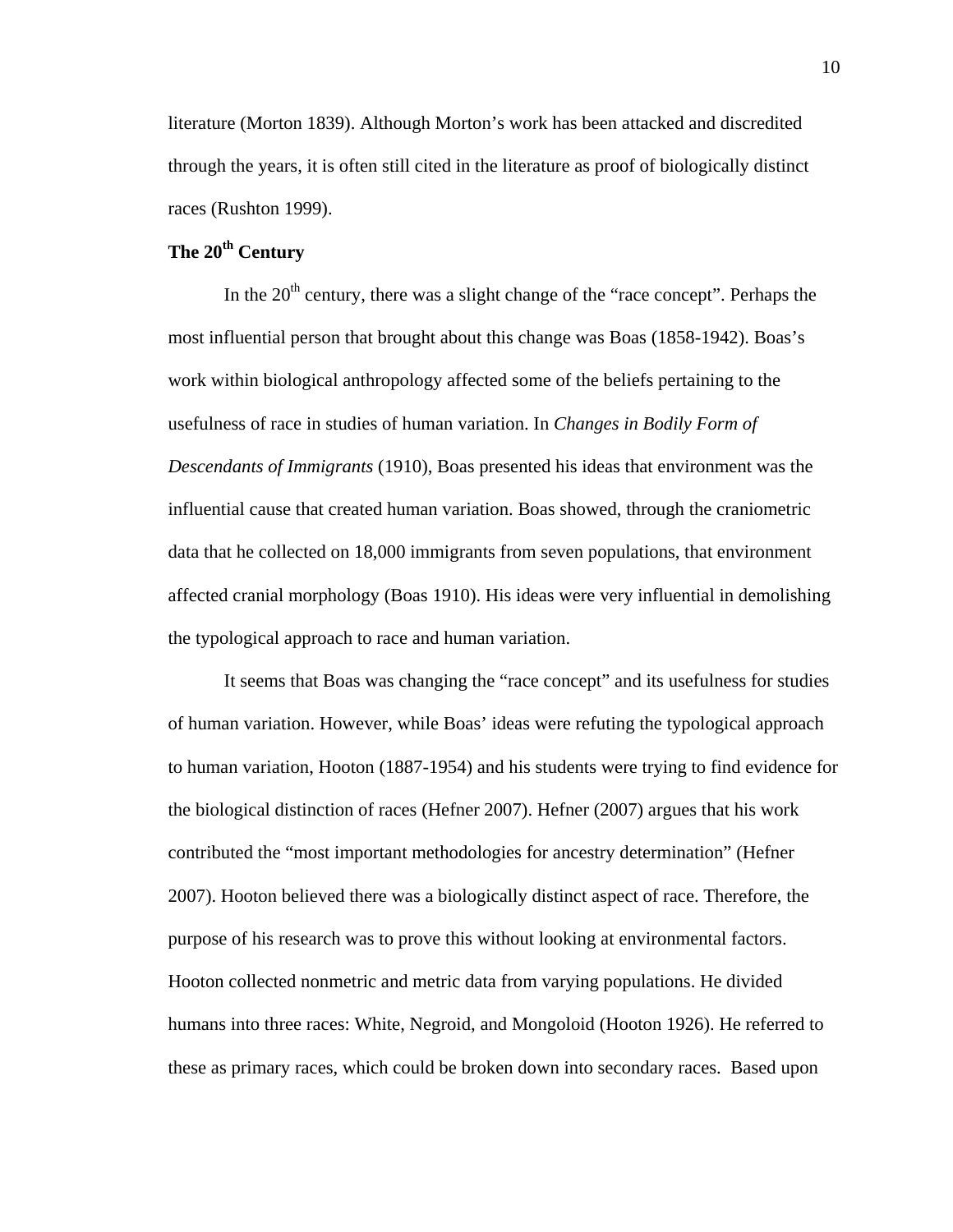literature (Morton 1839). Although Morton's work has been attacked and discredited through the years, it is often still cited in the literature as proof of biologically distinct races (Rushton 1999).

**The 20th Century**

In the 20th century, there was a slight change of the "race concept". Perhaps the most influential person that brought about this change was Boas (1858-1942). Boas's work within biological anthropology affected some of the beliefs pertaining to the usefulness of race in studies of human variation. In *Changes in Bodily Form of Descendants of Immigrants* (1910), Boas presented his ideas that environment was the influential cause that created human variation. Boas showed, through the craniometric data that he collected on 18,000 immigrants from seven populations, that environment affected cranial morphology (Boas 1910). His ideas were very influential in demolishing the typological approach to race and human variation.

It seems that Boas was changing the "race concept" and its usefulness for studies of human variation. However, while Boas' ideas were refuting the typological approach to human variation, Hooton (1887-1954) and his students were trying to find evidence for the biological distinction of races (Hefner 2007). Hefner (2007) argues that his work contributed the "most important methodologies for ancestry determination" (Hefner 2007). Hooton believed there was a biologically distinct aspect of race. Therefore, the purpose of his research was to prove this without looking at environmental factors. Hooton collected nonmetric and metric data from varying populations. He divided humans into three races: White, Negroid, and Mongoloid (Hooton 1926). He referred to these as primary races, which could be broken down into secondary races. Based upon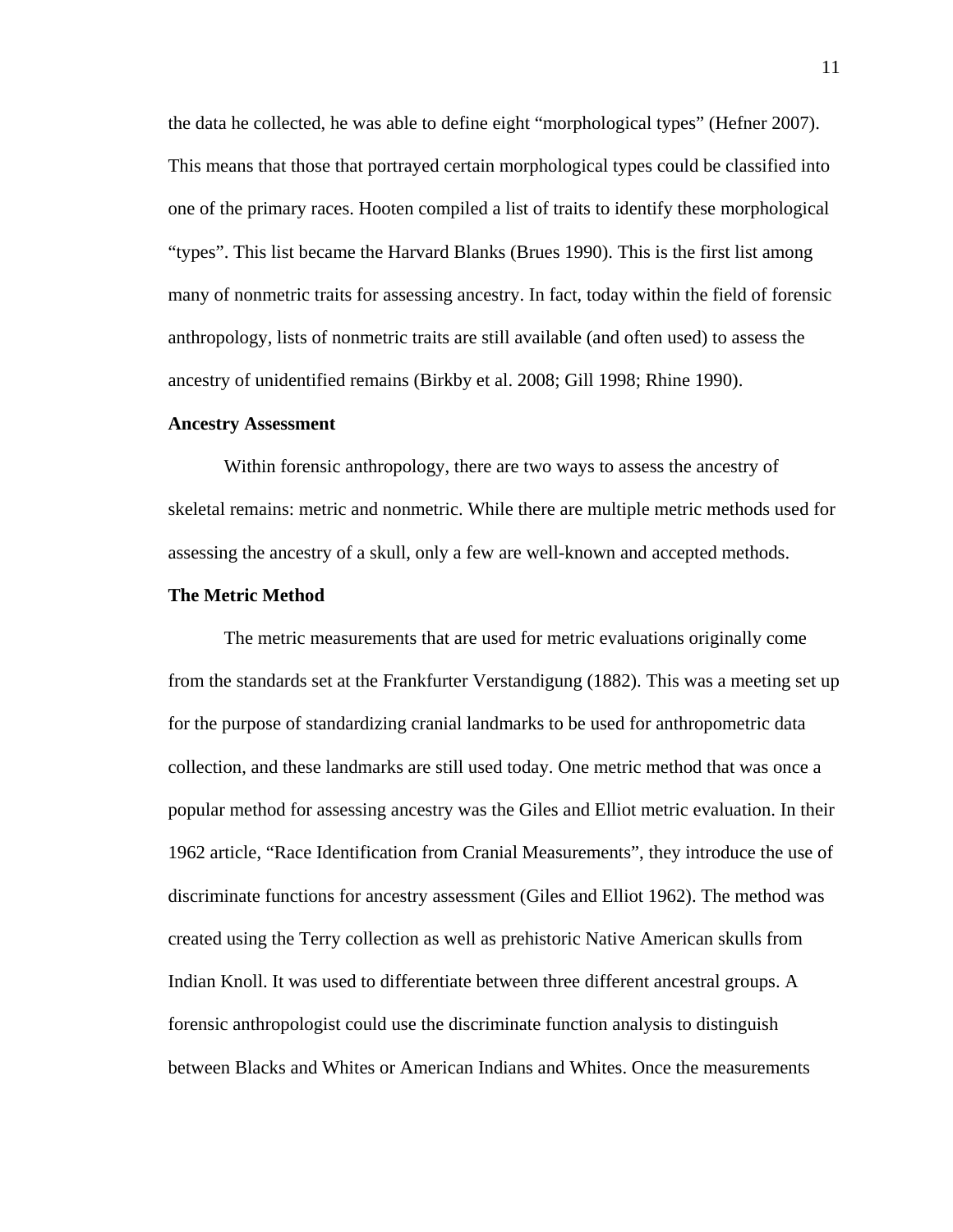the data he collected, he was able to define eight "morphological types" (Hefner 2007). This means that those that portrayed certain morphological types could be classified into one of the primary races. Hooten compiled a list of traits to identify these morphological "types". This list became the Harvard Blanks (Brues 1990). This is the first list among many of nonmetric traits for assessing ancestry. In fact, today within the field of forensic anthropology, lists of nonmetric traits are still available (and often used) to assess the ancestry of unidentified remains (Birkby et al. 2008; Gill 1998; Rhine 1990).

**Ancestry Assessment**

Within forensic anthropology, there are two ways to assess the ancestry of skeletal remains: metric and nonmetric. While there are multiple metric methods used for assessing the ancestry of a skull, only a few are well-known and accepted methods.

**The Metric Method**

The metric measurements that are used for metric evaluations originally come from the standards set at the Frankfurter Verstandigung (1882). This was a meeting set up for the purpose of standardizing cranial landmarks to be used for anthropometric data collection, and these landmarks are still used today. One metric method that was once a popular method for assessing ancestry was the Giles and Elliot metric evaluation. In their 1962 article, "Race Identification from Cranial Measurements", they introduce the use of discriminate functions for ancestry assessment (Giles and Elliot 1962). The method was created using the Terry collection as well as prehistoric Native American skulls from Indian Knoll. It was used to differentiate between three different ancestral groups. A forensic anthropologist could use the discriminate function analysis to distinguish between Blacks and Whites or American Indians and Whites. Once the measurements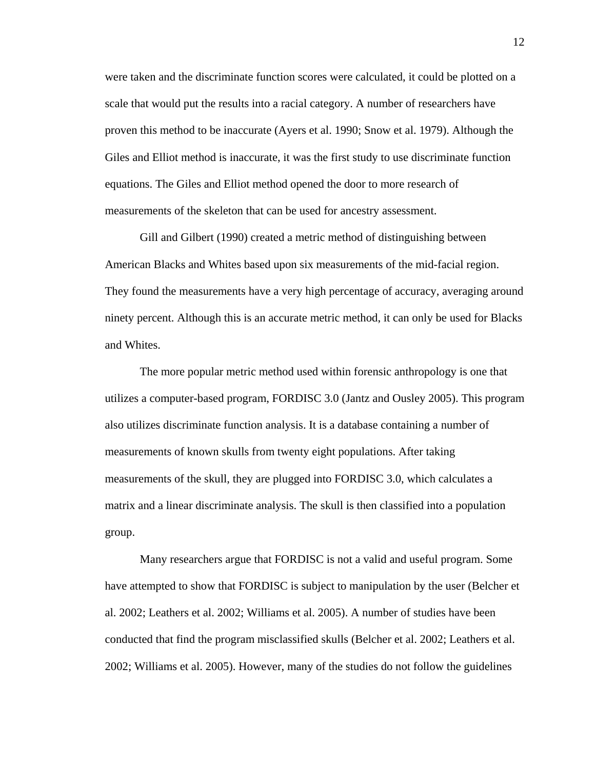were taken and the discriminate function scores were calculated, it could be plotted on a scale that would put the results into a racial category. A number of researchers have proven this method to be inaccurate (Ayers et al. 1990; Snow et al. 1979). Although the Giles and Elliot method is inaccurate, it was the first study to use discriminate function equations. The Giles and Elliot method opened the door to more research of measurements of the skeleton that can be used for ancestry assessment.

Gill and Gilbert (1990) created a metric method of distinguishing between American Blacks and Whites based upon six measurements of the mid-facial region. They found the measurements have a very high percentage of accuracy, averaging around ninety percent. Although this is an accurate metric method, it can only be used for Blacks and Whites.

The more popular metric method used within forensic anthropology is one that utilizes a computer-based program, FORDISC 3.0 (Jantz and Ousley 2005). This program also utilizes discriminate function analysis. It is a database containing a number of measurements of known skulls from twenty eight populations. After taking measurements of the skull, they are plugged into FORDISC 3.0, which calculates a matrix and a linear discriminate analysis. The skull is then classified into a population group.

Many researchers argue that FORDISC is not a valid and useful program. Some have attempted to show that FORDISC is subject to manipulation by the user (Belcher et al. 2002; Leathers et al. 2002; Williams et al. 2005). A number of studies have been conducted that find the program misclassified skulls (Belcher et al. 2002; Leathers et al. 2002; Williams et al. 2005). However, many of the studies do not follow the guidelines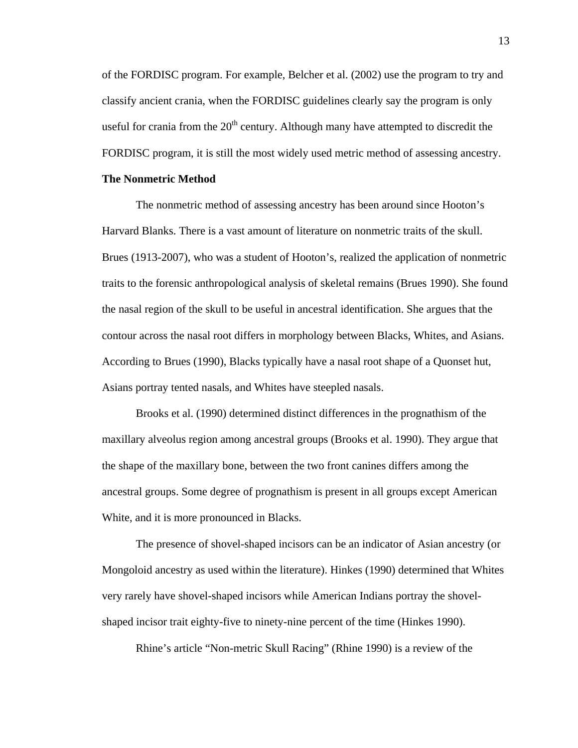of the FORDISC program. For example, Belcher et al. (2002) use the program to try and classify ancient crania, when the FORDISC guidelines clearly say the program is only useful for crania from the 20th century. Although many have attempted to discredit the FORDISC program, it is still the most widely used metric method of assessing ancestry.

**The Nonmetric Method**

The nonmetric method of assessing ancestry has been around since Hooton's Harvard Blanks. There is a vast amount of literature on nonmetric traits of the skull. Brues (1913-2007), who was a student of Hooton's, realized the application of nonmetric traits to the forensic anthropological analysis of skeletal remains (Brues 1990). She found the nasal region of the skull to be useful in ancestral identification. She argues that the contour across the nasal root differs in morphology between Blacks, Whites, and Asians. According to Brues (1990), Blacks typically have a nasal root shape of a Quonset hut, Asians portray tented nasals, and Whites have steepled nasals.

Brooks et al. (1990) determined distinct differences in the prognathism of the maxillary alveolus region among ancestral groups (Brooks et al. 1990). They argue that the shape of the maxillary bone, between the two front canines differs among the ancestral groups. Some degree of prognathism is present in all groups except American White, and it is more pronounced in Blacks.

The presence of shovel-shaped incisors can be an indicator of Asian ancestry (or Mongoloid ancestry as used within the literature). Hinkes (1990) determined that Whites very rarely have shovel-shaped incisors while American Indians portray the shovel-shaped incisor trait eighty-five to ninety-nine percent of the time (Hinkes 1990).

Rhine's article "Non-metric Skull Racing" (Rhine 1990) is a review of the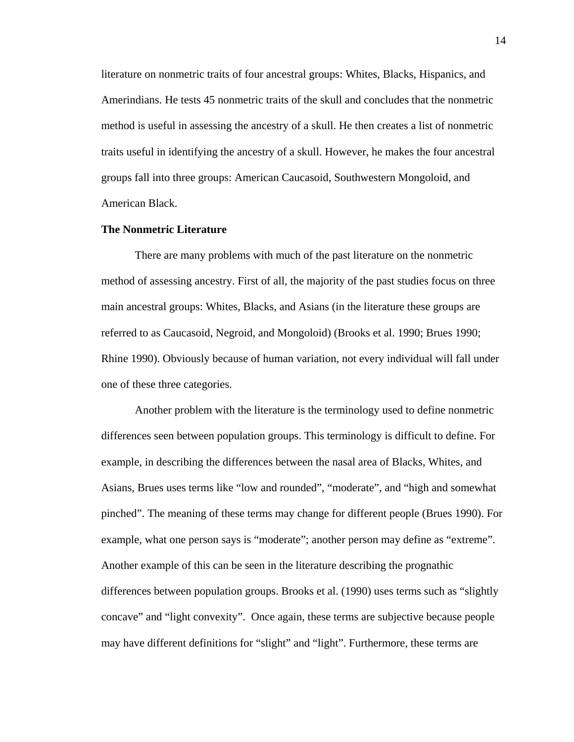literature on nonmetric traits of four ancestral groups: Whites, Blacks, Hispanics, and Amerindians. He tests 45 nonmetric traits of the skull and concludes that the nonmetric method is useful in assessing the ancestry of a skull. He then creates a list of nonmetric traits useful in identifying the ancestry of a skull. However, he makes the four ancestral groups fall into three groups: American Caucasoid, Southwestern Mongoloid, and American Black.

**The Nonmetric Literature**

There are many problems with much of the past literature on the nonmetric method of assessing ancestry. First of all, the majority of the past studies focus on three main ancestral groups: Whites, Blacks, and Asians (in the literature these groups are referred to as Caucasoid, Negroid, and Mongoloid) (Brooks et al. 1990; Brues 1990; Rhine 1990). Obviously because of human variation, not every individual will fall under one of these three categories.

Another problem with the literature is the terminology used to define nonmetric differences seen between population groups. This terminology is difficult to define. For example, in describing the differences between the nasal area of Blacks, Whites, and Asians, Brues uses terms like "low and rounded", "moderate", and "high and somewhat pinched". The meaning of these terms may change for different people (Brues 1990). For example, what one person says is "moderate"; another person may define as "extreme". Another example of this can be seen in the literature describing the prognathic differences between population groups. Brooks et al. (1990) uses terms such as "slightly concave" and "light convexity". Once again, these terms are subjective because people may have different definitions for "slight" and "light". Furthermore, these terms are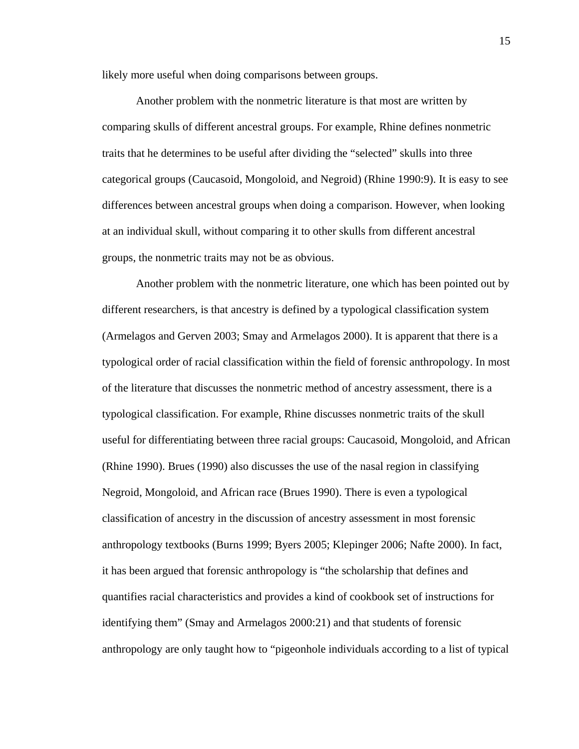likely more useful when doing comparisons between groups.

Another problem with the nonmetric literature is that most are written by comparing skulls of different ancestral groups. For example, Rhine defines nonmetric traits that he determines to be useful after dividing the "selected" skulls into three categorical groups (Caucasoid, Mongoloid, and Negroid) (Rhine 1990:9). It is easy to see differences between ancestral groups when doing a comparison. However, when looking at an individual skull, without comparing it to other skulls from different ancestral groups, the nonmetric traits may not be as obvious.

Another problem with the nonmetric literature, one which has been pointed out by different researchers, is that ancestry is defined by a typological classification system (Armelagos and Gerven 2003; Smay and Armelagos 2000). It is apparent that there is a typological order of racial classification within the field of forensic anthropology. In most of the literature that discusses the nonmetric method of ancestry assessment, there is a typological classification. For example, Rhine discusses nonmetric traits of the skull useful for differentiating between three racial groups: Caucasoid, Mongoloid, and African (Rhine 1990). Brues (1990) also discusses the use of the nasal region in classifying Negroid, Mongoloid, and African race (Brues 1990). There is even a typological classification of ancestry in the discussion of ancestry assessment in most forensic anthropology textbooks (Burns 1999; Byers 2005; Klepinger 2006; Nafte 2000). In fact, it has been argued that forensic anthropology is "the scholarship that defines and quantifies racial characteristics and provides a kind of cookbook set of instructions for identifying them" (Smay and Armelagos 2000:21) and that students of forensic anthropology are only taught how to "pigeonhole individuals according to a list of typical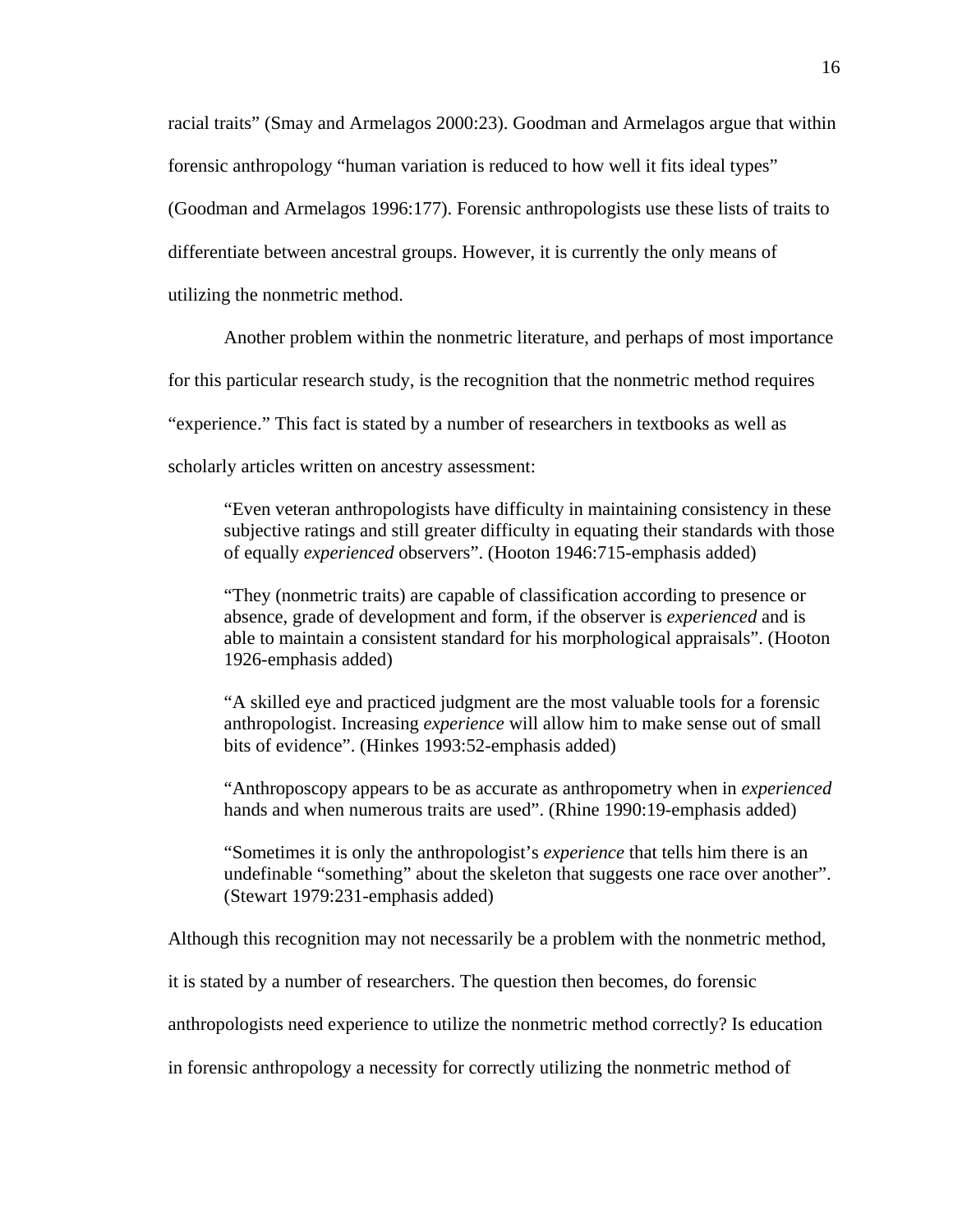racial traits" (Smay and Armelagos 2000:23). Goodman and Armelagos argue that within forensic anthropology "human variation is reduced to how well it fits ideal types" (Goodman and Armelagos 1996:177). Forensic anthropologists use these lists of traits to differentiate between ancestral groups. However, it is currently the only means of utilizing the nonmetric method.

Another problem within the nonmetric literature, and perhaps of most importance for this particular research study, is the recognition that the nonmetric method requires "experience." This fact is stated by a number of researchers in textbooks as well as scholarly articles written on ancestry assessment:

> "Even veteran anthropologists have difficulty in maintaining consistency in these subjective ratings and still greater difficulty in equating their standards with those of equally *experienced* observers". (Hooton 1946:715-emphasis added)
>
> "They (nonmetric traits) are capable of classification according to presence or absence, grade of development and form, if the observer is *experienced* and is able to maintain a consistent standard for his morphological appraisals". (Hooton 1926-emphasis added)
>
> "A skilled eye and practiced judgment are the most valuable tools for a forensic anthropologist. Increasing *experience* will allow him to make sense out of small bits of evidence". (Hinkes 1993:52-emphasis added)
>
> "Anthroposcopy appears to be as accurate as anthropometry when in *experienced* hands and when numerous traits are used". (Rhine 1990:19-emphasis added)
>
> "Sometimes it is only the anthropologist's *experience* that tells him there is an undefinable "something" about the skeleton that suggests one race over another". (Stewart 1979:231-emphasis added)

Although this recognition may not necessarily be a problem with the nonmetric method, it is stated by a number of researchers. The question then becomes, do forensic anthropologists need experience to utilize the nonmetric method correctly? Is education in forensic anthropology a necessity for correctly utilizing the nonmetric method of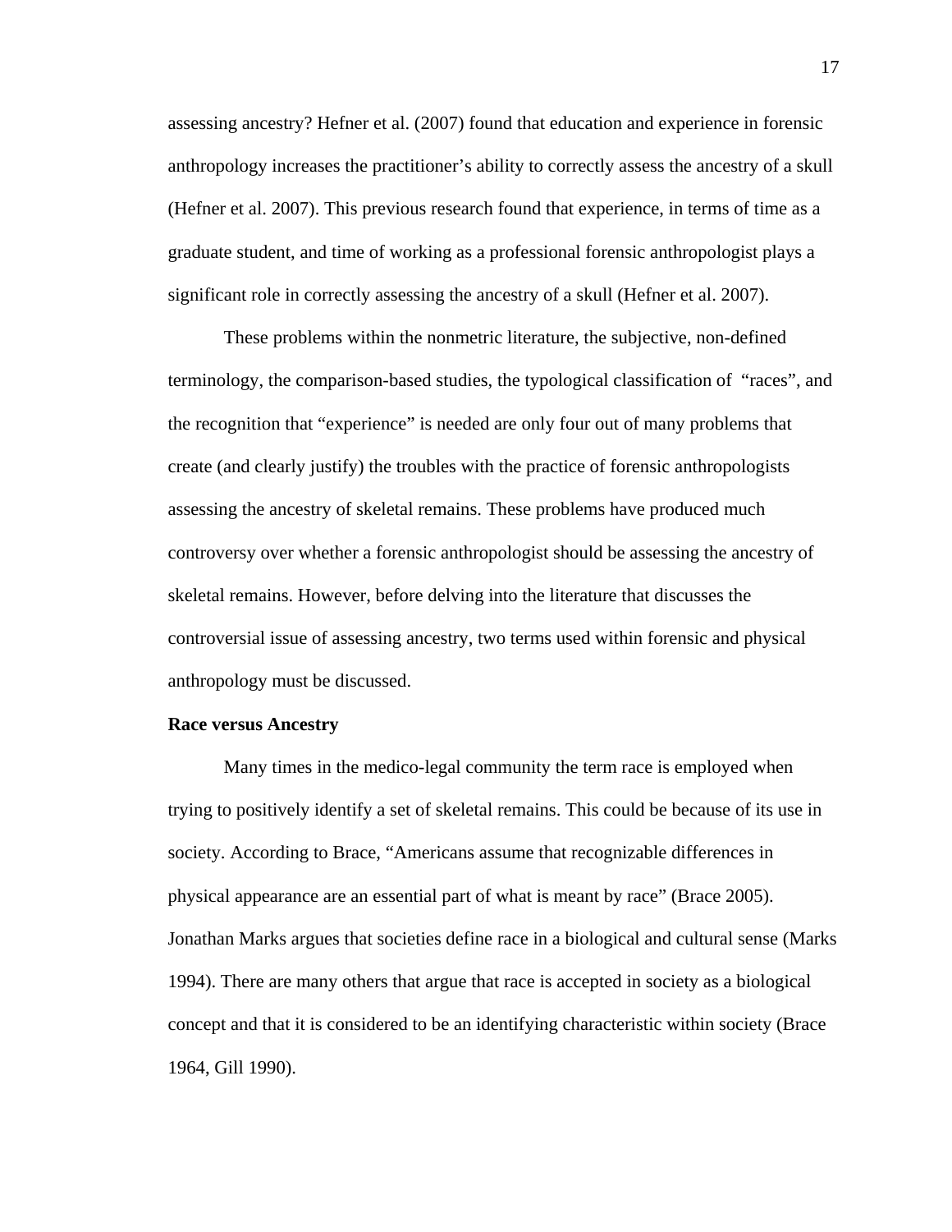assessing ancestry? Hefner et al. (2007) found that education and experience in forensic anthropology increases the practitioner's ability to correctly assess the ancestry of a skull (Hefner et al. 2007). This previous research found that experience, in terms of time as a graduate student, and time of working as a professional forensic anthropologist plays a significant role in correctly assessing the ancestry of a skull (Hefner et al. 2007).

These problems within the nonmetric literature, the subjective, non-defined terminology, the comparison-based studies, the typological classification of "races", and the recognition that "experience" is needed are only four out of many problems that create (and clearly justify) the troubles with the practice of forensic anthropologists assessing the ancestry of skeletal remains. These problems have produced much controversy over whether a forensic anthropologist should be assessing the ancestry of skeletal remains. However, before delving into the literature that discusses the controversial issue of assessing ancestry, two terms used within forensic and physical anthropology must be discussed.

**Race versus Ancestry**

Many times in the medico-legal community the term race is employed when trying to positively identify a set of skeletal remains. This could be because of its use in society. According to Brace, "Americans assume that recognizable differences in physical appearance are an essential part of what is meant by race" (Brace 2005). Jonathan Marks argues that societies define race in a biological and cultural sense (Marks 1994). There are many others that argue that race is accepted in society as a biological concept and that it is considered to be an identifying characteristic within society (Brace 1964, Gill 1990).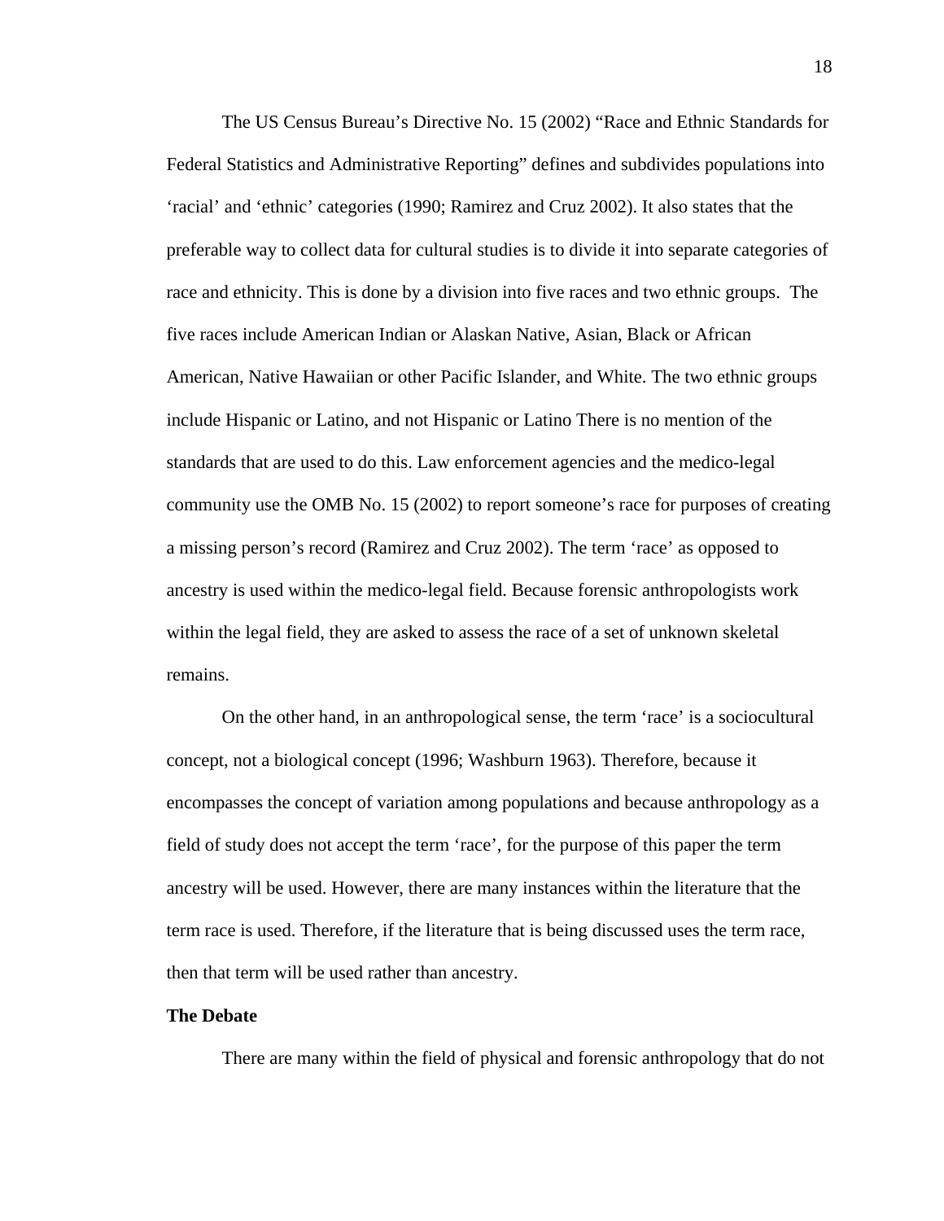The US Census Bureau's Directive No. 15 (2002) "Race and Ethnic Standards for Federal Statistics and Administrative Reporting" defines and subdivides populations into 'racial' and 'ethnic' categories (1990; Ramirez and Cruz 2002). It also states that the preferable way to collect data for cultural studies is to divide it into separate categories of race and ethnicity. This is done by a division into five races and two ethnic groups. The five races include American Indian or Alaskan Native, Asian, Black or African American, Native Hawaiian or other Pacific Islander, and White. The two ethnic groups include Hispanic or Latino, and not Hispanic or Latino There is no mention of the standards that are used to do this. Law enforcement agencies and the medico-legal community use the OMB No. 15 (2002) to report someone's race for purposes of creating a missing person's record (Ramirez and Cruz 2002). The term 'race' as opposed to ancestry is used within the medico-legal field. Because forensic anthropologists work within the legal field, they are asked to assess the race of a set of unknown skeletal remains.

On the other hand, in an anthropological sense, the term 'race' is a sociocultural concept, not a biological concept (1996; Washburn 1963). Therefore, because it encompasses the concept of variation among populations and because anthropology as a field of study does not accept the term 'race', for the purpose of this paper the term ancestry will be used. However, there are many instances within the literature that the term race is used. Therefore, if the literature that is being discussed uses the term race, then that term will be used rather than ancestry.

**The Debate**

There are many within the field of physical and forensic anthropology that do not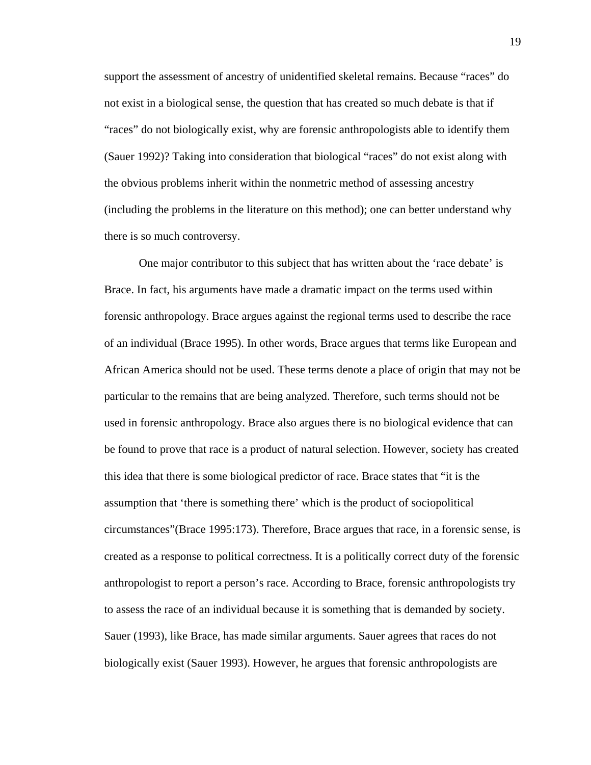support the assessment of ancestry of unidentified skeletal remains. Because "races" do not exist in a biological sense, the question that has created so much debate is that if "races" do not biologically exist, why are forensic anthropologists able to identify them (Sauer 1992)? Taking into consideration that biological "races" do not exist along with the obvious problems inherit within the nonmetric method of assessing ancestry (including the problems in the literature on this method); one can better understand why there is so much controversy.

One major contributor to this subject that has written about the 'race debate' is Brace. In fact, his arguments have made a dramatic impact on the terms used within forensic anthropology. Brace argues against the regional terms used to describe the race of an individual (Brace 1995). In other words, Brace argues that terms like European and African America should not be used. These terms denote a place of origin that may not be particular to the remains that are being analyzed. Therefore, such terms should not be used in forensic anthropology. Brace also argues there is no biological evidence that can be found to prove that race is a product of natural selection. However, society has created this idea that there is some biological predictor of race. Brace states that "it is the assumption that 'there is something there' which is the product of sociopolitical circumstances"(Brace 1995:173). Therefore, Brace argues that race, in a forensic sense, is created as a response to political correctness. It is a politically correct duty of the forensic anthropologist to report a person's race. According to Brace, forensic anthropologists try to assess the race of an individual because it is something that is demanded by society. Sauer (1993), like Brace, has made similar arguments. Sauer agrees that races do not biologically exist (Sauer 1993). However, he argues that forensic anthropologists are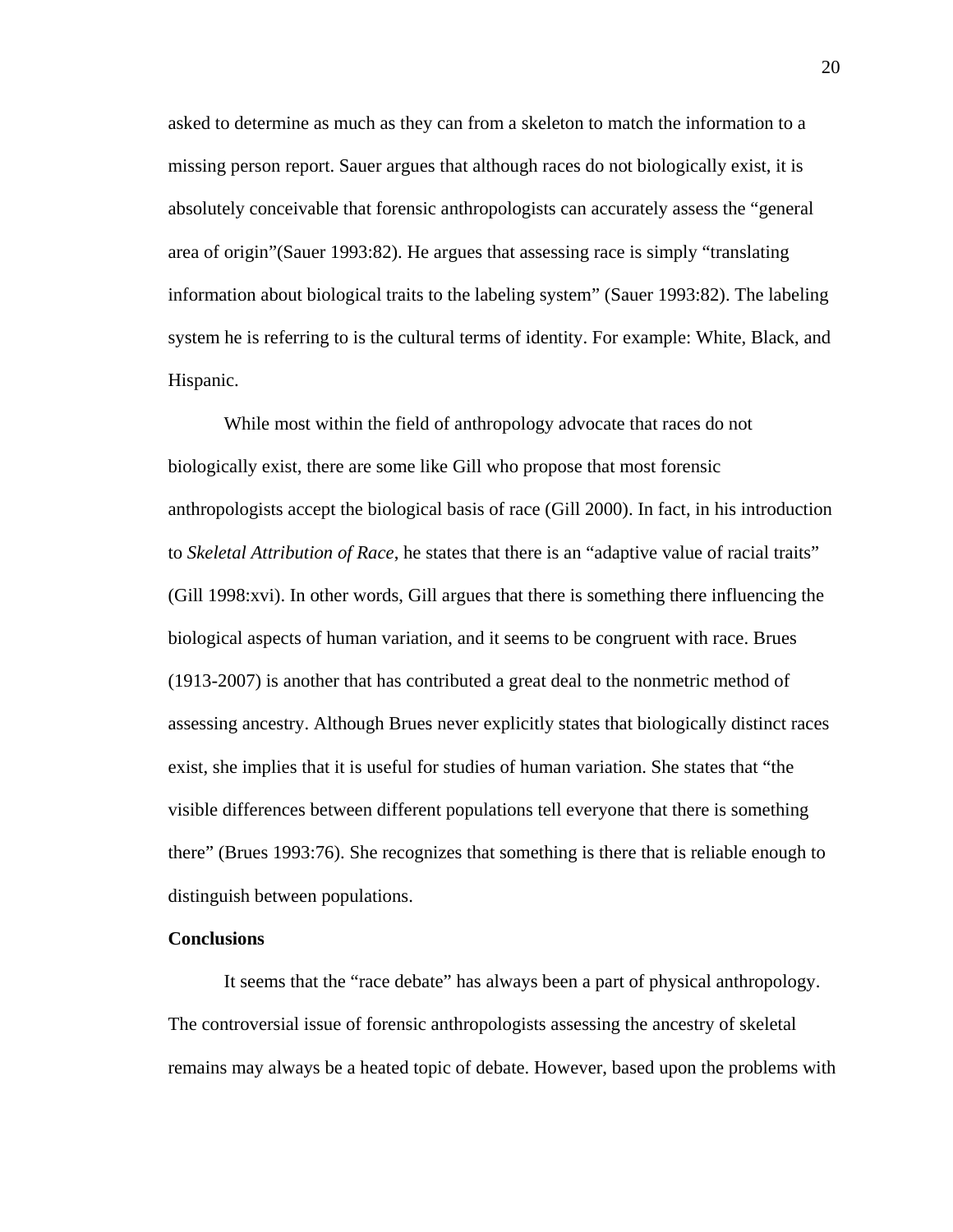asked to determine as much as they can from a skeleton to match the information to a missing person report. Sauer argues that although races do not biologically exist, it is absolutely conceivable that forensic anthropologists can accurately assess the "general area of origin"(Sauer 1993:82). He argues that assessing race is simply "translating information about biological traits to the labeling system" (Sauer 1993:82). The labeling system he is referring to is the cultural terms of identity. For example: White, Black, and Hispanic.

While most within the field of anthropology advocate that races do not biologically exist, there are some like Gill who propose that most forensic anthropologists accept the biological basis of race (Gill 2000). In fact, in his introduction to *Skeletal Attribution of Race*, he states that there is an "adaptive value of racial traits" (Gill 1998:xvi). In other words, Gill argues that there is something there influencing the biological aspects of human variation, and it seems to be congruent with race. Brues (1913-2007) is another that has contributed a great deal to the nonmetric method of assessing ancestry. Although Brues never explicitly states that biologically distinct races exist, she implies that it is useful for studies of human variation. She states that "the visible differences between different populations tell everyone that there is something there" (Brues 1993:76). She recognizes that something is there that is reliable enough to distinguish between populations.

**Conclusions**

It seems that the "race debate" has always been a part of physical anthropology. The controversial issue of forensic anthropologists assessing the ancestry of skeletal remains may always be a heated topic of debate. However, based upon the problems with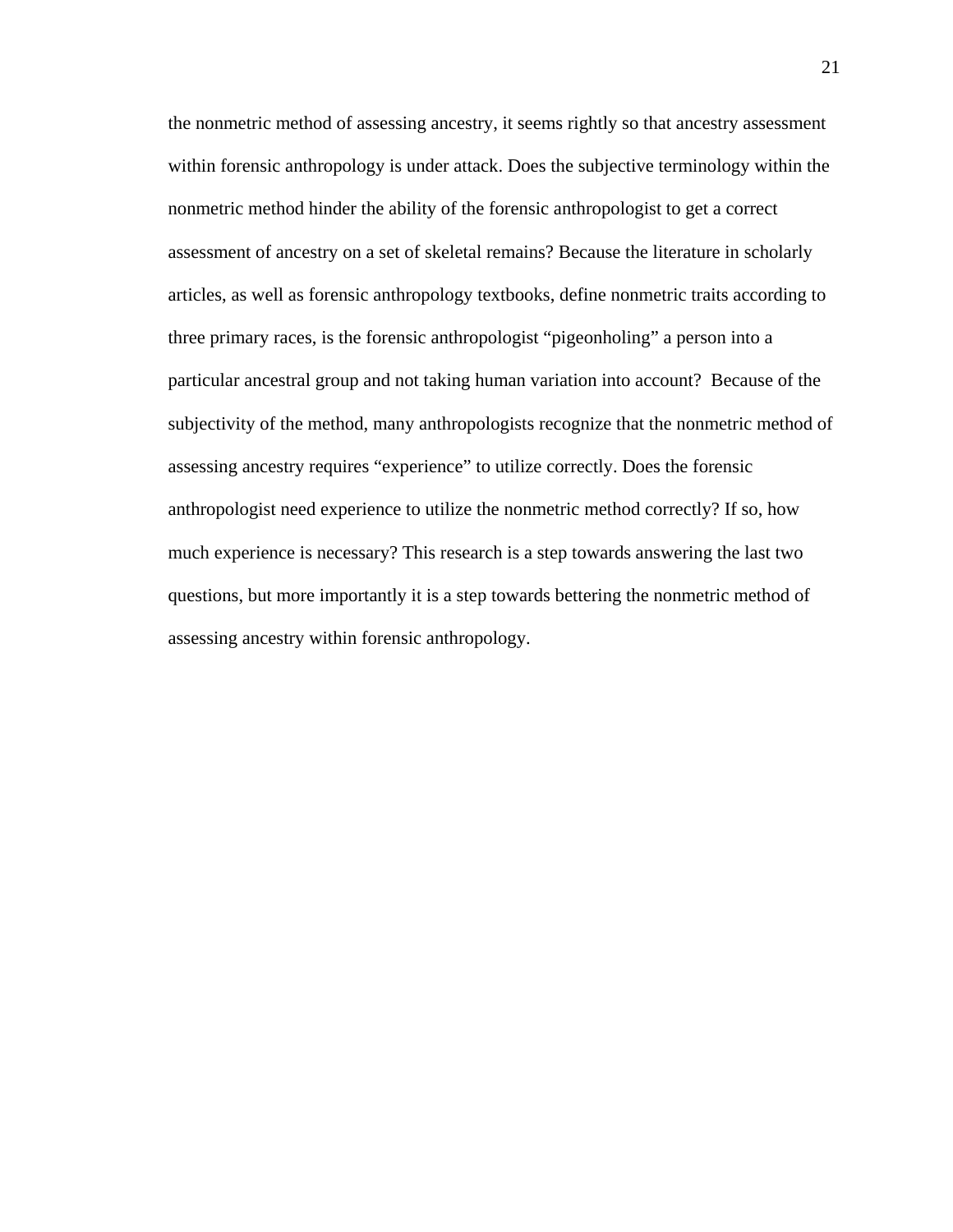the nonmetric method of assessing ancestry, it seems rightly so that ancestry assessment within forensic anthropology is under attack. Does the subjective terminology within the nonmetric method hinder the ability of the forensic anthropologist to get a correct assessment of ancestry on a set of skeletal remains? Because the literature in scholarly articles, as well as forensic anthropology textbooks, define nonmetric traits according to three primary races, is the forensic anthropologist "pigeonholing" a person into a particular ancestral group and not taking human variation into account? Because of the subjectivity of the method, many anthropologists recognize that the nonmetric method of assessing ancestry requires "experience" to utilize correctly. Does the forensic anthropologist need experience to utilize the nonmetric method correctly? If so, how much experience is necessary? This research is a step towards answering the last two questions, but more importantly it is a step towards bettering the nonmetric method of assessing ancestry within forensic anthropology.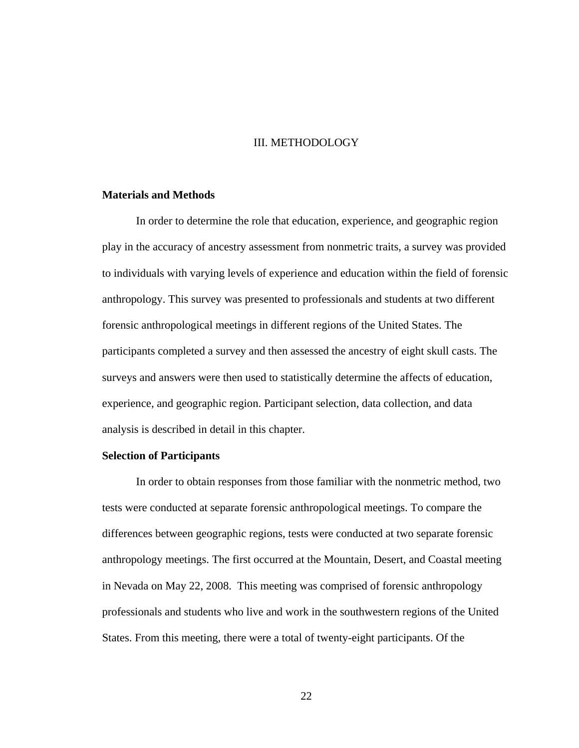# III. METHODOLOGY

## Materials and Methods

In order to determine the role that education, experience, and geographic region play in the accuracy of ancestry assessment from nonmetric traits, a survey was provided to individuals with varying levels of experience and education within the field of forensic anthropology. This survey was presented to professionals and students at two different forensic anthropological meetings in different regions of the United States. The participants completed a survey and then assessed the ancestry of eight skull casts. The surveys and answers were then used to statistically determine the affects of education, experience, and geographic region. Participant selection, data collection, and data analysis is described in detail in this chapter.

## Selection of Participants

In order to obtain responses from those familiar with the nonmetric method, two tests were conducted at separate forensic anthropological meetings. To compare the differences between geographic regions, tests were conducted at two separate forensic anthropology meetings. The first occurred at the Mountain, Desert, and Coastal meeting in Nevada on May 22, 2008. This meeting was comprised of forensic anthropology professionals and students who live and work in the southwestern regions of the United States. From this meeting, there were a total of twenty-eight participants. Of the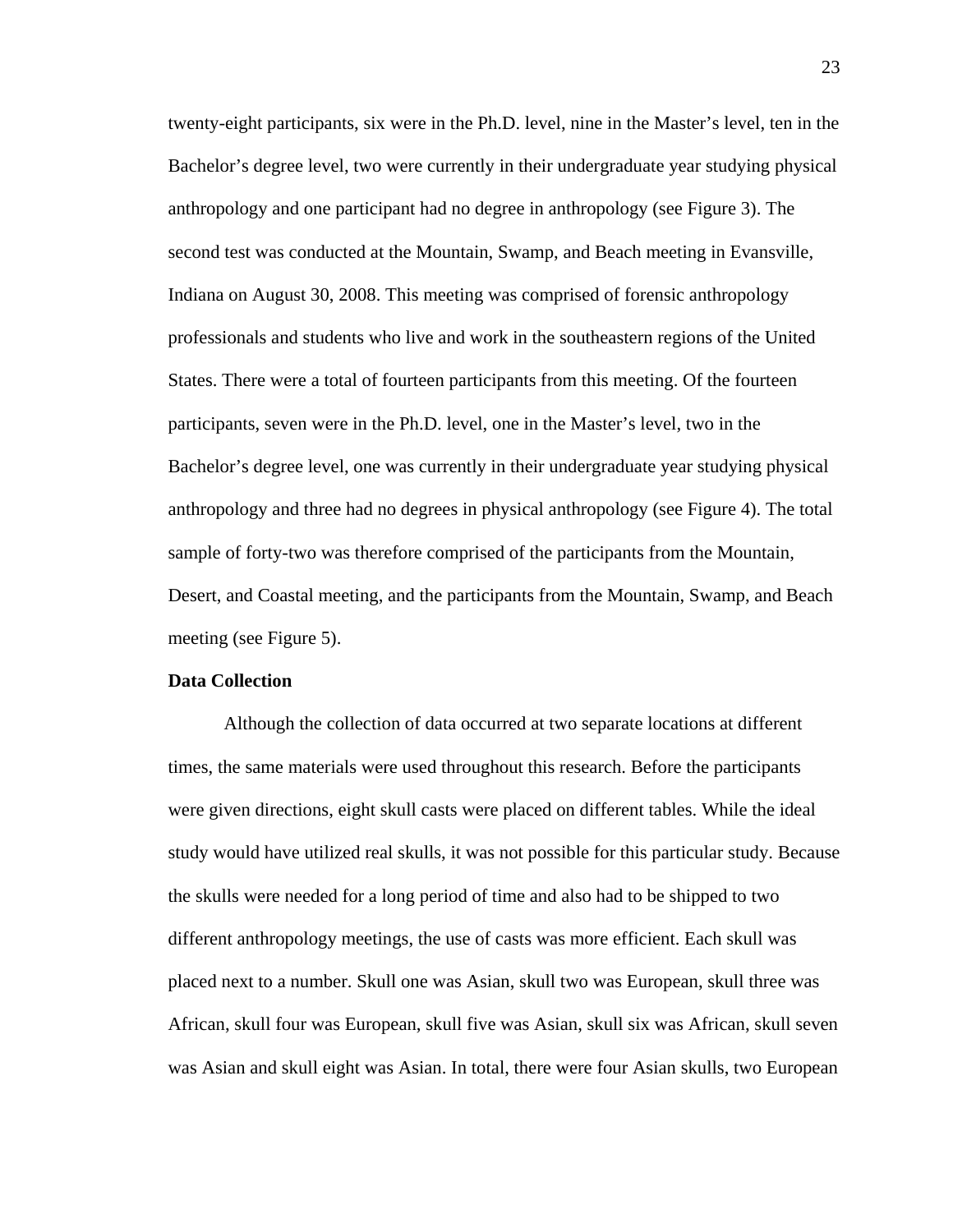twenty-eight participants, six were in the Ph.D. level, nine in the Master's level, ten in the Bachelor's degree level, two were currently in their undergraduate year studying physical anthropology and one participant had no degree in anthropology (see Figure 3). The second test was conducted at the Mountain, Swamp, and Beach meeting in Evansville, Indiana on August 30, 2008. This meeting was comprised of forensic anthropology professionals and students who live and work in the southeastern regions of the United States. There were a total of fourteen participants from this meeting. Of the fourteen participants, seven were in the Ph.D. level, one in the Master's level, two in the Bachelor's degree level, one was currently in their undergraduate year studying physical anthropology and three had no degrees in physical anthropology (see Figure 4). The total sample of forty-two was therefore comprised of the participants from the Mountain, Desert, and Coastal meeting, and the participants from the Mountain, Swamp, and Beach meeting (see Figure 5).

**Data Collection**

Although the collection of data occurred at two separate locations at different times, the same materials were used throughout this research. Before the participants were given directions, eight skull casts were placed on different tables. While the ideal study would have utilized real skulls, it was not possible for this particular study. Because the skulls were needed for a long period of time and also had to be shipped to two different anthropology meetings, the use of casts was more efficient. Each skull was placed next to a number. Skull one was Asian, skull two was European, skull three was African, skull four was European, skull five was Asian, skull six was African, skull seven was Asian and skull eight was Asian. In total, there were four Asian skulls, two European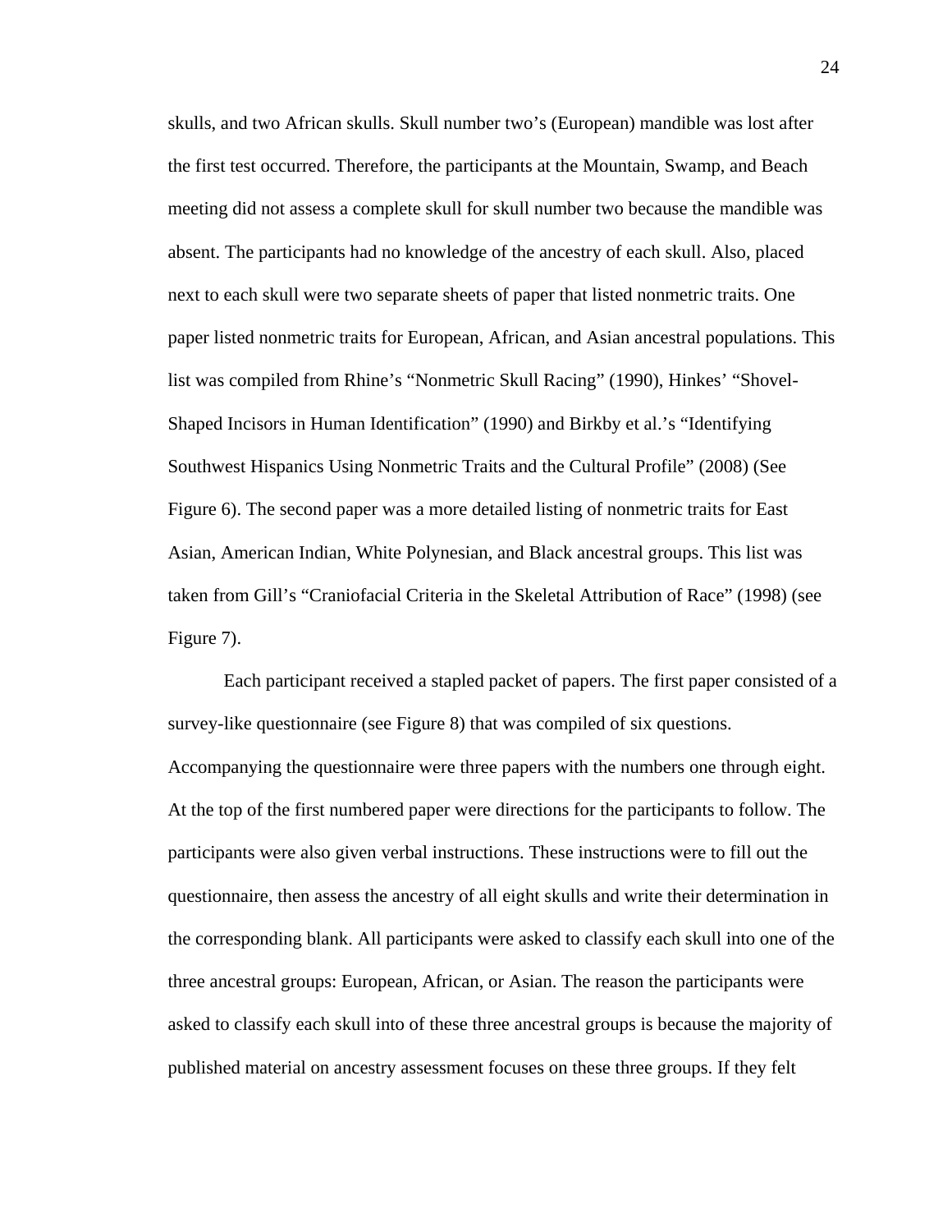skulls, and two African skulls. Skull number two's (European) mandible was lost after the first test occurred. Therefore, the participants at the Mountain, Swamp, and Beach meeting did not assess a complete skull for skull number two because the mandible was absent. The participants had no knowledge of the ancestry of each skull. Also, placed next to each skull were two separate sheets of paper that listed nonmetric traits. One paper listed nonmetric traits for European, African, and Asian ancestral populations. This list was compiled from Rhine's "Nonmetric Skull Racing" (1990), Hinkes' "Shovel-Shaped Incisors in Human Identification" (1990) and Birkby et al.'s "Identifying Southwest Hispanics Using Nonmetric Traits and the Cultural Profile" (2008) (See Figure 6). The second paper was a more detailed listing of nonmetric traits for East Asian, American Indian, White Polynesian, and Black ancestral groups. This list was taken from Gill's "Craniofacial Criteria in the Skeletal Attribution of Race" (1998) (see Figure 7).

Each participant received a stapled packet of papers. The first paper consisted of a survey-like questionnaire (see Figure 8) that was compiled of six questions. Accompanying the questionnaire were three papers with the numbers one through eight. At the top of the first numbered paper were directions for the participants to follow. The participants were also given verbal instructions. These instructions were to fill out the questionnaire, then assess the ancestry of all eight skulls and write their determination in the corresponding blank. All participants were asked to classify each skull into one of the three ancestral groups: European, African, or Asian. The reason the participants were asked to classify each skull into of these three ancestral groups is because the majority of published material on ancestry assessment focuses on these three groups. If they felt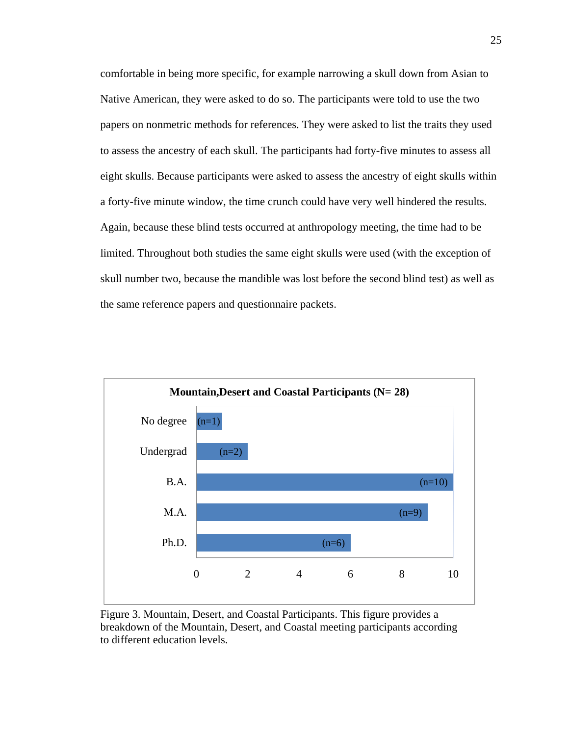comfortable in being more specific, for example narrowing a skull down from Asian to Native American, they were asked to do so. The participants were told to use the two papers on nonmetric methods for references. They were asked to list the traits they used to assess the ancestry of each skull. The participants had forty-five minutes to assess all eight skulls. Because participants were asked to assess the ancestry of eight skulls within a forty-five minute window, the time crunch could have very well hindered the results. Again, because these blind tests occurred at anthropology meeting, the time had to be limited. Throughout both studies the same eight skulls were used (with the exception of skull number two, because the mandible was lost before the second blind test) as well as the same reference papers and questionnaire packets.

**Mountain,Desert and Coastal Participants (N= 28)**

| Education level | Participants |
| --- | --- |
| No degree | (n=1) |
| Undergrad | (n=2) |
| B.A. | (n=10) |
| M.A. | (n=9) |
| Ph.D. | (n=6) |

Figure 3. Mountain, Desert, and Coastal Participants. This figure provides a breakdown of the Mountain, Desert, and Coastal meeting participants according to different education levels.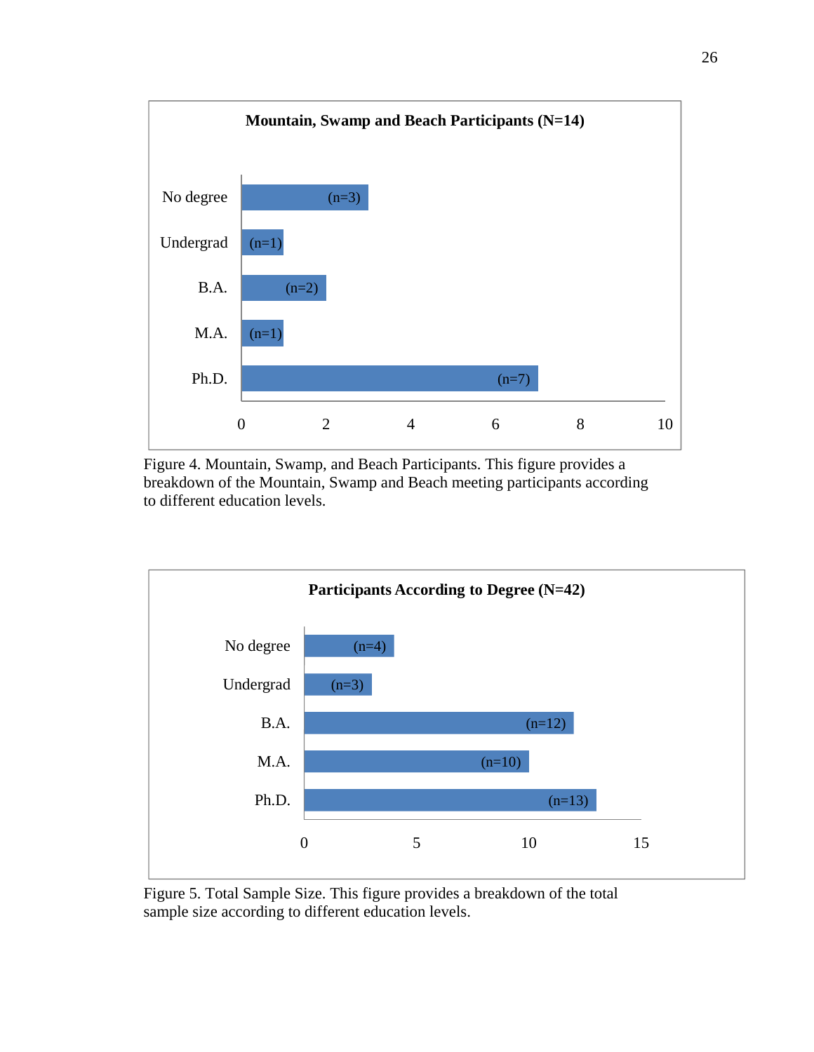**Mountain, Swamp and Beach Participants (N=14)**

| Degree | n |
|---|---|
| No degree | (n=3) |
| Undergrad | (n=1) |
| B.A. | (n=2) |
| M.A. | (n=1) |
| Ph.D. | (n=7) |

Figure 4. Mountain, Swamp, and Beach Participants. This figure provides a breakdown of the Mountain, Swamp and Beach meeting participants according to different education levels.

**Participants According to Degree (N=42)**

| Degree | n |
|---|---|
| No degree | (n=4) |
| Undergrad | (n=3) |
| B.A. | (n=12) |
| M.A. | (n=10) |
| Ph.D. | (n=13) |

Figure 5. Total Sample Size. This figure provides a breakdown of the total sample size according to different education levels.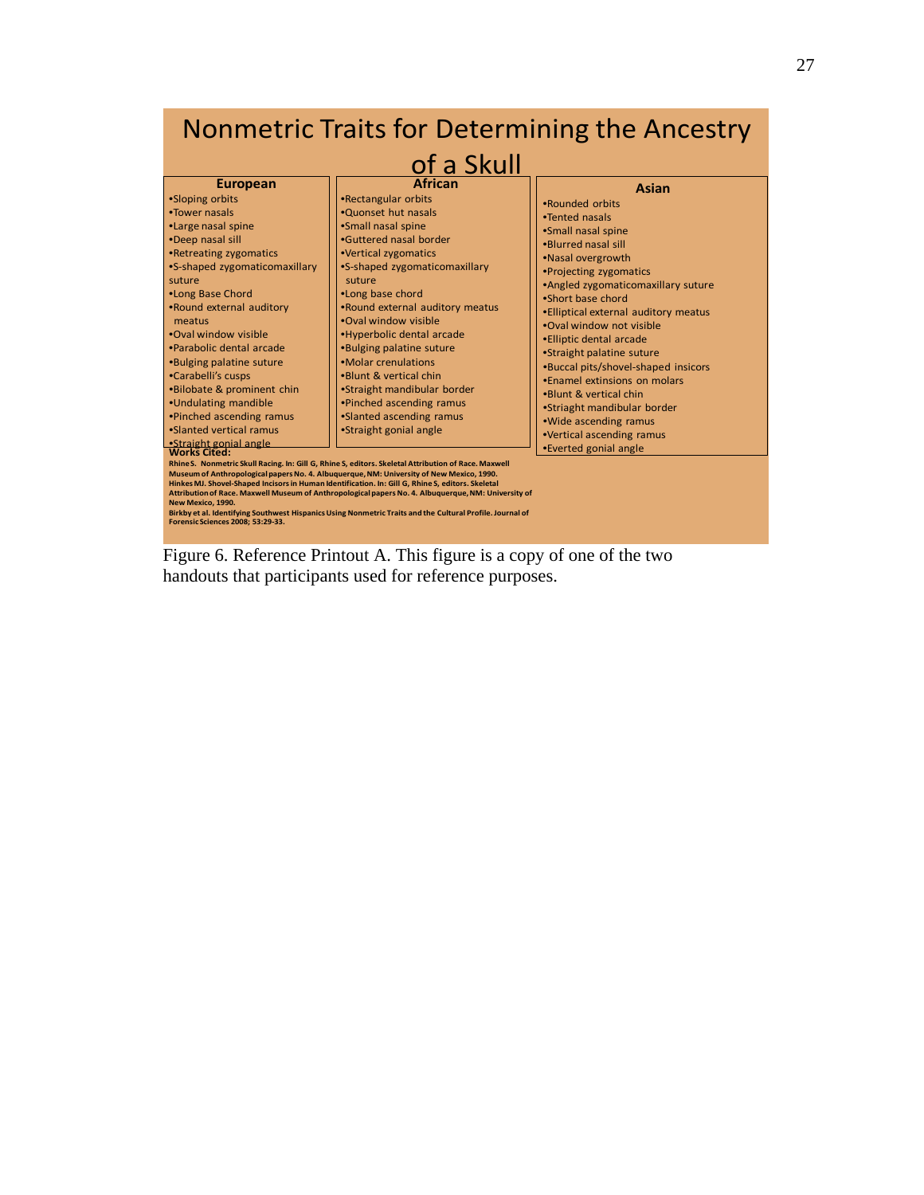# Nonmetric Traits for Determining the Ancestry of a Skull

**European**

- Sloping orbits
- Tower nasals
- Large nasal spine
- Deep nasal sill
- Retreating zygomatics
- S-shaped zygomaticomaxillary suture
- Long Base Chord
- Round external auditory meatus
- Oval window visible
- Parabolic dental arcade
- Bulging palatine suture
- Carabelli's cusps
- Bilobate & prominent chin
- Undulating mandible
- Pinched ascending ramus
- Slanted vertical ramus
- Straight gonial angle

**African**

- Rectangular orbits
- Quonset hut nasals
- Small nasal spine
- Guttered nasal border
- Vertical zygomatics
- S-shaped zygomaticomaxillary suture
- Long base chord
- Round external auditory meatus
- Oval window visible
- Hyperbolic dental arcade
- Bulging palatine suture
- Molar crenulations
- Blunt & vertical chin
- Straight mandibular border
- Pinched ascending ramus
- Slanted ascending ramus
- Straight gonial angle

**Asian**

- Rounded orbits
- Tented nasals
- Small nasal spine
- Blurred nasal sill
- Nasal overgrowth
- Projecting zygomatics
- Angled zygomaticomaxillary suture
- Short base chord
- Elliptical external auditory meatus
- Oval window not visible
- Elliptic dental arcade
- Straight palatine suture
- Buccal pits/shovel-shaped insicors
- Enamel extinsions on molars
- Blunt & vertical chin
- Striaght mandibular border
- Wide ascending ramus
- Vertical ascending ramus
- Everted gonial angle

**Works Cited:**

**Rhine S. Nonmetric Skull Racing. In: Gill G, Rhine S, editors. Skeletal Attribution of Race. Maxwell Museum of Anthropological papers No. 4. Albuquerque, NM: University of New Mexico, 1990.**
**Hinkes MJ. Shovel-Shaped Incisors in Human Identification. In: Gill G, Rhine S, editors. Skeletal Attribution of Race. Maxwell Museum of Anthropological papers No. 4. Albuquerque, NM: University of New Mexico, 1990.**
**Birkby et al. Identifying Southwest Hispanics Using Nonmetric Traits and the Cultural Profile. Journal of Forensic Sciences 2008; 53:29-33.**

Figure 6. Reference Printout A. This figure is a copy of one of the two handouts that participants used for reference purposes.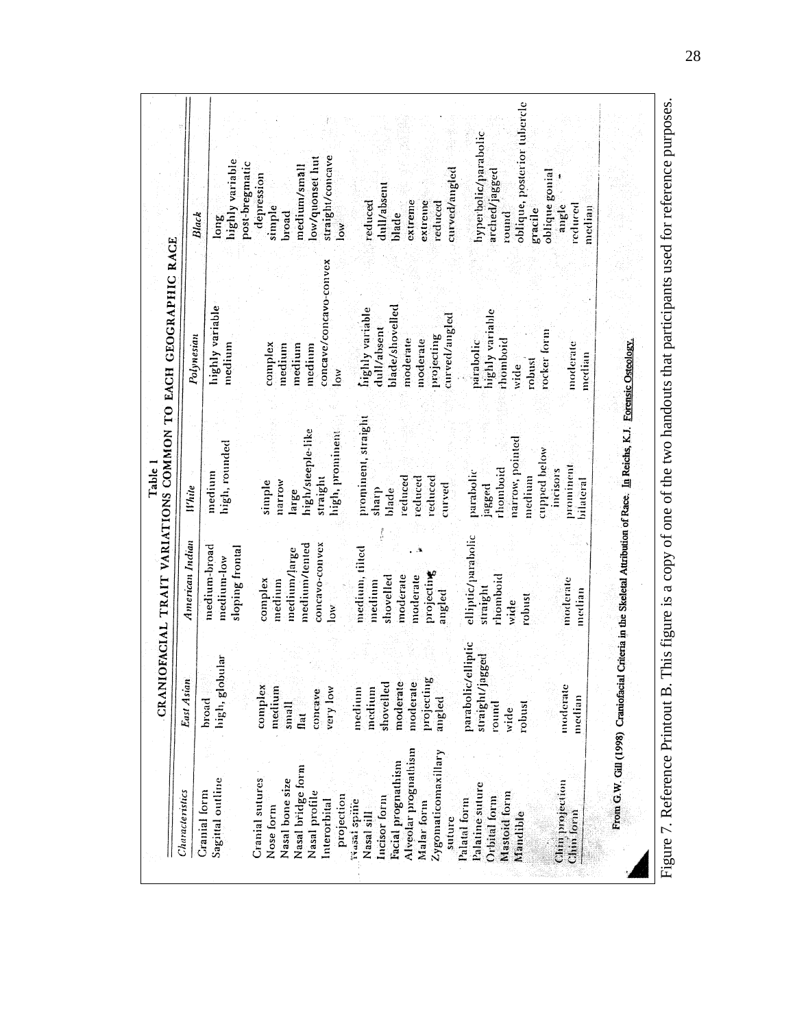Table 1

CRANIOFACIAL TRAIT VARIATIONS COMMON TO EACH GEOGRAPHIC RACE

| *Characteristics* | *East Asian* | *American Indian* | *White* | *Polynesian* | *Black* |
|---|---|---|---|---|---|
| Cranial form | broad | medium-broad | medium | highly variable | long |
| Sagittal outline | high, globular | medium-low sloping frontal | high, rounded | medium | highly variable post-bregmatic depression |
| Cranial sutures | complex | complex | simple | complex | simple |
| Nose form | medium | medium | narrow | medium | broad |
| Nasal bone size | small | medium/large | large | medium | medium/small |
| Nasal bridge form | flat | medium/tented | high/steeple-like | medium | low/quonset hut |
| Nasal profile | concave | concavo-convex | straight | concave/concavo-convex | straight/concave |
| Interorbital projection | very low | low | high, prominent | low | low |
| Nasal spine | medium | medium, tilted | prominent, straight | highly variable | reduced |
| Nasal sill | medium | medium | sharp | dull/absent | dull/absent |
| Incisor form | shovelled | shovelled | blade | blade/shovelled | blade |
| Facial prognathism | moderate | moderate | reduced | moderate | extreme |
| Alveolar prognathism | moderate | moderate | reduced | moderate | extreme |
| Malar form | projecting | projecting | reduced | projecting | reduced |
| Zygomaticomaxillary suture | angled | angled | curved | curved/angled | curved/angled |
| Palatal form | parabolic/elliptic | elliptic/parabolic | parabolic | parabolic | hyperbolic/parabolic |
| Palatine suture | straight/jagged | straight | jagged | highly variable | arched/jagged |
| Orbital form | round | rhomboid | rhomboid | rhomboid | round |
| Mastoid form | wide | wide | narrow, pointed | wide | oblique, posterior tubercle |
| Mandible | robust | robust | medium cupped below incisors | robust rocker form | gracile oblique gonial angle |
| Chin projection | moderate | moderate | prominent | moderate | reduced |
| Chin form | median | median | bilateral | median | median |

From G.W. Gill (1998) Craniofacial Criteria in the Skeletal Attribution of Race. In Reichs, K.J. Forensic Osteology.

Figure 7. Reference Printout B. This figure is a copy of one of the two handouts that participants used for reference purposes.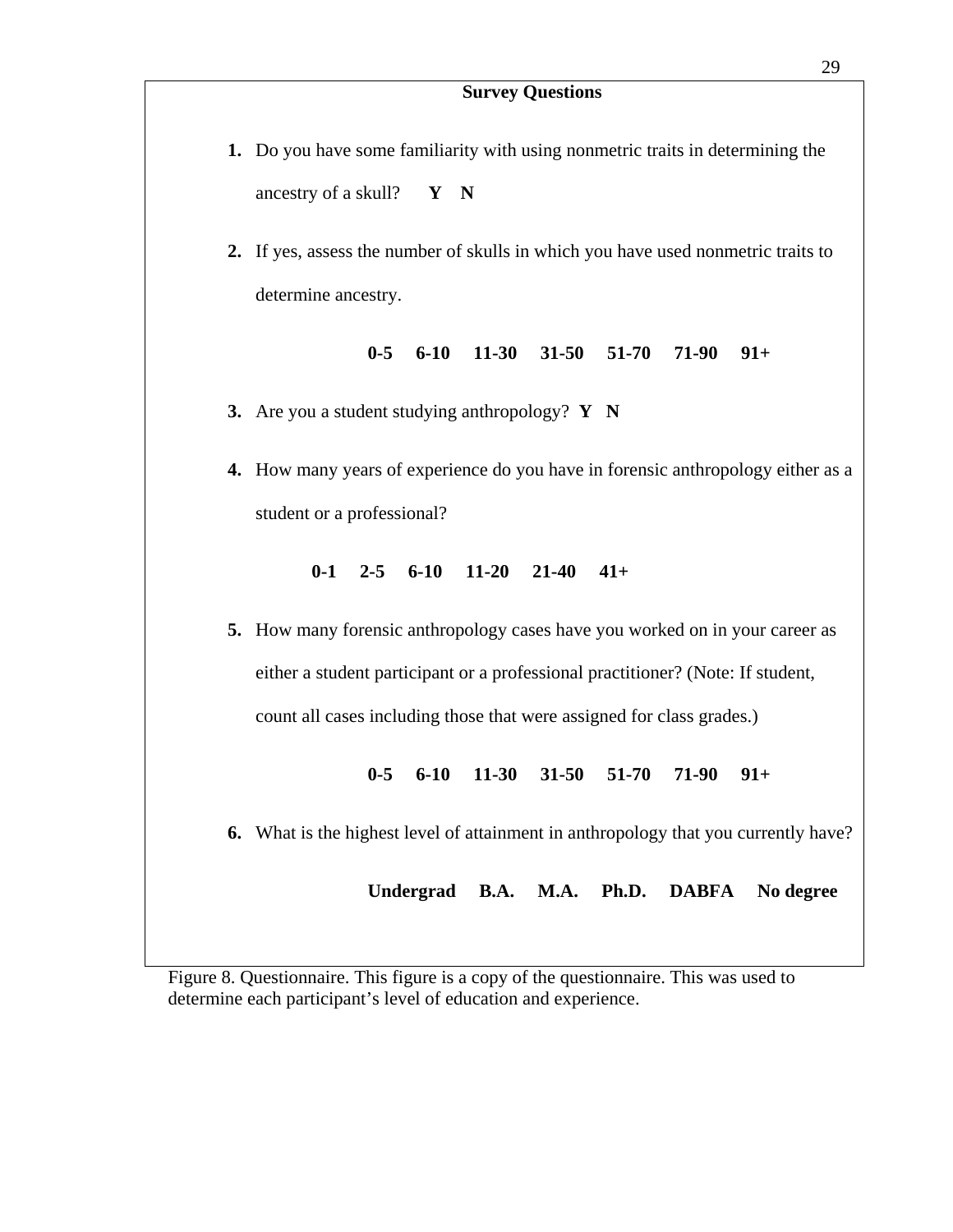**Survey Questions**

1. Do you have some familiarity with using nonmetric traits in determining the ancestry of a skull? **Y N**

2. If yes, assess the number of skulls in which you have used nonmetric traits to determine ancestry.

   **0-5 6-10 11-30 31-50 51-70 71-90 91+**

3. Are you a student studying anthropology? **Y N**

4. How many years of experience do you have in forensic anthropology either as a student or a professional?

   **0-1 2-5 6-10 11-20 21-40 41+**

5. How many forensic anthropology cases have you worked on in your career as either a student participant or a professional practitioner? (Note: If student, count all cases including those that were assigned for class grades.)

   **0-5 6-10 11-30 31-50 51-70 71-90 91+**

6. What is the highest level of attainment in anthropology that you currently have?

   **Undergrad B.A. M.A. Ph.D. DABFA No degree**

Figure 8. Questionnaire. This figure is a copy of the questionnaire. This was used to determine each participant's level of education and experience.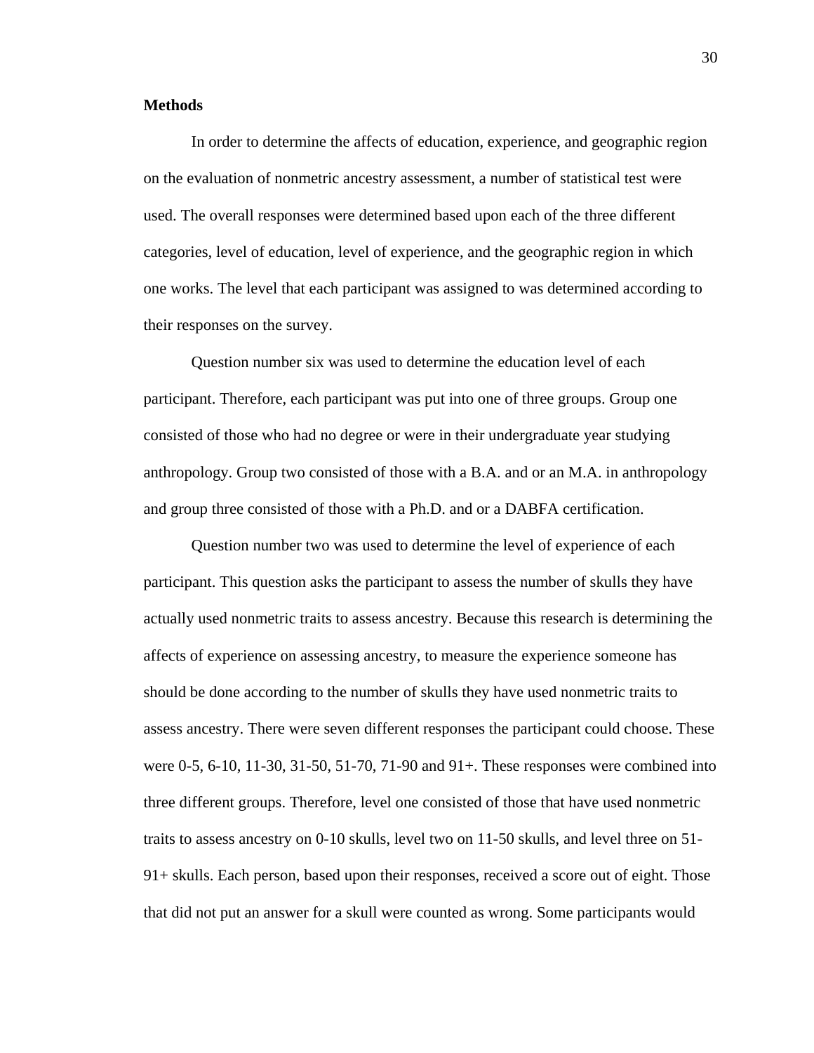**Methods**

In order to determine the affects of education, experience, and geographic region on the evaluation of nonmetric ancestry assessment, a number of statistical test were used. The overall responses were determined based upon each of the three different categories, level of education, level of experience, and the geographic region in which one works. The level that each participant was assigned to was determined according to their responses on the survey.

Question number six was used to determine the education level of each participant. Therefore, each participant was put into one of three groups. Group one consisted of those who had no degree or were in their undergraduate year studying anthropology. Group two consisted of those with a B.A. and or an M.A. in anthropology and group three consisted of those with a Ph.D. and or a DABFA certification.

Question number two was used to determine the level of experience of each participant. This question asks the participant to assess the number of skulls they have actually used nonmetric traits to assess ancestry. Because this research is determining the affects of experience on assessing ancestry, to measure the experience someone has should be done according to the number of skulls they have used nonmetric traits to assess ancestry. There were seven different responses the participant could choose. These were 0-5, 6-10, 11-30, 31-50, 51-70, 71-90 and 91+. These responses were combined into three different groups. Therefore, level one consisted of those that have used nonmetric traits to assess ancestry on 0-10 skulls, level two on 11-50 skulls, and level three on 51-91+ skulls. Each person, based upon their responses, received a score out of eight. Those that did not put an answer for a skull were counted as wrong. Some participants would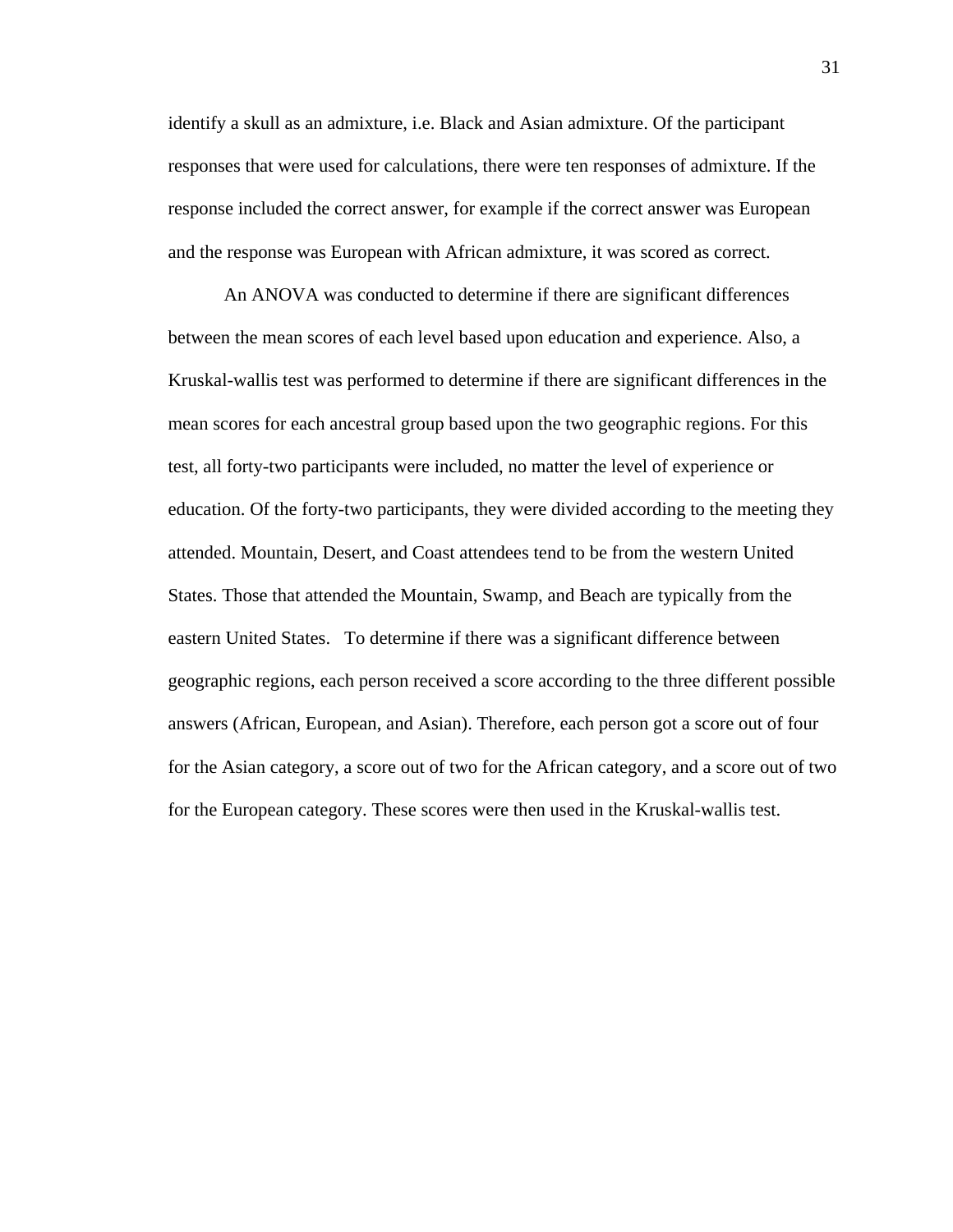identify a skull as an admixture, i.e. Black and Asian admixture. Of the participant responses that were used for calculations, there were ten responses of admixture. If the response included the correct answer, for example if the correct answer was European and the response was European with African admixture, it was scored as correct.

An ANOVA was conducted to determine if there are significant differences between the mean scores of each level based upon education and experience. Also, a Kruskal-wallis test was performed to determine if there are significant differences in the mean scores for each ancestral group based upon the two geographic regions. For this test, all forty-two participants were included, no matter the level of experience or education. Of the forty-two participants, they were divided according to the meeting they attended. Mountain, Desert, and Coast attendees tend to be from the western United States. Those that attended the Mountain, Swamp, and Beach are typically from the eastern United States. To determine if there was a significant difference between geographic regions, each person received a score according to the three different possible answers (African, European, and Asian). Therefore, each person got a score out of four for the Asian category, a score out of two for the African category, and a score out of two for the European category. These scores were then used in the Kruskal-wallis test.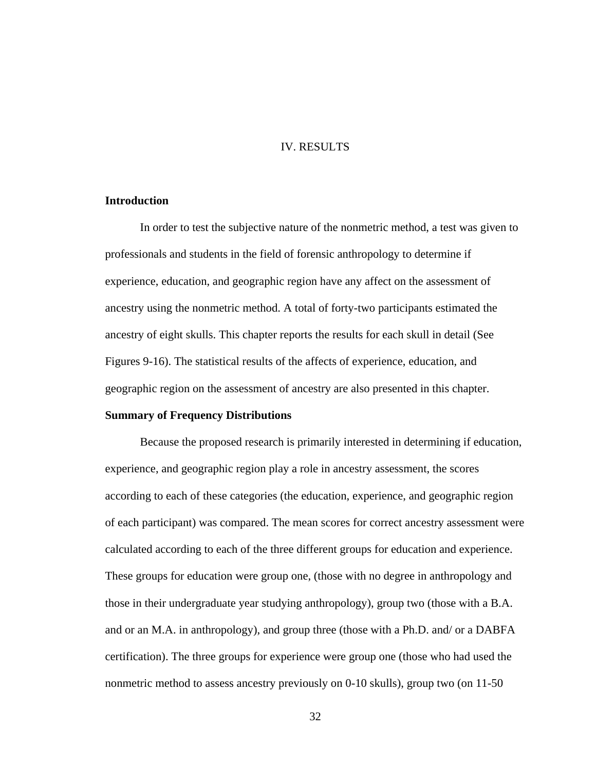# IV. RESULTS

**Introduction**

In order to test the subjective nature of the nonmetric method, a test was given to professionals and students in the field of forensic anthropology to determine if experience, education, and geographic region have any affect on the assessment of ancestry using the nonmetric method. A total of forty-two participants estimated the ancestry of eight skulls. This chapter reports the results for each skull in detail (See Figures 9-16). The statistical results of the affects of experience, education, and geographic region on the assessment of ancestry are also presented in this chapter.

**Summary of Frequency Distributions**

Because the proposed research is primarily interested in determining if education, experience, and geographic region play a role in ancestry assessment, the scores according to each of these categories (the education, experience, and geographic region of each participant) was compared. The mean scores for correct ancestry assessment were calculated according to each of the three different groups for education and experience. These groups for education were group one, (those with no degree in anthropology and those in their undergraduate year studying anthropology), group two (those with a B.A. and or an M.A. in anthropology), and group three (those with a Ph.D. and/ or a DABFA certification). The three groups for experience were group one (those who had used the nonmetric method to assess ancestry previously on 0-10 skulls), group two (on 11-50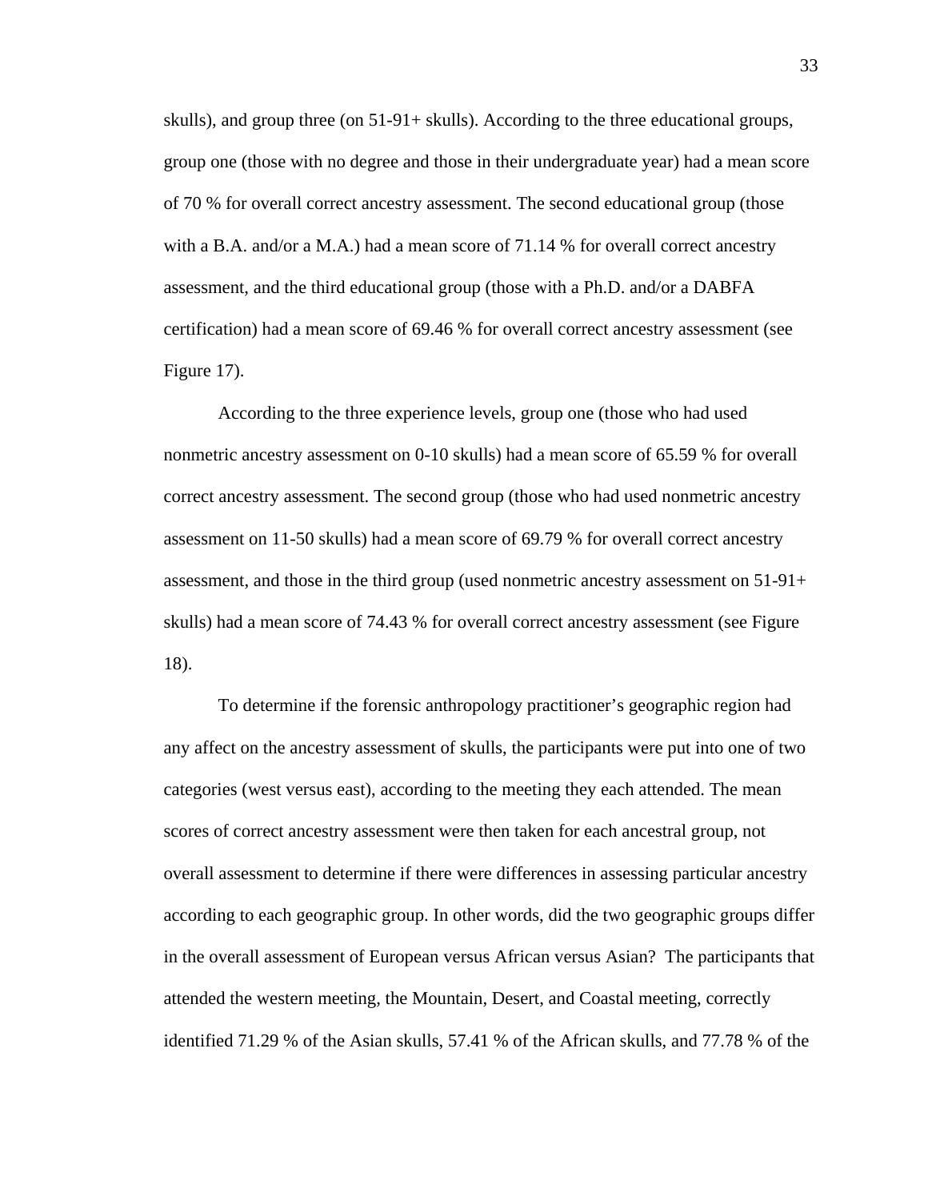skulls), and group three (on 51-91+ skulls). According to the three educational groups, group one (those with no degree and those in their undergraduate year) had a mean score of 70 % for overall correct ancestry assessment. The second educational group (those with a B.A. and/or a M.A.) had a mean score of 71.14 % for overall correct ancestry assessment, and the third educational group (those with a Ph.D. and/or a DABFA certification) had a mean score of 69.46 % for overall correct ancestry assessment (see Figure 17).

According to the three experience levels, group one (those who had used nonmetric ancestry assessment on 0-10 skulls) had a mean score of 65.59 % for overall correct ancestry assessment. The second group (those who had used nonmetric ancestry assessment on 11-50 skulls) had a mean score of 69.79 % for overall correct ancestry assessment, and those in the third group (used nonmetric ancestry assessment on 51-91+ skulls) had a mean score of 74.43 % for overall correct ancestry assessment (see Figure 18).

To determine if the forensic anthropology practitioner's geographic region had any affect on the ancestry assessment of skulls, the participants were put into one of two categories (west versus east), according to the meeting they each attended. The mean scores of correct ancestry assessment were then taken for each ancestral group, not overall assessment to determine if there were differences in assessing particular ancestry according to each geographic group. In other words, did the two geographic groups differ in the overall assessment of European versus African versus Asian? The participants that attended the western meeting, the Mountain, Desert, and Coastal meeting, correctly identified 71.29 % of the Asian skulls, 57.41 % of the African skulls, and 77.78 % of the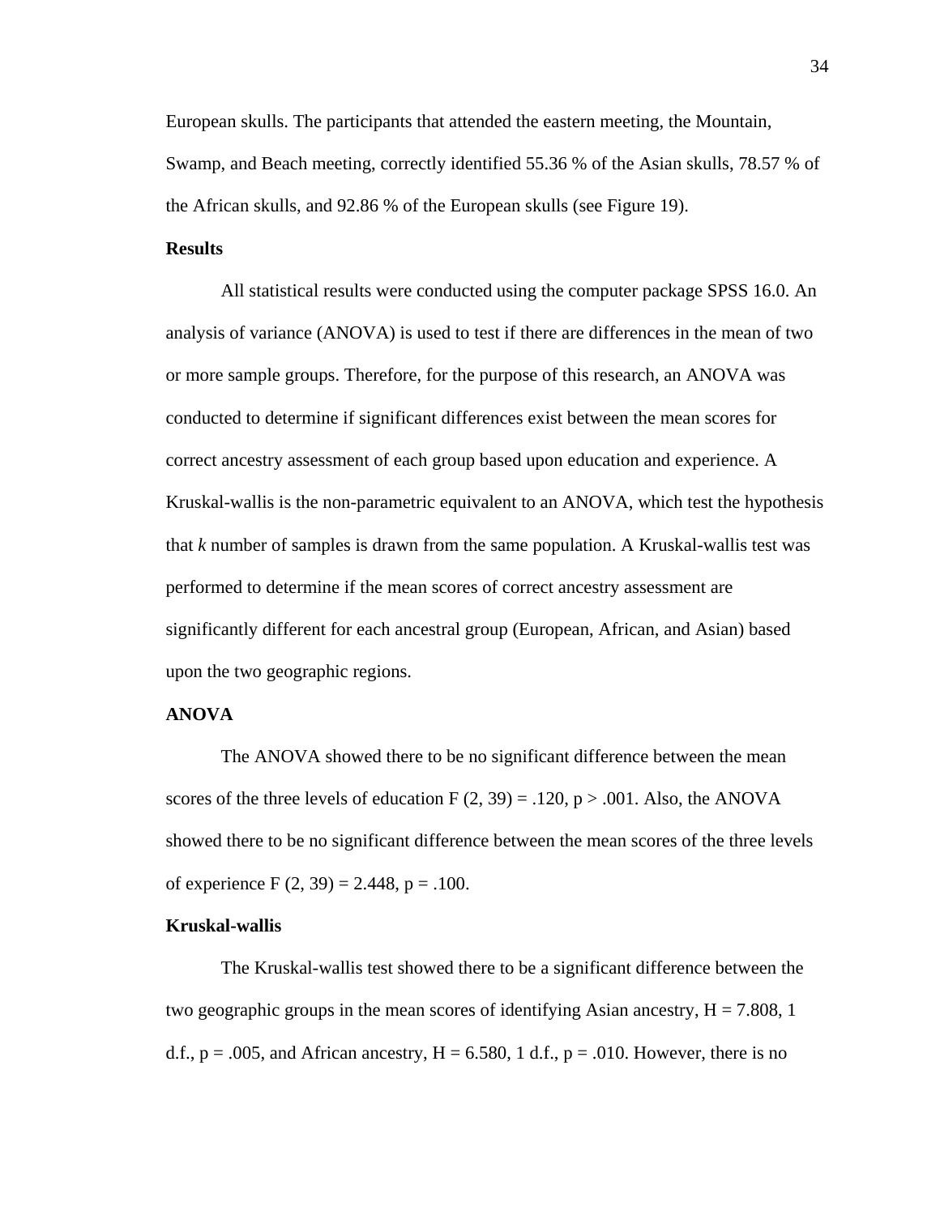European skulls. The participants that attended the eastern meeting, the Mountain, Swamp, and Beach meeting, correctly identified 55.36 % of the Asian skulls, 78.57 % of the African skulls, and 92.86 % of the European skulls (see Figure 19).

**Results**

All statistical results were conducted using the computer package SPSS 16.0. An analysis of variance (ANOVA) is used to test if there are differences in the mean of two or more sample groups. Therefore, for the purpose of this research, an ANOVA was conducted to determine if significant differences exist between the mean scores for correct ancestry assessment of each group based upon education and experience. A Kruskal-wallis is the non-parametric equivalent to an ANOVA, which test the hypothesis that *k* number of samples is drawn from the same population. A Kruskal-wallis test was performed to determine if the mean scores of correct ancestry assessment are significantly different for each ancestral group (European, African, and Asian) based upon the two geographic regions.

**ANOVA**

The ANOVA showed there to be no significant difference between the mean scores of the three levels of education $F(2, 39) = .120$, $p > .001$. Also, the ANOVA showed there to be no significant difference between the mean scores of the three levels of experience $F(2, 39) = 2.448$, $p = .100$.

**Kruskal-wallis**

The Kruskal-wallis test showed there to be a significant difference between the two geographic groups in the mean scores of identifying Asian ancestry, $H = 7.808$, 1 d.f., $p = .005$, and African ancestry, $H = 6.580$, 1 d.f., $p = .010$. However, there is no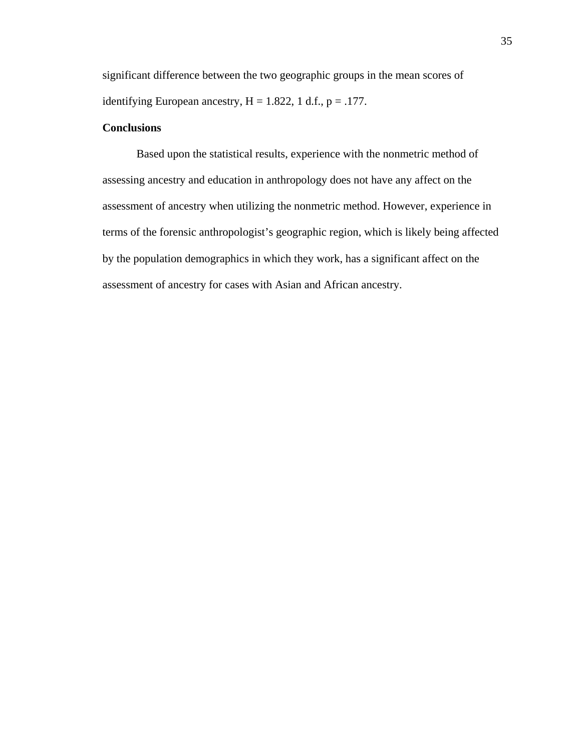significant difference between the two geographic groups in the mean scores of identifying European ancestry, $H = 1.822$, 1 d.f., $p = .177$.

**Conclusions**

Based upon the statistical results, experience with the nonmetric method of assessing ancestry and education in anthropology does not have any affect on the assessment of ancestry when utilizing the nonmetric method. However, experience in terms of the forensic anthropologist's geographic region, which is likely being affected by the population demographics in which they work, has a significant affect on the assessment of ancestry for cases with Asian and African ancestry.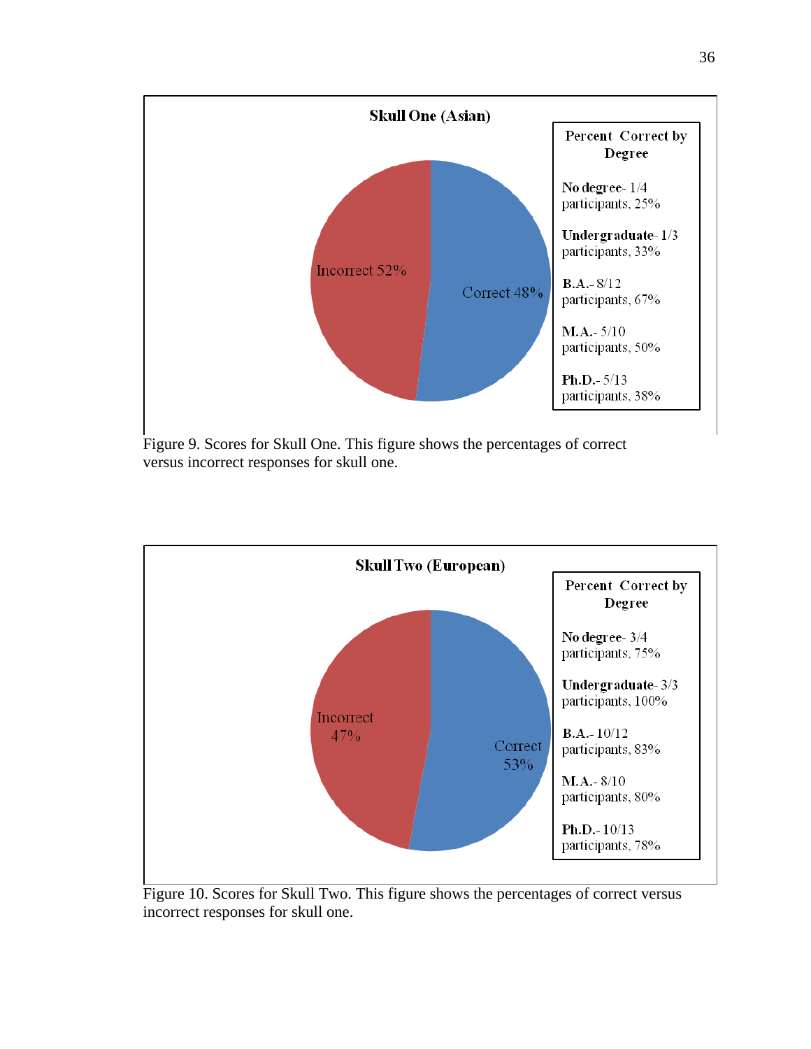**Skull One (Asian)**

Incorrect 52%

Correct 48%

**Percent Correct by Degree**

**No degree**- 1/4 participants, 25%

**Undergraduate**- 1/3 participants, 33%

**B.A.**- 8/12 participants, 67%

**M.A.**- 5/10 participants, 50%

**Ph.D.**- 5/13 participants, 38%

Figure 9. Scores for Skull One. This figure shows the percentages of correct versus incorrect responses for skull one.

**Skull Two (European)**

Incorrect 47%

Correct 53%

**Percent Correct by Degree**

**No degree**- 3/4 participants, 75%

**Undergraduate**- 3/3 participants, 100%

**B.A.**- 10/12 participants, 83%

**M.A.**- 8/10 participants, 80%

**Ph.D.**- 10/13 participants, 78%

Figure 10. Scores for Skull Two. This figure shows the percentages of correct versus incorrect responses for skull one.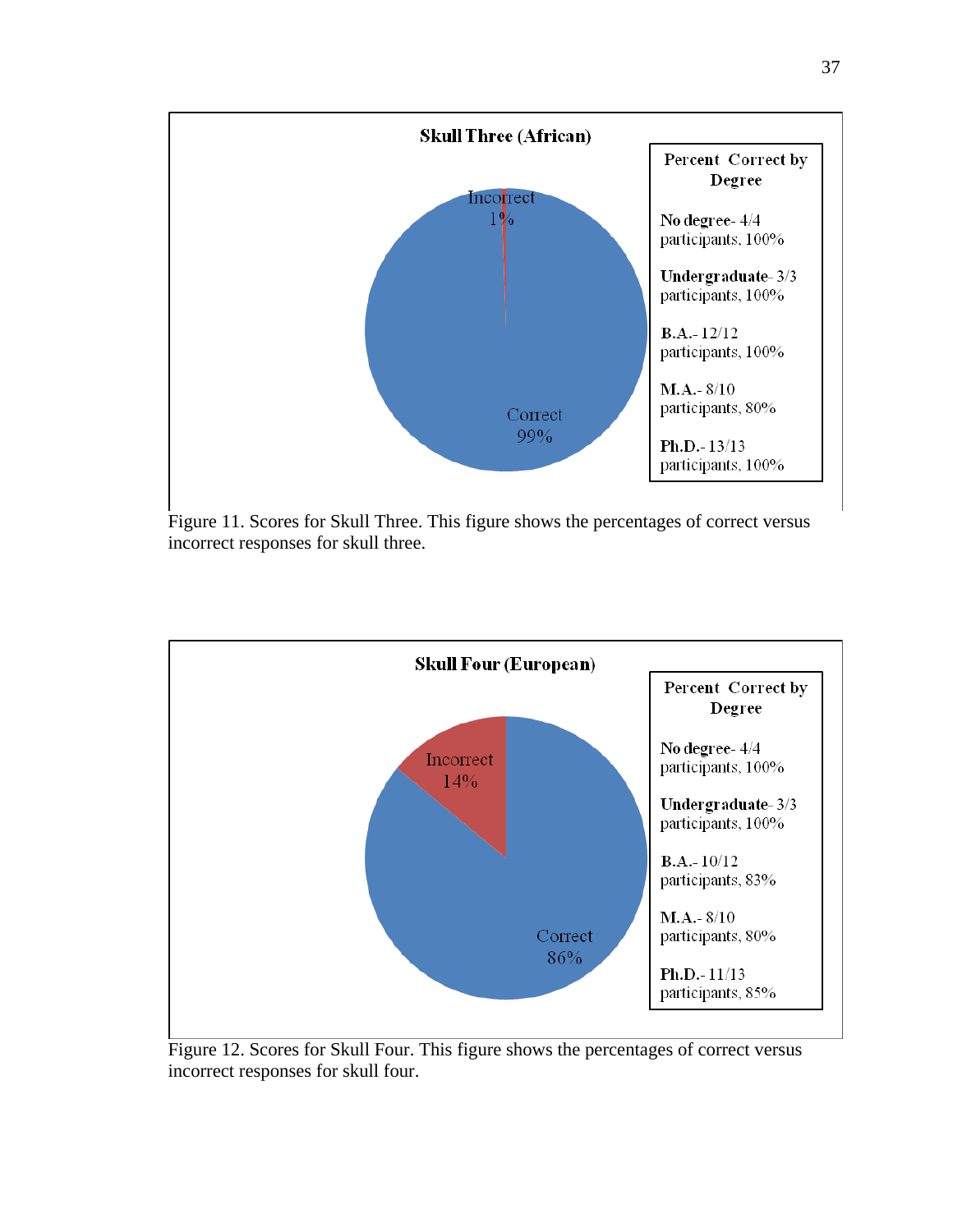**Skull Three (African)**

Incorrect 1%

Correct 99%

**Percent Correct by Degree**

**No degree**- 4/4 participants, 100%

**Undergraduate**- 3/3 participants, 100%

**B.A.**- 12/12 participants, 100%

**M.A.**- 8/10 participants, 80%

**Ph.D.**- 13/13 participants, 100%

Figure 11. Scores for Skull Three. This figure shows the percentages of correct versus incorrect responses for skull three.

**Skull Four (European)**

Incorrect 14%

Correct 86%

**Percent Correct by Degree**

**No degree**- 4/4 participants, 100%

**Undergraduate**- 3/3 participants, 100%

**B.A.**- 10/12 participants, 83%

**M.A.**- 8/10 participants, 80%

**Ph.D.**- 11/13 participants, 85%

Figure 12. Scores for Skull Four. This figure shows the percentages of correct versus incorrect responses for skull four.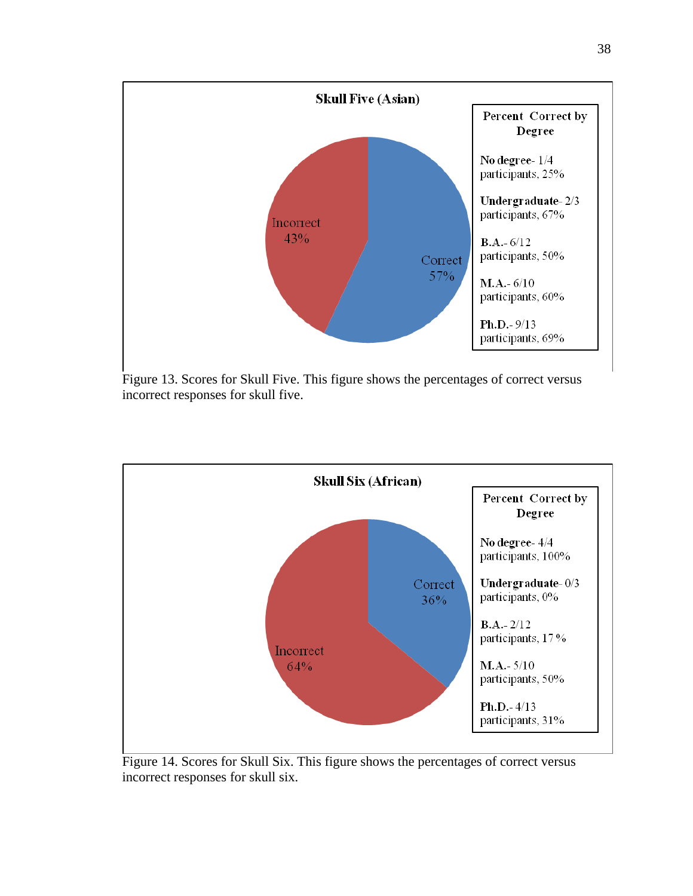**Skull Five (Asian)**

Incorrect 43%

Correct 57%

**Percent Correct by Degree**

**No degree**- 1/4 participants, 25%

**Undergraduate**- 2/3 participants, 67%

**B.A.**- 6/12 participants, 50%

**M.A.**- 6/10 participants, 60%

**Ph.D.**- 9/13 participants, 69%

Figure 13. Scores for Skull Five. This figure shows the percentages of correct versus incorrect responses for skull five.

**Skull Six (African)**

Correct 36%

Incorrect 64%

**Percent Correct by Degree**

**No degree**- 4/4 participants, 100%

**Undergraduate**- 0/3 participants, 0%

**B.A.**- 2/12 participants, 17%

**M.A.**- 5/10 participants, 50%

**Ph.D.**- 4/13 participants, 31%

Figure 14. Scores for Skull Six. This figure shows the percentages of correct versus incorrect responses for skull six.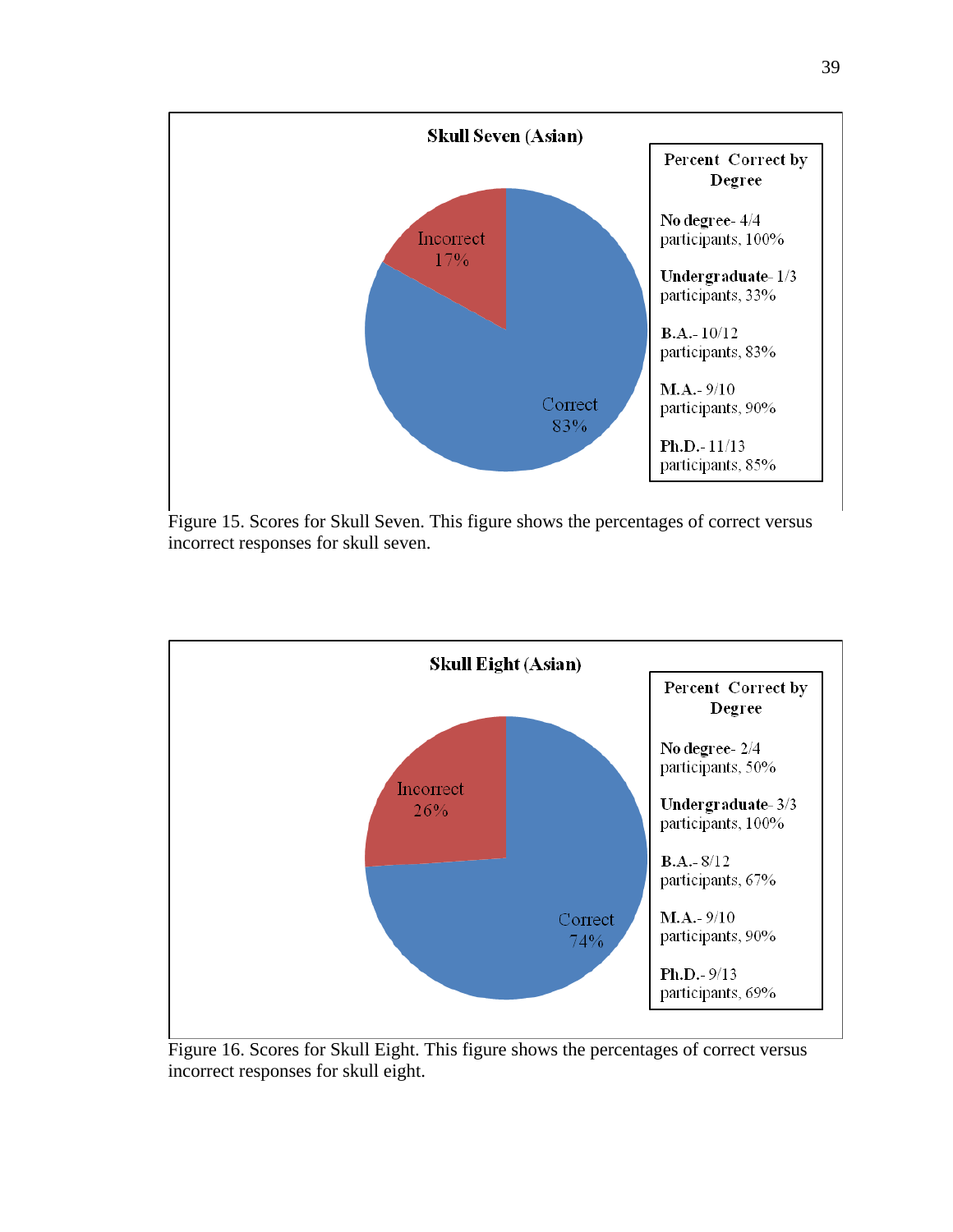**Skull Seven (Asian)**

Incorrect 17%

Correct 83%

**Percent Correct by Degree**

**No degree**- 4/4 participants, 100%

**Undergraduate**- 1/3 participants, 33%

**B.A.**- 10/12 participants, 83%

**M.A.**- 9/10 participants, 90%

**Ph.D.**- 11/13 participants, 85%

Figure 15. Scores for Skull Seven. This figure shows the percentages of correct versus incorrect responses for skull seven.

**Skull Eight (Asian)**

Incorrect 26%

Correct 74%

**Percent Correct by Degree**

**No degree**- 2/4 participants, 50%

**Undergraduate**- 3/3 participants, 100%

**B.A.**- 8/12 participants, 67%

**M.A.**- 9/10 participants, 90%

**Ph.D.**- 9/13 participants, 69%

Figure 16. Scores for Skull Eight. This figure shows the percentages of correct versus incorrect responses for skull eight.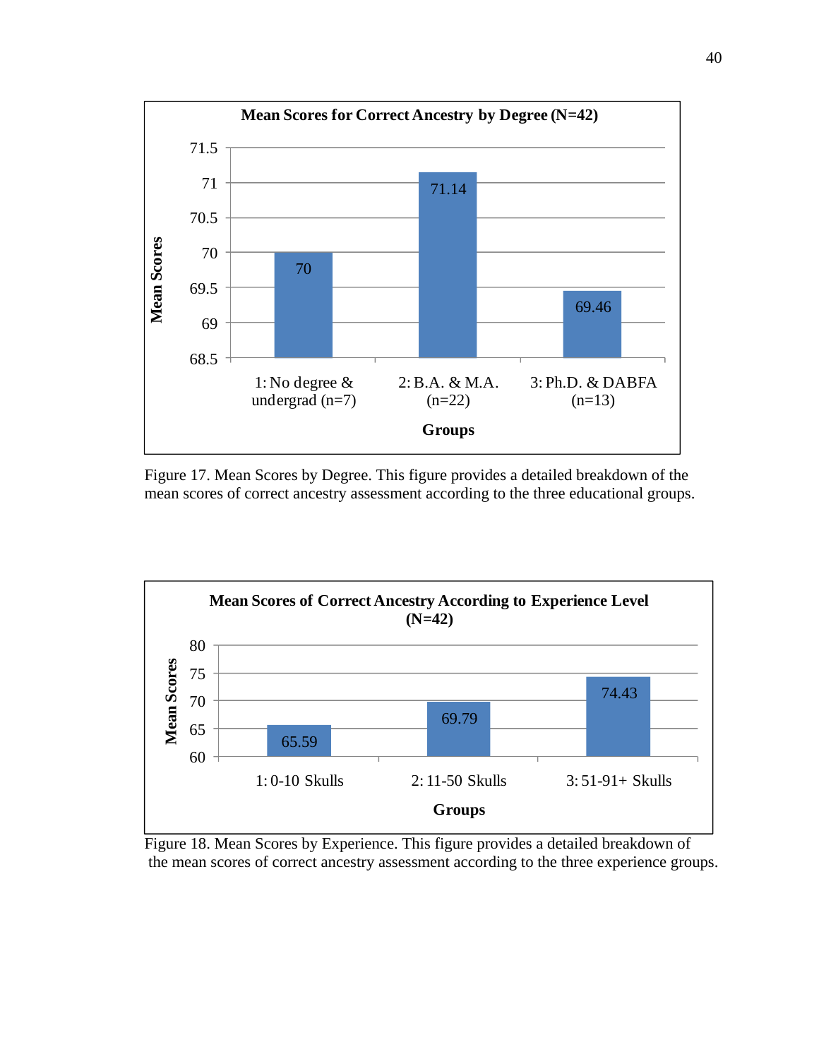**Mean Scores for Correct Ancestry by Degree (N=42)**

| Groups | Mean Scores |
|---|---|
| 1: No degree & undergrad (n=7) | 70 |
| 2: B.A. & M.A. (n=22) | 71.14 |
| 3: Ph.D. & DABFA (n=13) | 69.46 |

Figure 17. Mean Scores by Degree. This figure provides a detailed breakdown of the mean scores of correct ancestry assessment according to the three educational groups.

**Mean Scores of Correct Ancestry According to Experience Level (N=42)**

| Groups | Mean Scores |
|---|---|
| 1: 0-10 Skulls | 65.59 |
| 2: 11-50 Skulls | 69.79 |
| 3: 51-91+ Skulls | 74.43 |

Figure 18. Mean Scores by Experience. This figure provides a detailed breakdown of the mean scores of correct ancestry assessment according to the three experience groups.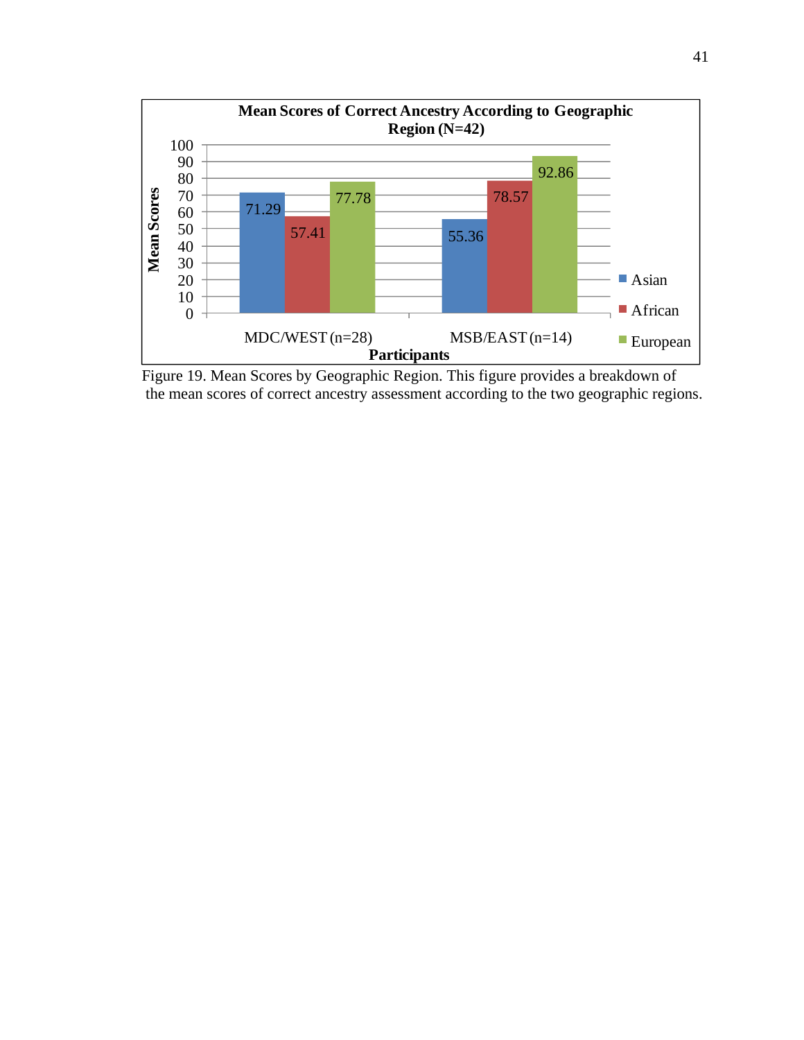**Mean Scores of Correct Ancestry According to Geographic Region (N=42)**

| Participants | Asian | African | European |
|---|---|---|---|
| MDC/WEST (n=28) | 71.29 | 57.41 | 77.78 |
| MSB/EAST (n=14) | 55.36 | 78.57 | 92.86 |

Figure 19. Mean Scores by Geographic Region. This figure provides a breakdown of the mean scores of correct ancestry assessment according to the two geographic regions.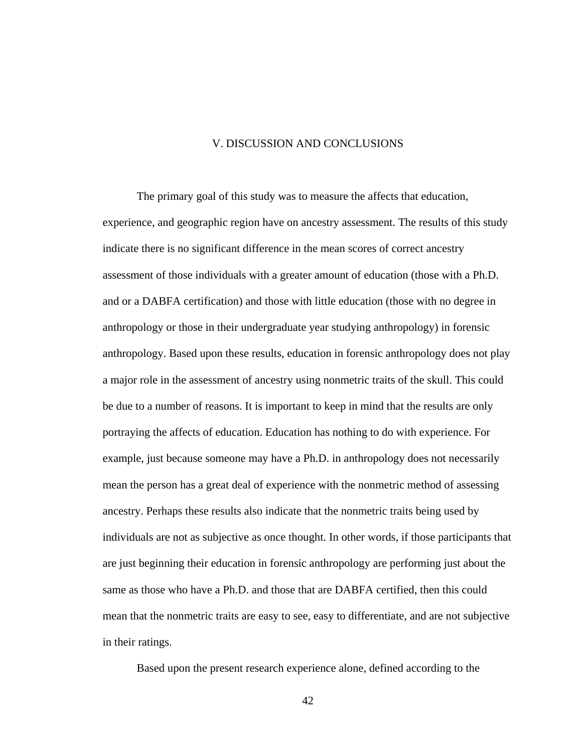# V. DISCUSSION AND CONCLUSIONS

The primary goal of this study was to measure the affects that education, experience, and geographic region have on ancestry assessment. The results of this study indicate there is no significant difference in the mean scores of correct ancestry assessment of those individuals with a greater amount of education (those with a Ph.D. and or a DABFA certification) and those with little education (those with no degree in anthropology or those in their undergraduate year studying anthropology) in forensic anthropology. Based upon these results, education in forensic anthropology does not play a major role in the assessment of ancestry using nonmetric traits of the skull. This could be due to a number of reasons. It is important to keep in mind that the results are only portraying the affects of education. Education has nothing to do with experience. For example, just because someone may have a Ph.D. in anthropology does not necessarily mean the person has a great deal of experience with the nonmetric method of assessing ancestry. Perhaps these results also indicate that the nonmetric traits being used by individuals are not as subjective as once thought. In other words, if those participants that are just beginning their education in forensic anthropology are performing just about the same as those who have a Ph.D. and those that are DABFA certified, then this could mean that the nonmetric traits are easy to see, easy to differentiate, and are not subjective in their ratings.

Based upon the present research experience alone, defined according to the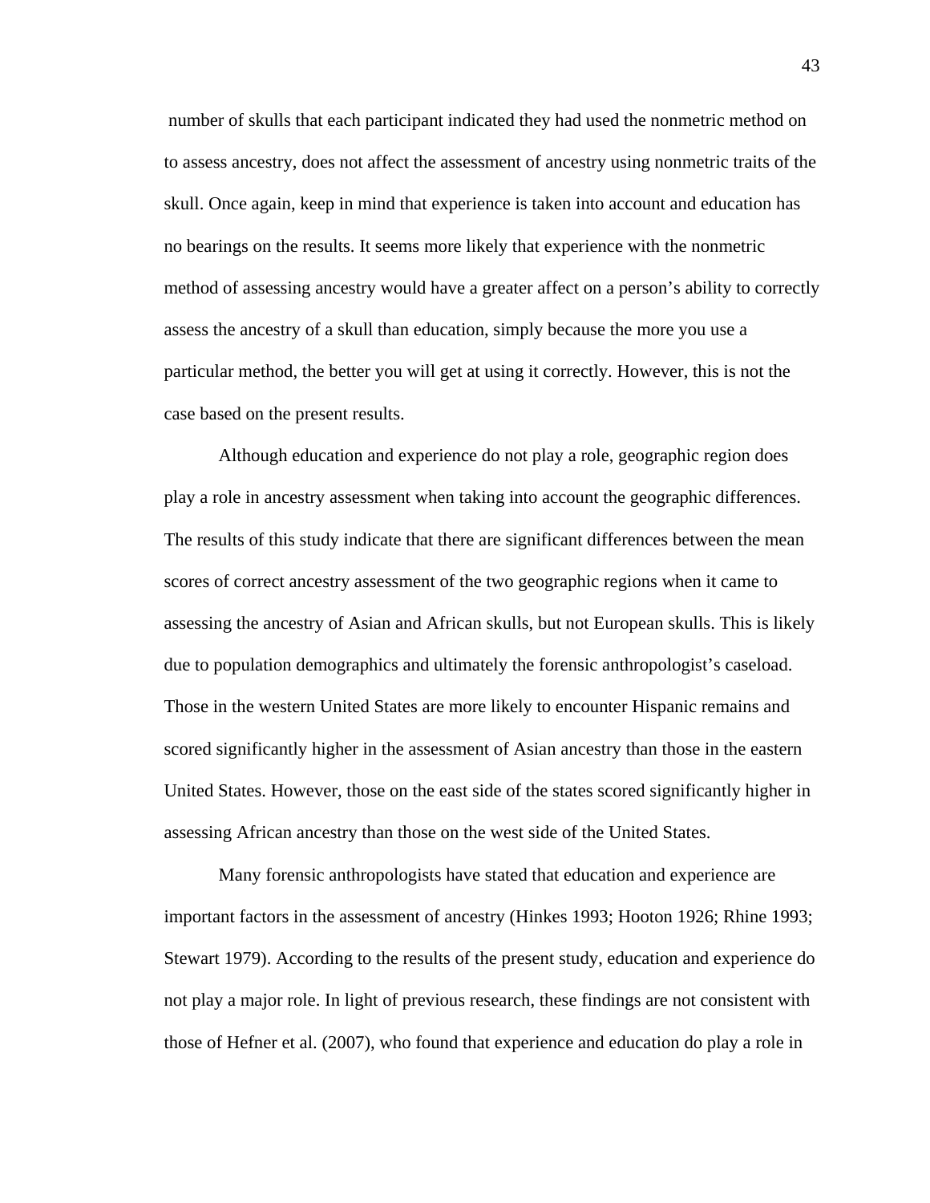number of skulls that each participant indicated they had used the nonmetric method on to assess ancestry, does not affect the assessment of ancestry using nonmetric traits of the skull. Once again, keep in mind that experience is taken into account and education has no bearings on the results. It seems more likely that experience with the nonmetric method of assessing ancestry would have a greater affect on a person's ability to correctly assess the ancestry of a skull than education, simply because the more you use a particular method, the better you will get at using it correctly. However, this is not the case based on the present results.

Although education and experience do not play a role, geographic region does play a role in ancestry assessment when taking into account the geographic differences. The results of this study indicate that there are significant differences between the mean scores of correct ancestry assessment of the two geographic regions when it came to assessing the ancestry of Asian and African skulls, but not European skulls. This is likely due to population demographics and ultimately the forensic anthropologist's caseload. Those in the western United States are more likely to encounter Hispanic remains and scored significantly higher in the assessment of Asian ancestry than those in the eastern United States. However, those on the east side of the states scored significantly higher in assessing African ancestry than those on the west side of the United States.

Many forensic anthropologists have stated that education and experience are important factors in the assessment of ancestry (Hinkes 1993; Hooton 1926; Rhine 1993; Stewart 1979). According to the results of the present study, education and experience do not play a major role. In light of previous research, these findings are not consistent with those of Hefner et al. (2007), who found that experience and education do play a role in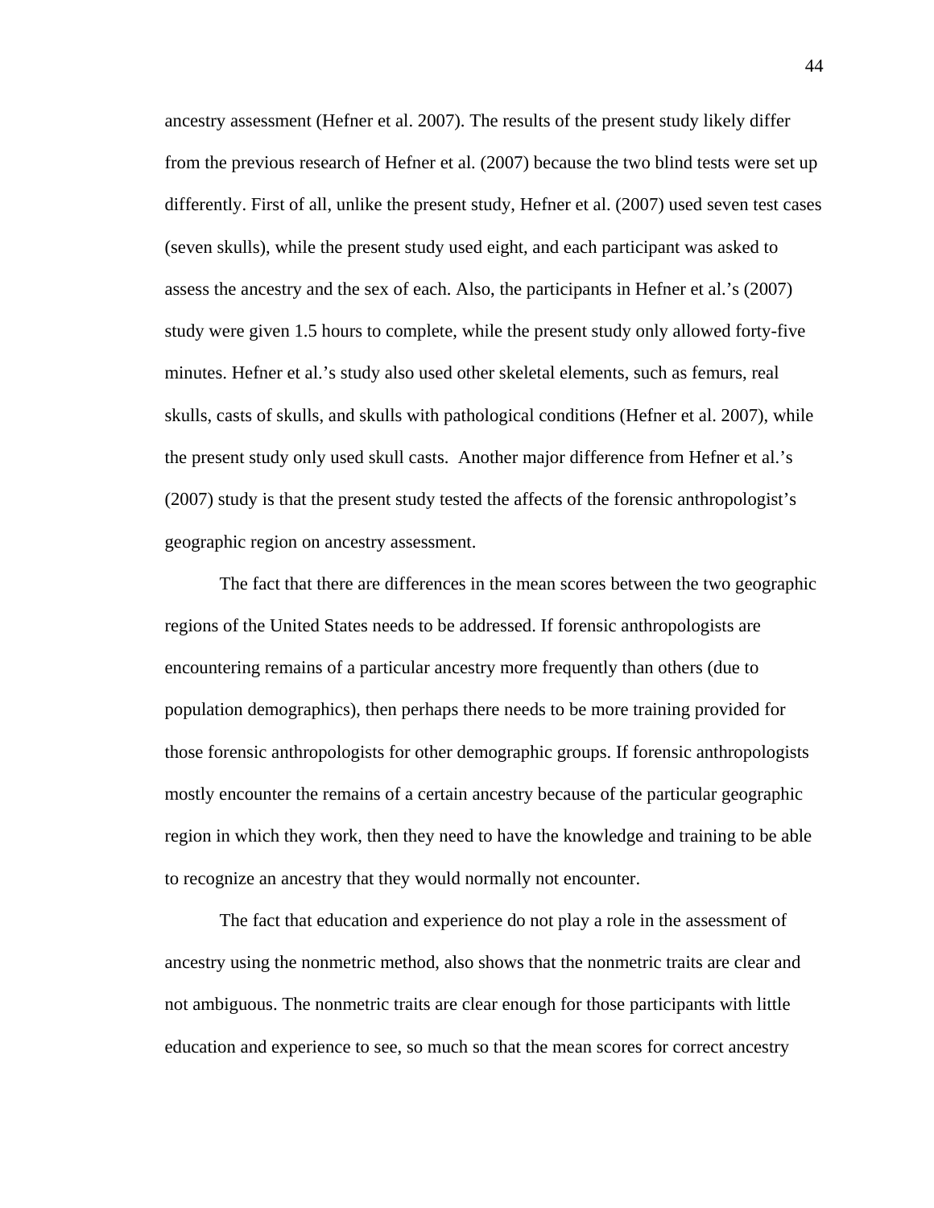ancestry assessment (Hefner et al. 2007). The results of the present study likely differ from the previous research of Hefner et al. (2007) because the two blind tests were set up differently. First of all, unlike the present study, Hefner et al. (2007) used seven test cases (seven skulls), while the present study used eight, and each participant was asked to assess the ancestry and the sex of each. Also, the participants in Hefner et al.'s (2007) study were given 1.5 hours to complete, while the present study only allowed forty-five minutes. Hefner et al.'s study also used other skeletal elements, such as femurs, real skulls, casts of skulls, and skulls with pathological conditions (Hefner et al. 2007), while the present study only used skull casts. Another major difference from Hefner et al.'s (2007) study is that the present study tested the affects of the forensic anthropologist's geographic region on ancestry assessment.

The fact that there are differences in the mean scores between the two geographic regions of the United States needs to be addressed. If forensic anthropologists are encountering remains of a particular ancestry more frequently than others (due to population demographics), then perhaps there needs to be more training provided for those forensic anthropologists for other demographic groups. If forensic anthropologists mostly encounter the remains of a certain ancestry because of the particular geographic region in which they work, then they need to have the knowledge and training to be able to recognize an ancestry that they would normally not encounter.

The fact that education and experience do not play a role in the assessment of ancestry using the nonmetric method, also shows that the nonmetric traits are clear and not ambiguous. The nonmetric traits are clear enough for those participants with little education and experience to see, so much so that the mean scores for correct ancestry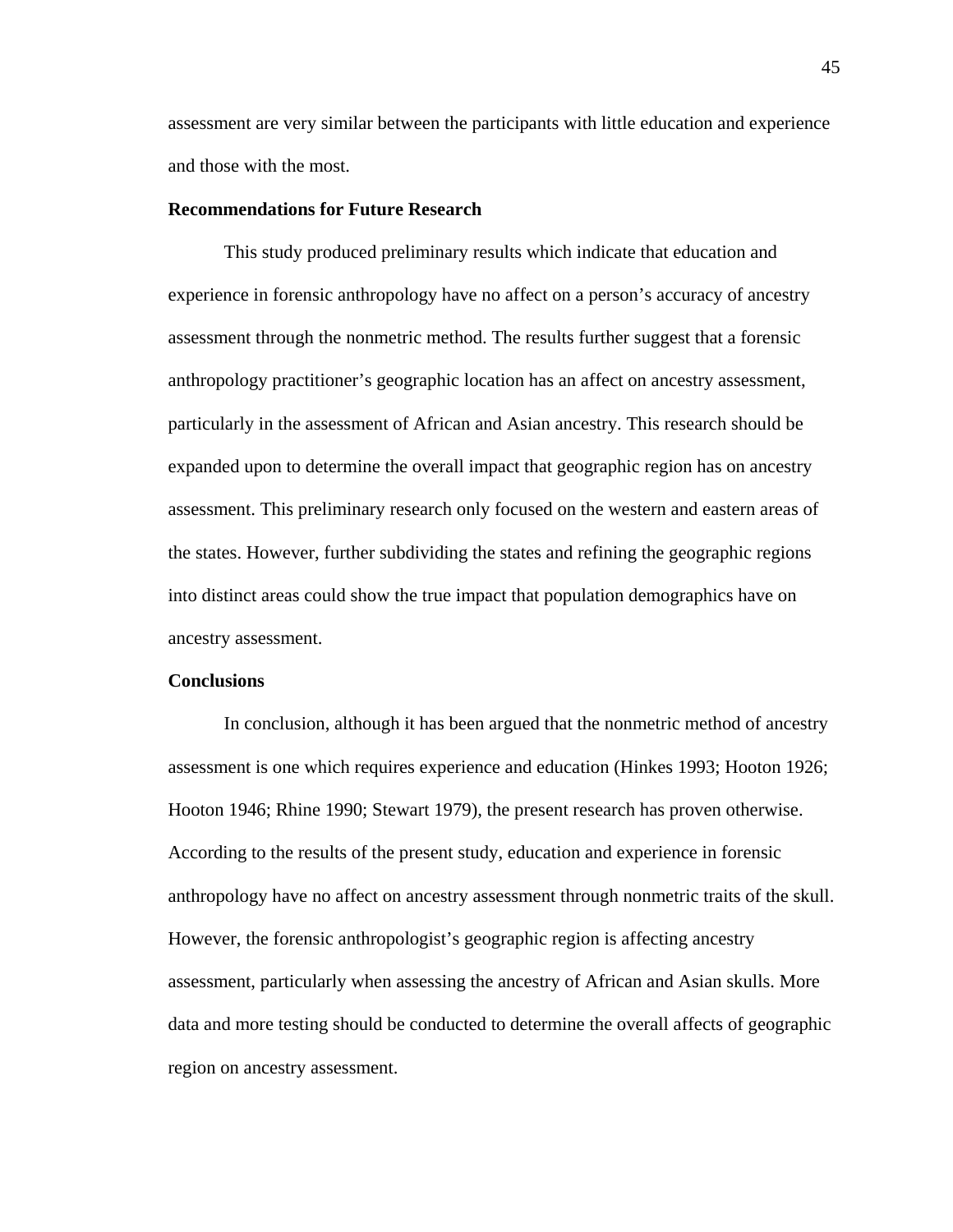assessment are very similar between the participants with little education and experience and those with the most.

**Recommendations for Future Research**

This study produced preliminary results which indicate that education and experience in forensic anthropology have no affect on a person's accuracy of ancestry assessment through the nonmetric method. The results further suggest that a forensic anthropology practitioner's geographic location has an affect on ancestry assessment, particularly in the assessment of African and Asian ancestry. This research should be expanded upon to determine the overall impact that geographic region has on ancestry assessment. This preliminary research only focused on the western and eastern areas of the states. However, further subdividing the states and refining the geographic regions into distinct areas could show the true impact that population demographics have on ancestry assessment.

**Conclusions**

In conclusion, although it has been argued that the nonmetric method of ancestry assessment is one which requires experience and education (Hinkes 1993; Hooton 1926; Hooton 1946; Rhine 1990; Stewart 1979), the present research has proven otherwise. According to the results of the present study, education and experience in forensic anthropology have no affect on ancestry assessment through nonmetric traits of the skull. However, the forensic anthropologist's geographic region is affecting ancestry assessment, particularly when assessing the ancestry of African and Asian skulls. More data and more testing should be conducted to determine the overall affects of geographic region on ancestry assessment.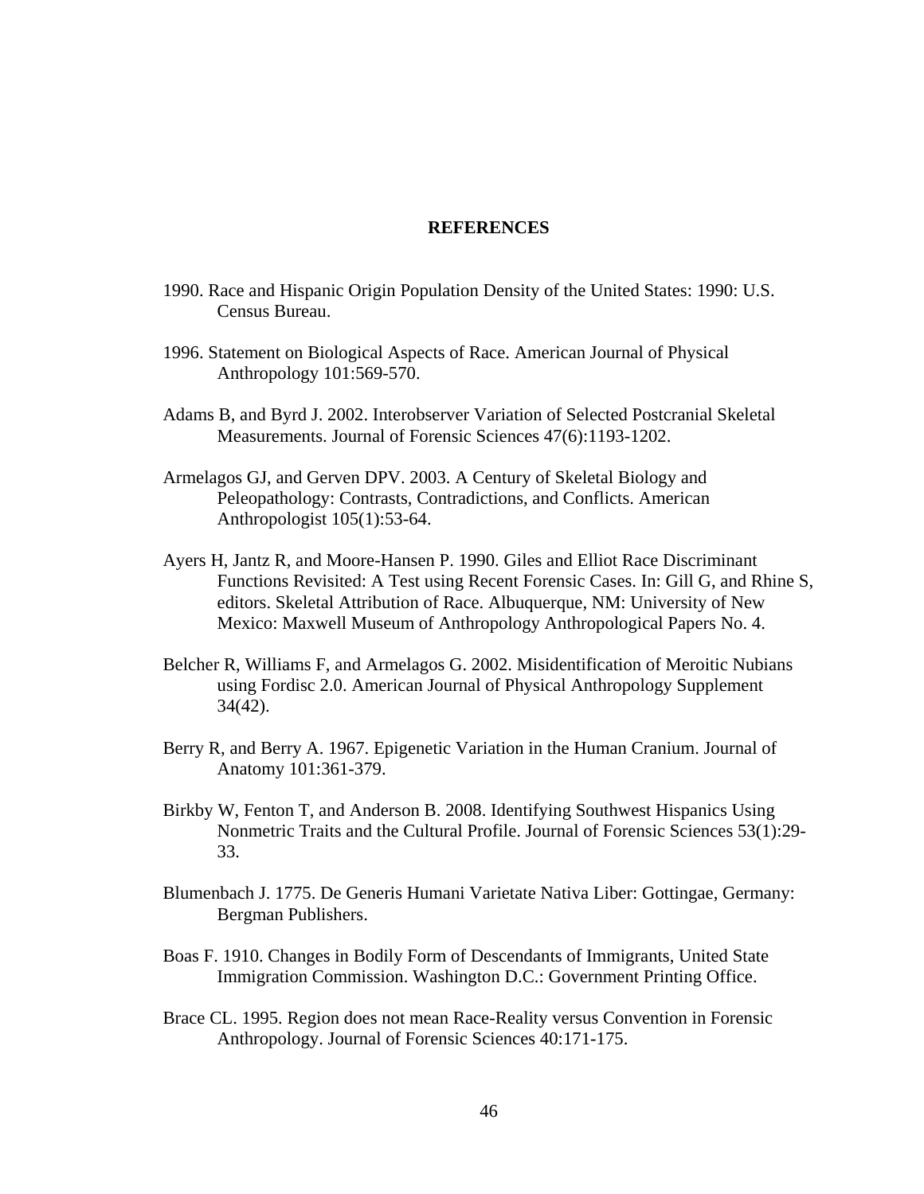## REFERENCES

1990. Race and Hispanic Origin Population Density of the United States: 1990: U.S. Census Bureau.

1996. Statement on Biological Aspects of Race. American Journal of Physical Anthropology 101:569-570.

Adams B, and Byrd J. 2002. Interobserver Variation of Selected Postcranial Skeletal Measurements. Journal of Forensic Sciences 47(6):1193-1202.

Armelagos GJ, and Gerven DPV. 2003. A Century of Skeletal Biology and Peleopathology: Contrasts, Contradictions, and Conflicts. American Anthropologist 105(1):53-64.

Ayers H, Jantz R, and Moore-Hansen P. 1990. Giles and Elliot Race Discriminant Functions Revisited: A Test using Recent Forensic Cases. In: Gill G, and Rhine S, editors. Skeletal Attribution of Race. Albuquerque, NM: University of New Mexico: Maxwell Museum of Anthropology Anthropological Papers No. 4.

Belcher R, Williams F, and Armelagos G. 2002. Misidentification of Meroitic Nubians using Fordisc 2.0. American Journal of Physical Anthropology Supplement 34(42).

Berry R, and Berry A. 1967. Epigenetic Variation in the Human Cranium. Journal of Anatomy 101:361-379.

Birkby W, Fenton T, and Anderson B. 2008. Identifying Southwest Hispanics Using Nonmetric Traits and the Cultural Profile. Journal of Forensic Sciences 53(1):29-33.

Blumenbach J. 1775. De Generis Humani Varietate Nativa Liber: Gottingae, Germany: Bergman Publishers.

Boas F. 1910. Changes in Bodily Form of Descendants of Immigrants, United State Immigration Commission. Washington D.C.: Government Printing Office.

Brace CL. 1995. Region does not mean Race-Reality versus Convention in Forensic Anthropology. Journal of Forensic Sciences 40:171-175.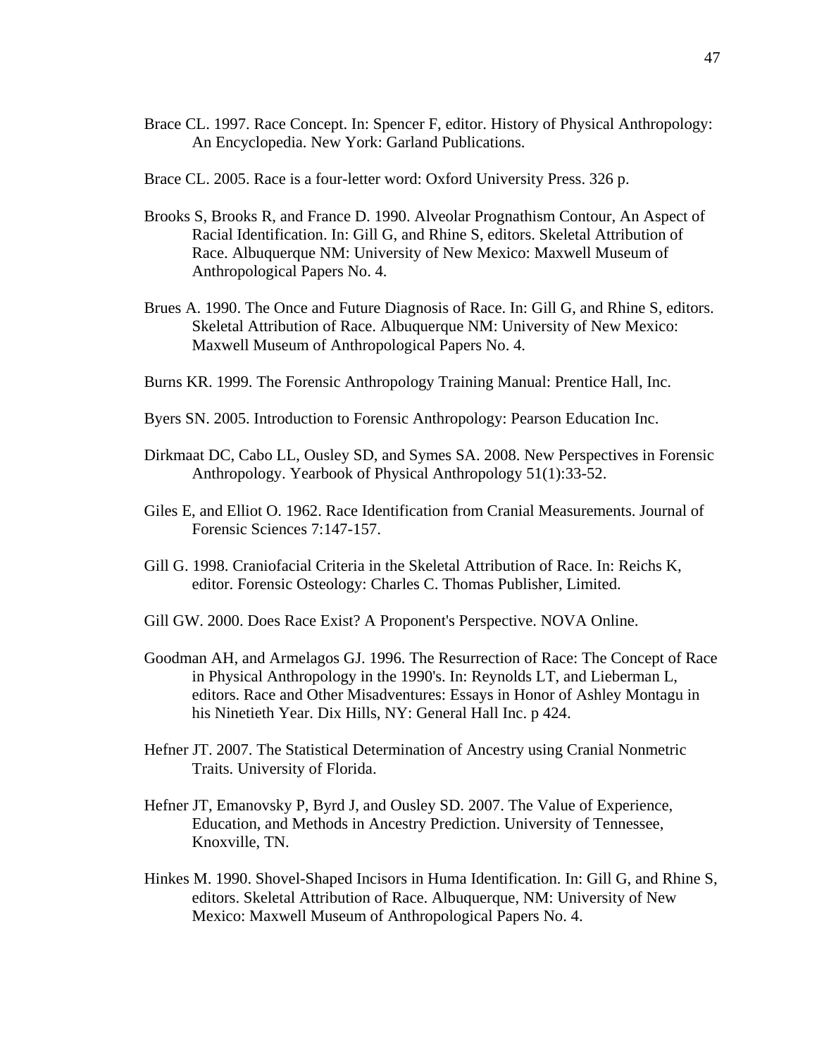Brace CL. 1997. Race Concept. In: Spencer F, editor. History of Physical Anthropology: An Encyclopedia. New York: Garland Publications.

Brace CL. 2005. Race is a four-letter word: Oxford University Press. 326 p.

Brooks S, Brooks R, and France D. 1990. Alveolar Prognathism Contour, An Aspect of Racial Identification. In: Gill G, and Rhine S, editors. Skeletal Attribution of Race. Albuquerque NM: University of New Mexico: Maxwell Museum of Anthropological Papers No. 4.

Brues A. 1990. The Once and Future Diagnosis of Race. In: Gill G, and Rhine S, editors. Skeletal Attribution of Race. Albuquerque NM: University of New Mexico: Maxwell Museum of Anthropological Papers No. 4.

Burns KR. 1999. The Forensic Anthropology Training Manual: Prentice Hall, Inc.

Byers SN. 2005. Introduction to Forensic Anthropology: Pearson Education Inc.

Dirkmaat DC, Cabo LL, Ousley SD, and Symes SA. 2008. New Perspectives in Forensic Anthropology. Yearbook of Physical Anthropology 51(1):33-52.

Giles E, and Elliot O. 1962. Race Identification from Cranial Measurements. Journal of Forensic Sciences 7:147-157.

Gill G. 1998. Craniofacial Criteria in the Skeletal Attribution of Race. In: Reichs K, editor. Forensic Osteology: Charles C. Thomas Publisher, Limited.

Gill GW. 2000. Does Race Exist? A Proponent's Perspective. NOVA Online.

Goodman AH, and Armelagos GJ. 1996. The Resurrection of Race: The Concept of Race in Physical Anthropology in the 1990's. In: Reynolds LT, and Lieberman L, editors. Race and Other Misadventures: Essays in Honor of Ashley Montagu in his Ninetieth Year. Dix Hills, NY: General Hall Inc. p 424.

Hefner JT. 2007. The Statistical Determination of Ancestry using Cranial Nonmetric Traits. University of Florida.

Hefner JT, Emanovsky P, Byrd J, and Ousley SD. 2007. The Value of Experience, Education, and Methods in Ancestry Prediction. University of Tennessee, Knoxville, TN.

Hinkes M. 1990. Shovel-Shaped Incisors in Huma Identification. In: Gill G, and Rhine S, editors. Skeletal Attribution of Race. Albuquerque, NM: University of New Mexico: Maxwell Museum of Anthropological Papers No. 4.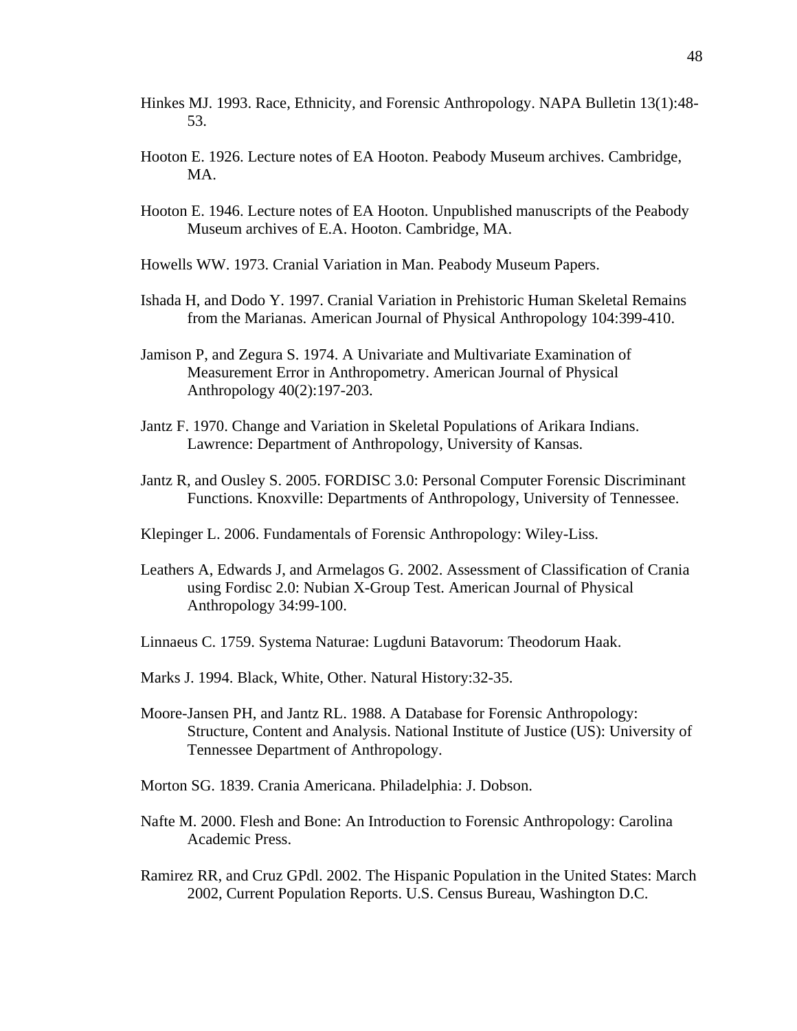Hinkes MJ. 1993. Race, Ethnicity, and Forensic Anthropology. NAPA Bulletin 13(1):48-53.

Hooton E. 1926. Lecture notes of EA Hooton. Peabody Museum archives. Cambridge, MA.

Hooton E. 1946. Lecture notes of EA Hooton. Unpublished manuscripts of the Peabody Museum archives of E.A. Hooton. Cambridge, MA.

Howells WW. 1973. Cranial Variation in Man. Peabody Museum Papers.

Ishada H, and Dodo Y. 1997. Cranial Variation in Prehistoric Human Skeletal Remains from the Marianas. American Journal of Physical Anthropology 104:399-410.

Jamison P, and Zegura S. 1974. A Univariate and Multivariate Examination of Measurement Error in Anthropometry. American Journal of Physical Anthropology 40(2):197-203.

Jantz F. 1970. Change and Variation in Skeletal Populations of Arikara Indians. Lawrence: Department of Anthropology, University of Kansas.

Jantz R, and Ousley S. 2005. FORDISC 3.0: Personal Computer Forensic Discriminant Functions. Knoxville: Departments of Anthropology, University of Tennessee.

Klepinger L. 2006. Fundamentals of Forensic Anthropology: Wiley-Liss.

Leathers A, Edwards J, and Armelagos G. 2002. Assessment of Classification of Crania using Fordisc 2.0: Nubian X-Group Test. American Journal of Physical Anthropology 34:99-100.

Linnaeus C. 1759. Systema Naturae: Lugduni Batavorum: Theodorum Haak.

Marks J. 1994. Black, White, Other. Natural History:32-35.

Moore-Jansen PH, and Jantz RL. 1988. A Database for Forensic Anthropology: Structure, Content and Analysis. National Institute of Justice (US): University of Tennessee Department of Anthropology.

Morton SG. 1839. Crania Americana. Philadelphia: J. Dobson.

Nafte M. 2000. Flesh and Bone: An Introduction to Forensic Anthropology: Carolina Academic Press.

Ramirez RR, and Cruz GPdl. 2002. The Hispanic Population in the United States: March 2002, Current Population Reports. U.S. Census Bureau, Washington D.C.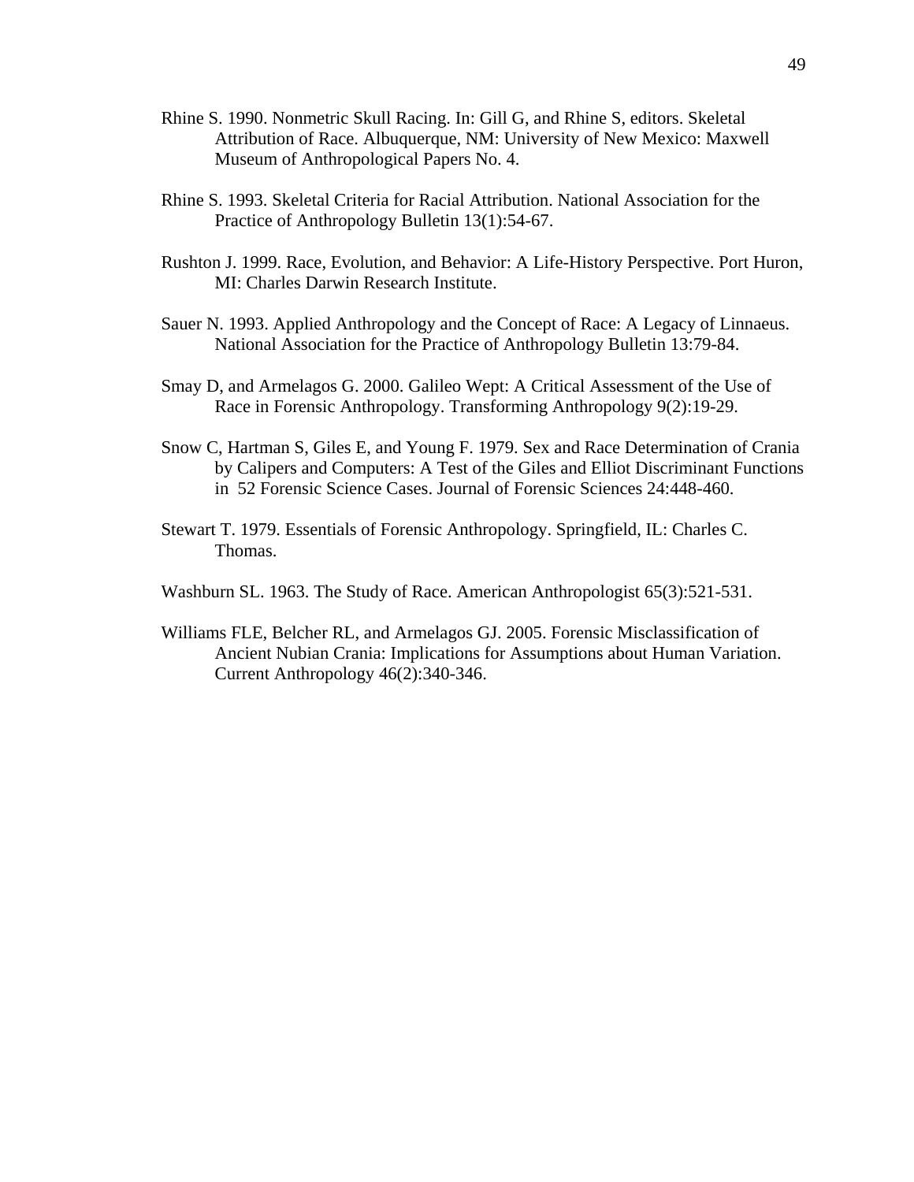Rhine S. 1990. Nonmetric Skull Racing. In: Gill G, and Rhine S, editors. Skeletal Attribution of Race. Albuquerque, NM: University of New Mexico: Maxwell Museum of Anthropological Papers No. 4.

Rhine S. 1993. Skeletal Criteria for Racial Attribution. National Association for the Practice of Anthropology Bulletin 13(1):54-67.

Rushton J. 1999. Race, Evolution, and Behavior: A Life-History Perspective. Port Huron, MI: Charles Darwin Research Institute.

Sauer N. 1993. Applied Anthropology and the Concept of Race: A Legacy of Linnaeus. National Association for the Practice of Anthropology Bulletin 13:79-84.

Smay D, and Armelagos G. 2000. Galileo Wept: A Critical Assessment of the Use of Race in Forensic Anthropology. Transforming Anthropology 9(2):19-29.

Snow C, Hartman S, Giles E, and Young F. 1979. Sex and Race Determination of Crania by Calipers and Computers: A Test of the Giles and Elliot Discriminant Functions in 52 Forensic Science Cases. Journal of Forensic Sciences 24:448-460.

Stewart T. 1979. Essentials of Forensic Anthropology. Springfield, IL: Charles C. Thomas.

Washburn SL. 1963. The Study of Race. American Anthropologist 65(3):521-531.

Williams FLE, Belcher RL, and Armelagos GJ. 2005. Forensic Misclassification of Ancient Nubian Crania: Implications for Assumptions about Human Variation. Current Anthropology 46(2):340-346.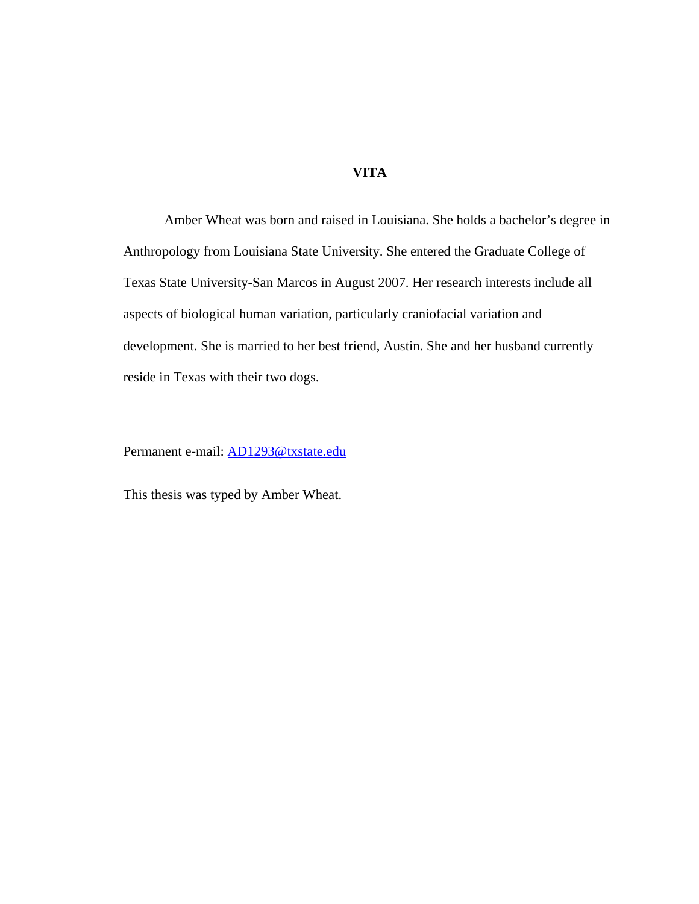# VITA

Amber Wheat was born and raised in Louisiana. She holds a bachelor's degree in Anthropology from Louisiana State University. She entered the Graduate College of Texas State University-San Marcos in August 2007. Her research interests include all aspects of biological human variation, particularly craniofacial variation and development. She is married to her best friend, Austin. She and her husband currently reside in Texas with their two dogs.

Permanent e-mail: AD1293@txstate.edu

This thesis was typed by Amber Wheat.